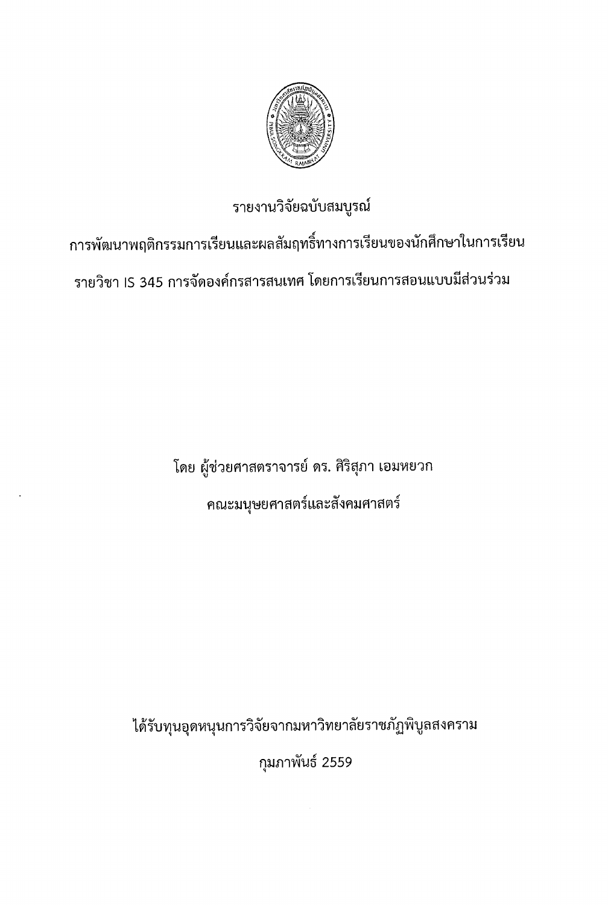# รายงานวิจัยฉบับสมบูรณ์

## การพัฒนาพฤติกรรมการเรียนและผลสัมฤทธิ์ทางการเรียนของนักศึกษาในการเรียนรายวิชา IS 345 การจัดองค์กรสารสนเทศ โดยการเรียนการสอนแบบมีส่วนร่วม

โดย ผู้ช่วยศาสตราจารย์ ดร. ศิริสุภา เอมหยวก

คณะมนุษยศาสตร์และสังคมศาสตร์

ได้รับทุนอุดหนุนการวิจัยจากมหาวิทยาลัยราชภัฏพิบูลสงคราม

กุมภาพันธ์ 2559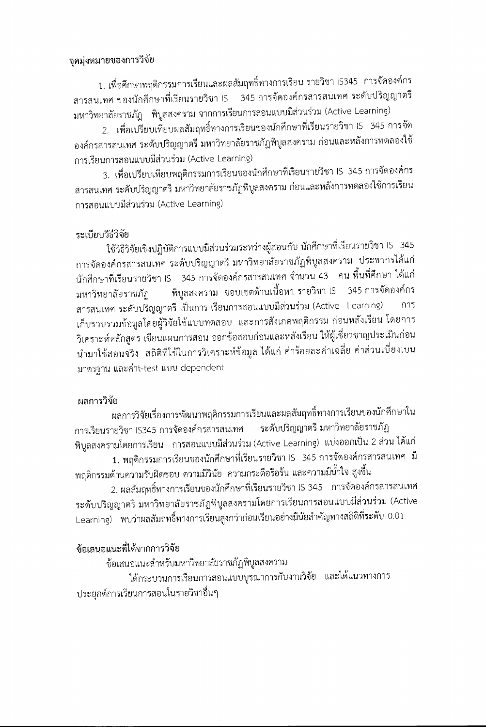**จุดมุ่งหมายของการวิจัย**

1. เพื่อศึกษาพฤติกรรมการเรียนและผลสัมฤทธิ์ทางการเรียน รายวิชา IS345 การจัดองค์กรสารสนเทศ ของนักศึกษาที่เรียนรายวิชา IS 345 การจัดองค์กรสารสนเทศ ระดับปริญญาตรี มหาวิทยาลัยราชภัฏ พิบูลสงคราม จากการเรียนการสอนแบบมีส่วนร่วม (Active Learning)

2. เพื่อเปรียบเทียบผลสัมฤทธิ์ทางการเรียนของนักศึกษาที่เรียนรายวิชา IS 345 การจัดองค์กรสารสนเทศ ระดับปริญญาตรี มหาวิทยาลัยราชภัฏพิบูลสงคราม ก่อนและหลังการทดลองใช้การเรียนการสอนแบบมีส่วนร่วม (Active Learning)

3. เพื่อเปรียบเทียบพฤติกรรมการเรียนของนักศึกษาที่เรียนรายวิชา IS 345 การจัดองค์กรสารสนเทศ ระดับปริญญาตรี มหาวิทยาลัยราชภัฏพิบูลสงคราม ก่อนและหลังการทดลองใช้การเรียนการสอนแบบมีส่วนร่วม (Active Learning)

**ระเบียบวิธีวิจัย**

ใช้วิธีวิจัยเชิงปฏิบัติการแบบมีส่วนร่วมระหว่างผู้สอนกับ นักศึกษาที่เรียนรายวิชา IS 345 การจัดองค์กรสารสนเทศ ระดับปริญญาตรี มหาวิทยาลัยราชภัฏพิบูลสงคราม ประชากรได้แก่ นักศึกษาที่เรียนรายวิชา IS 345 การจัดองค์กรสารสนเทศ จำนวน 43 คน พื้นที่ศึกษา ได้แก่ มหาวิทยาลัยราชภัฏ พิบูลสงคราม ขอบเขตด้านเนื้อหา รายวิชา IS 345 การจัดองค์กรสารสนเทศ ระดับปริญญาตรี เป็นการ เรียนการสอนแบบมีส่วนร่วม (Active Learning) การเก็บรวบรวมข้อมูลโดยผู้วิจัยใช้แบบทดสอบ และการสังเกตพฤติกรรม ก่อนหลังเรียน โดยการวิเคราะห์หลักสูตร เขียนแผนการสอน ออกข้อสอบก่อนและหลังเรียน ให้ผู้เชี่ยวชาญประเมินก่อนนำมาใช้สอนจริง สถิติที่ใช้ในการวิเคราะห์ข้อมูล ได้แก่ ค่าร้อยละค่าเฉลี่ย ค่าส่วนเบี่ยงเบนมาตรฐาน และค่าt-test แบบ dependent

**ผลการวิจัย**

ผลการวิจัยเรื่องการพัฒนาพฤติกรรมการเรียนและผลสัมฤทธิ์ทางการเรียนของนักศึกษาในการเรียนรายวิชา IS345 การจัดองค์กรสารสนเทศ ระดับปริญญาตรี มหาวิทยาลัยราชภัฏพิบูลสงครามโดยการเรียน การสอนแบบมีส่วนร่วม (Active Learning) แบ่งออกเป็น 2 ส่วน ได้แก่

1. พฤติกรรมการเรียนของนักศึกษาที่เรียนรายวิชา IS 345 การจัดองค์กรสารสนเทศ มีพฤติกรรมด้านความรับผิดชอบ ความมีวินัย ความกระตือรือร้น และความมีน้ำใจ สูงขึ้น

2. ผลสัมฤทธิ์ทางการเรียนของนักศึกษาที่เรียนรายวิชา IS 345 การจัดองค์กรสารสนเทศ ระดับปริญญาตรี มหาวิทยาลัยราชภัฏพิบูลสงครามโดยการเรียนการสอนแบบมีส่วนร่วม (Active Learning) พบว่าผลสัมฤทธิ์ทางการเรียนสูงกว่าก่อนเรียนอย่างมีนัยสำคัญทางสถิติที่ระดับ 0.01

**ข้อเสนอแนะที่ได้จากการวิจัย**

ข้อเสนอแนะสำหรับมหาวิทยาลัยราชภัฏพิบูลสงคราม

ได้กระบวนการเรียนการสอนแบบบูรณาการกับงานวิจัย และได้แนวทางการประยุกต์การเรียนการสอนในรายวิชาอื่นๆ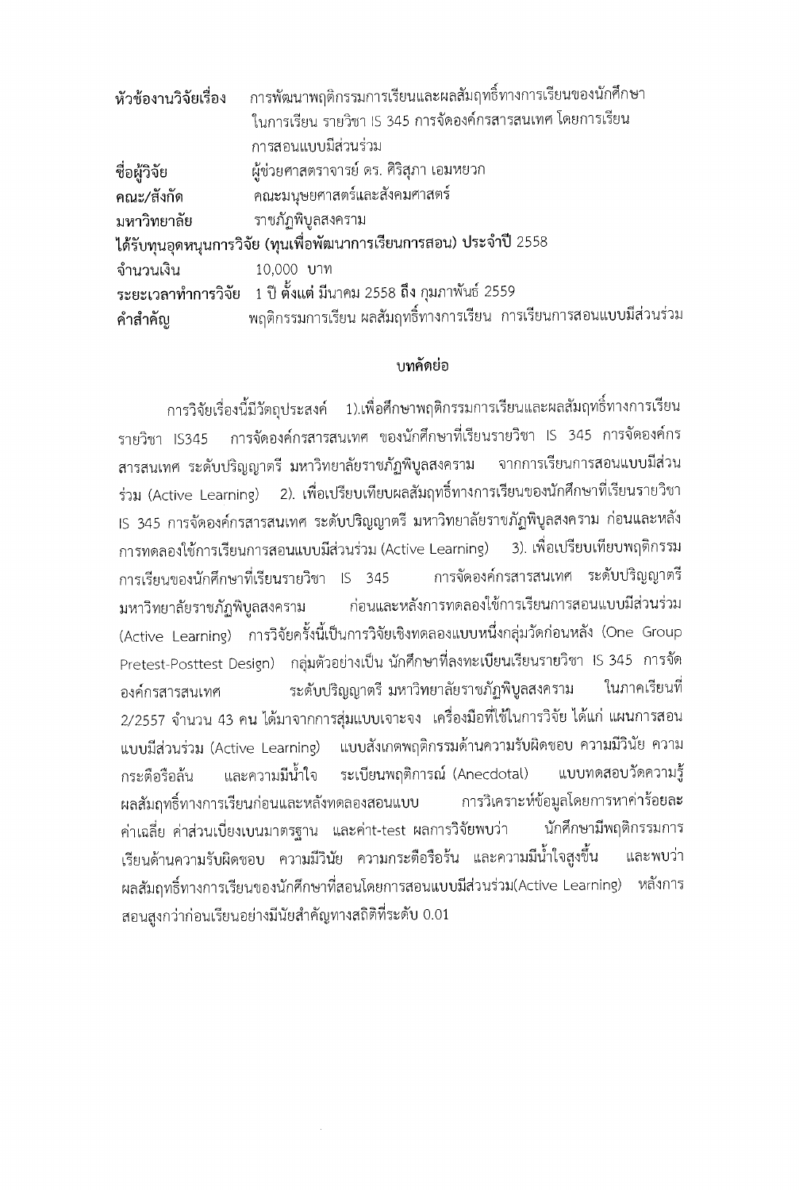**หัวข้องานวิจัยเรื่อง** การพัฒนาพฤติกรรมการเรียนและผลสัมฤทธิ์ทางการเรียนของนักศึกษาในการเรียน รายวิชา IS 345 การจัดองค์กรสารสนเทศ โดยการเรียนการสอนแบบมีส่วนร่วม

**ชื่อผู้วิจัย** ผู้ช่วยศาสตราจารย์ ดร. ศิริสุภา เอมหยวก

**คณะ/สังกัด** คณะมนุษยศาสตร์และสังคมศาสตร์

**มหาวิทยาลัย** ราชภัฏพิบูลสงคราม

**ได้รับทุนอุดหนุนการวิจัย (ทุนเพื่อพัฒนาการเรียนการสอน) ประจำปี** 2558

**จำนวนเงิน** 10,000 บาท

**ระยะเวลาทำการวิจัย** 1 ปี ตั้งแต่ มีนาคม 2558 ถึง กุมภาพันธ์ 2559

**คำสำคัญ** พฤติกรรมการเรียน ผลสัมฤทธิ์ทางการเรียน การเรียนการสอนแบบมีส่วนร่วม

## บทคัดย่อ

การวิจัยเรื่องนี้มีวัตถุประสงค์ 1).เพื่อศึกษาพฤติกรรมการเรียนและผลสัมฤทธิ์ทางการเรียน รายวิชา IS345 การจัดองค์กรสารสนเทศ ของนักศึกษาที่เรียนรายวิชา IS 345 การจัดองค์กรสารสนเทศ ระดับปริญญาตรี มหาวิทยาลัยราชภัฏพิบูลสงคราม จากการเรียนการสอนแบบมีส่วนร่วม (Active Learning) 2). เพื่อเปรียบเทียบผลสัมฤทธิ์ทางการเรียนของนักศึกษาที่เรียนรายวิชา IS 345 การจัดองค์กรสารสนเทศ ระดับปริญญาตรี มหาวิทยาลัยราชภัฏพิบูลสงคราม ก่อนและหลังการทดลองใช้การเรียนการสอนแบบมีส่วนร่วม (Active Learning) 3). เพื่อเปรียบเทียบพฤติกรรมการเรียนของนักศึกษาที่เรียนรายวิชา IS 345 การจัดองค์กรสารสนเทศ ระดับปริญญาตรี มหาวิทยาลัยราชภัฏพิบูลสงคราม ก่อนและหลังการทดลองใช้การเรียนการสอนแบบมีส่วนร่วม (Active Learning) การวิจัยครั้งนี้เป็นการวิจัยเชิงทดลองแบบหนึ่งกลุ่มวัดก่อนหลัง (One Group Pretest-Posttest Design) กลุ่มตัวอย่างเป็น นักศึกษาที่ลงทะเบียนเรียนรายวิชา IS 345 การจัดองค์กรสารสนเทศ ระดับปริญญาตรี มหาวิทยาลัยราชภัฏพิบูลสงคราม ในภาคเรียนที่ 2/2557 จำนวน 43 คน ได้มาจากการสุ่มแบบเจาะจง เครื่องมือที่ใช้ในการวิจัย ได้แก่ แผนการสอนแบบมีส่วนร่วม (Active Learning) แบบสังเกตพฤติกรรมด้านความรับผิดชอบ ความมีวินัย ความกระตือรือล้น และความมีน้ำใจ ระเบียนพฤติการณ์ (Anecdotal) แบบทดสอบวัดความรู้ผลสัมฤทธิ์ทางการเรียนก่อนและหลังทดลองสอนแบบ การวิเคราะห์ข้อมูลโดยการหาค่าร้อยละ ค่าเฉลี่ย ค่าส่วนเบี่ยงเบนมาตรฐาน และค่าt-test ผลการวิจัยพบว่า นักศึกษามีพฤติกรรมการเรียนด้านความรับผิดชอบ ความมีวินัย ความกระตือรือร้น และความมีน้ำใจสูงขึ้น และพบว่าผลสัมฤทธิ์ทางการเรียนของนักศึกษาที่สอนโดยการสอนแบบมีส่วนร่วม(Active Learning) หลังการสอนสูงกว่าก่อนเรียนอย่างมีนัยสำคัญทางสถิติที่ระดับ 0.01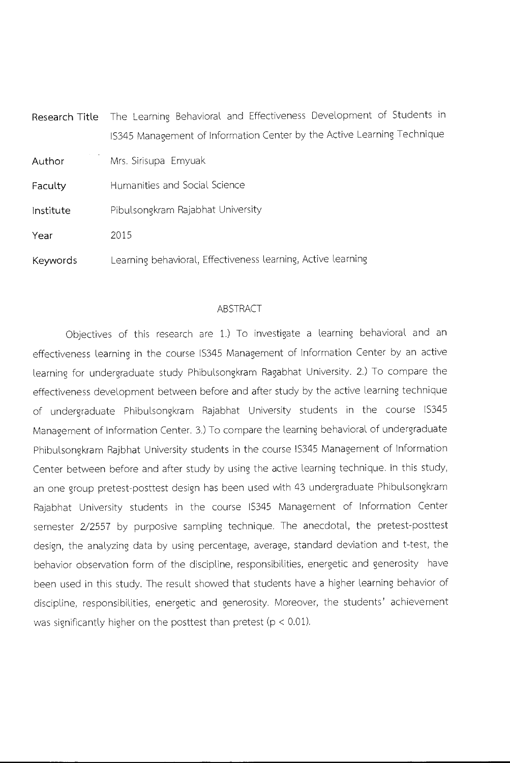| | |
|---|---|
| **Research Title** | The Learning Behavioral and Effectiveness Development of Students in IS345 Management of Information Center by the Active Learning Technique |
| **Author** | Mrs. Sirisupa Emyuak |
| **Faculty** | Humanities and Social Science |
| **Institute** | Pibulsongkram Rajabhat University |
| **Year** | 2015 |
| **Keywords** | Learning behavioral, Effectiveness learning, Active learning |

## ABSTRACT

Objectives of this research are 1.) To investigate a learning behavioral and an effectiveness learning in the course IS345 Management of Information Center by an active learning for undergraduate study Phibulsongkram Ragabhat University. 2.) To compare the effectiveness development between before and after study by the active learning technique of undergraduate Phibulsongkram Rajabhat University students in the course IS345 Management of Information Center. 3.) To compare the learning behavioral of undergraduate Phibulsongkram Rajbhat University students in the course IS345 Management of Information Center between before and after study by using the active learning technique. In this study, an one group pretest-posttest design has been used with 43 undergraduate Phibulsongkram Rajabhat University students in the course IS345 Management of Information Center semester 2/2557 by purposive sampling technique. The anecdotal, the pretest-posttest design, the analyzing data by using percentage, average, standard deviation and t-test, the behavior observation form of the discipline, responsibilities, energetic and generosity have been used in this study. The result showed that students have a higher learning behavior of discipline, responsibilities, energetic and generosity. Moreover, the students' achievement was significantly higher on the posttest than pretest ($p < 0.01$).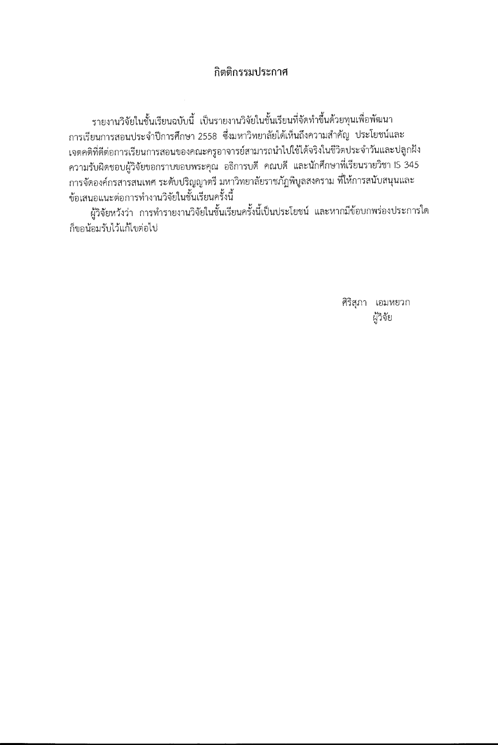## กิตติกรรมประกาศ

รายงานวิจัยในชั้นเรียนฉบับนี้ เป็นรายงานวิจัยในชั้นเรียนที่จัดทำขึ้นด้วยทุนเพื่อพัฒนาการเรียนการสอนประจำปีการศึกษา 2558 ซึ่งมหาวิทยาลัยได้เห็นถึงความสำคัญ ประโยชน์และเจตคติที่ดีต่อการเรียนการสอนของคณะครูอาจารย์สามารถนำไปใช้ได้จริงในชีวิตประจำวันและปลูกฝังความรับผิดชอบผู้วิจัยขอกราบขอบพระคุณ อธิการบดี คณบดี และนักศึกษาที่เรียนรายวิชา IS 345 การจัดองค์กรสารสนเทศ ระดับปริญญาตรี มหาวิทยาลัยราชภัฏพิบูลสงคราม ที่ให้การสนับสนุนและข้อเสนอแนะต่อการทำงานวิจัยในชั้นเรียนครั้งนี้

ผู้วิจัยหวังว่า การทำรายงานวิจัยในชั้นเรียนครั้งนี้เป็นประโยชน์ และหากมีข้อบกพร่องประการใดก็ขอน้อมรับไว้แก้ไขต่อไป

ศิริสุภา เอมหยวก

ผู้วิจัย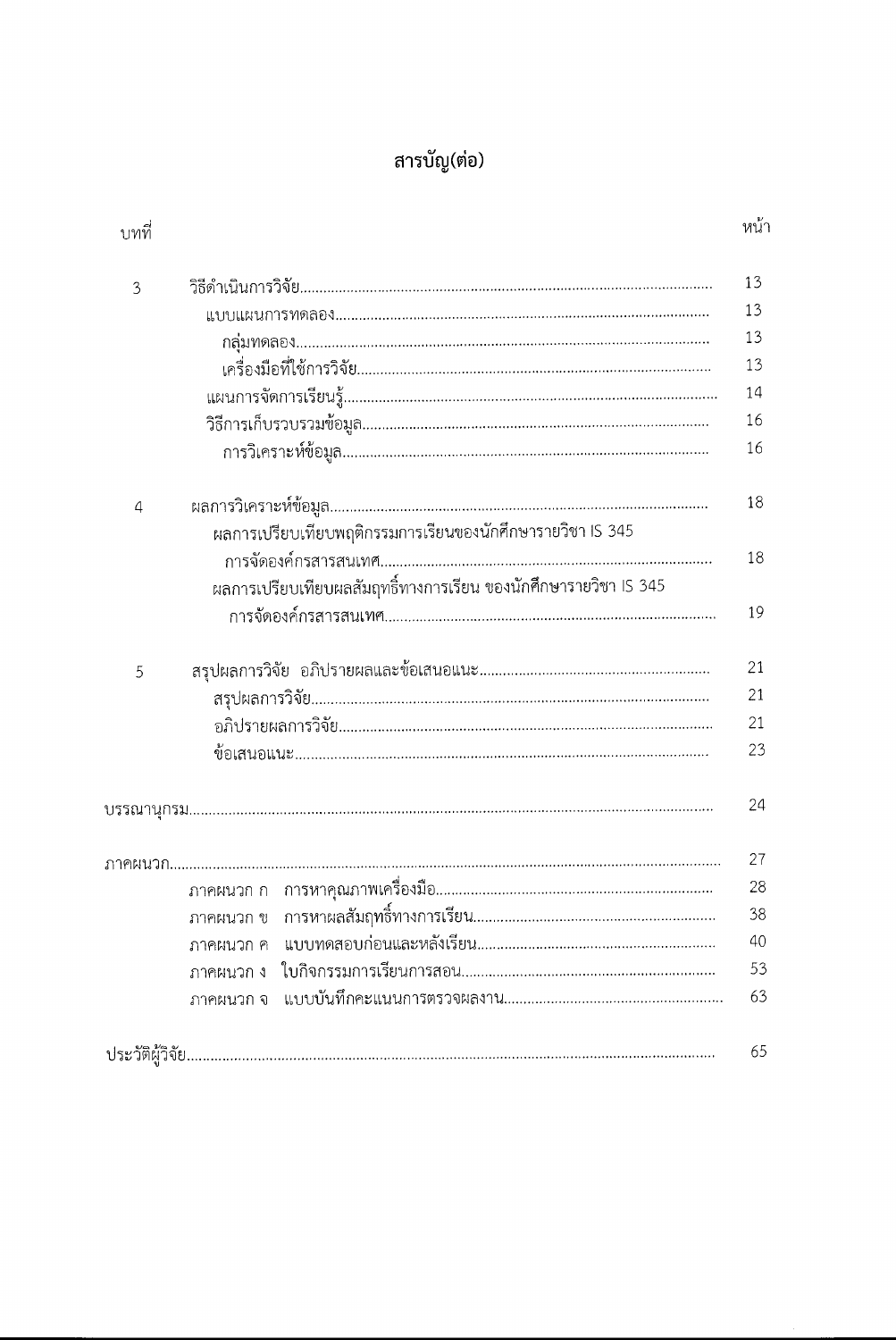# สารบัญ(ต่อ)

| บทที่ | | หน้า |
| --- | --- | --- |
| 3 | วิธีดำเนินการวิจัย | 13 |
| | แบบแผนการทดลอง | 13 |
| | กลุ่มทดลอง | 13 |
| | เครื่องมือที่ใช้การวิจัย | 13 |
| | แผนการจัดการเรียนรู้ | 14 |
| | วิธีการเก็บรวบรวมข้อมูล | 16 |
| | การวิเคราะห์ข้อมูล | 16 |
| 4 | ผลการวิเคราะห์ข้อมูล | 18 |
| | ผลการเปรียบเทียบพฤติกรรมการเรียนของนักศึกษารายวิชา IS 345 การจัดองค์กรสารสนเทศ | 18 |
| | ผลการเปรียบเทียบผลสัมฤทธิ์ทางการเรียน ของนักศึกษารายวิชา IS 345 การจัดองค์กรสารสนเทศ | 19 |
| 5 | สรุปผลการวิจัย อภิปรายผลและข้อเสนอแนะ | 21 |
| | สรุปผลการวิจัย | 21 |
| | อภิปรายผลการวิจัย | 21 |
| | ข้อเสนอแนะ | 23 |
| บรรณานุกรม | | 24 |
| ภาคผนวก | | 27 |
| | ภาคผนวก ก การหาคุณภาพเครื่องมือ | 28 |
| | ภาคผนวก ข การหาผลสัมฤทธิ์ทางการเรียน | 38 |
| | ภาคผนวก ค แบบทดสอบก่อนและหลังเรียน | 40 |
| | ภาคผนวก ง ใบกิจกรรมการเรียนการสอน | 53 |
| | ภาคผนวก จ แบบบันทึกคะแนนการตรวจผลงาน | 63 |
| ประวัติผู้วิจัย | | 65 |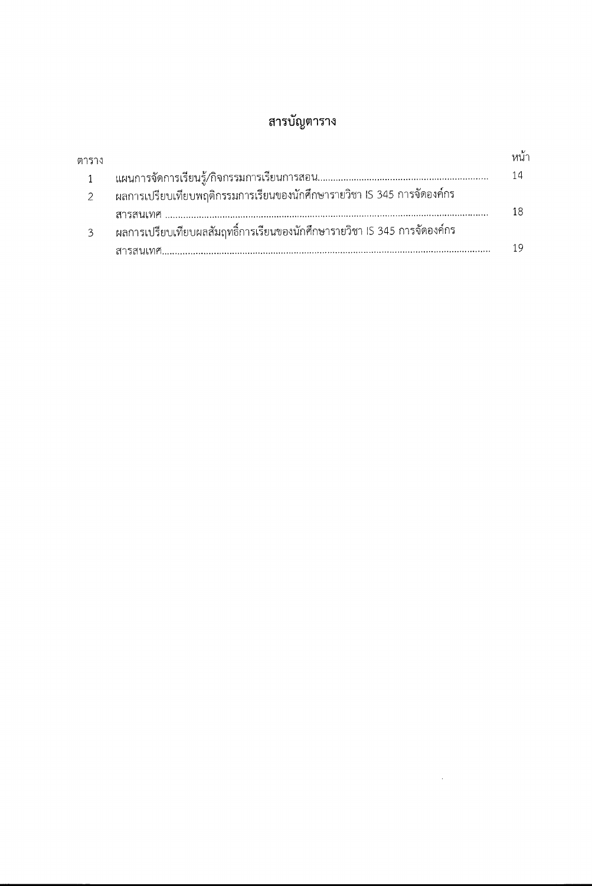# สารบัญตาราง

| ตาราง | | หน้า |
|---|---|---|
| 1 | แผนการจัดการเรียนรู้/กิจกรรมการเรียนการสอน | 14 |
| 2 | ผลการเปรียบเทียบพฤติกรรมการเรียนของนักศึกษารายวิชา IS 345 การจัดองค์กรสารสนเทศ | 18 |
| 3 | ผลการเปรียบเทียบผลสัมฤทธิ์การเรียนของนักศึกษารายวิชา IS 345 การจัดองค์กรสารสนเทศ | 19 |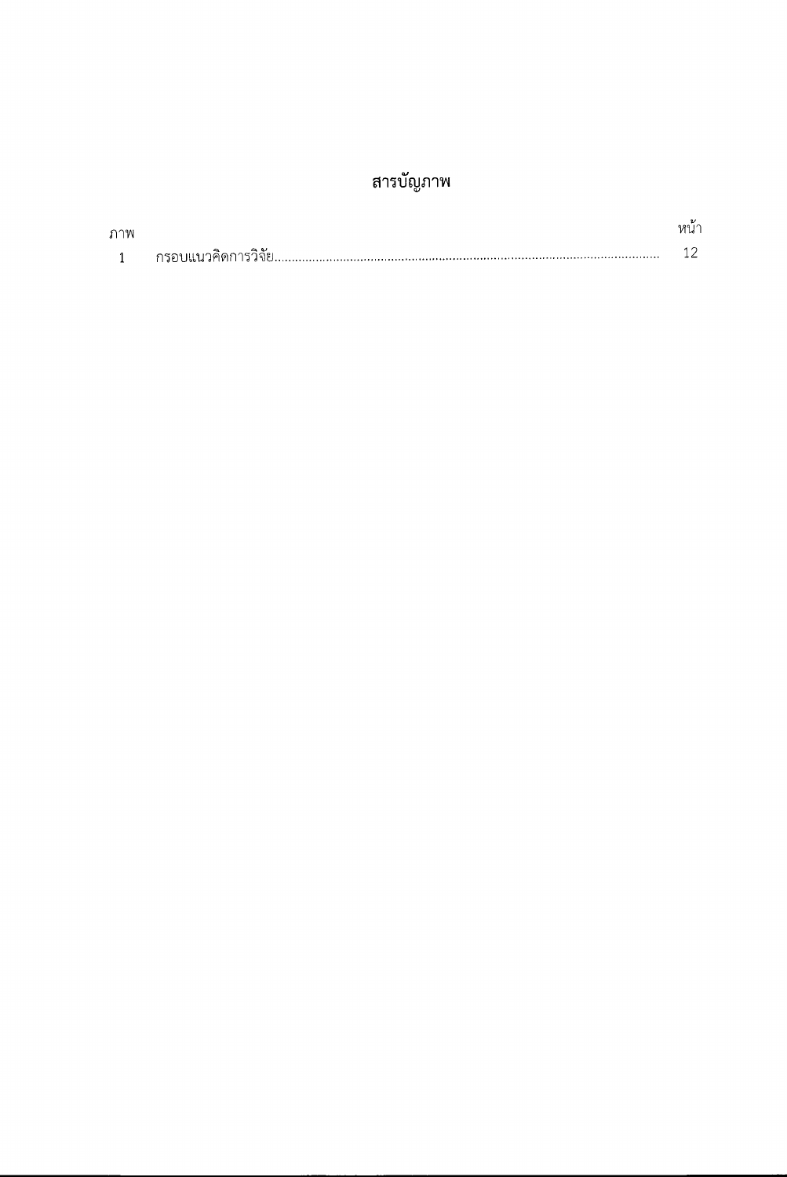# สารบัญภาพ

| ภาพ | | หน้า |
|---|---|---|
| 1 | กรอบแนวคิดการวิจัย | 12 |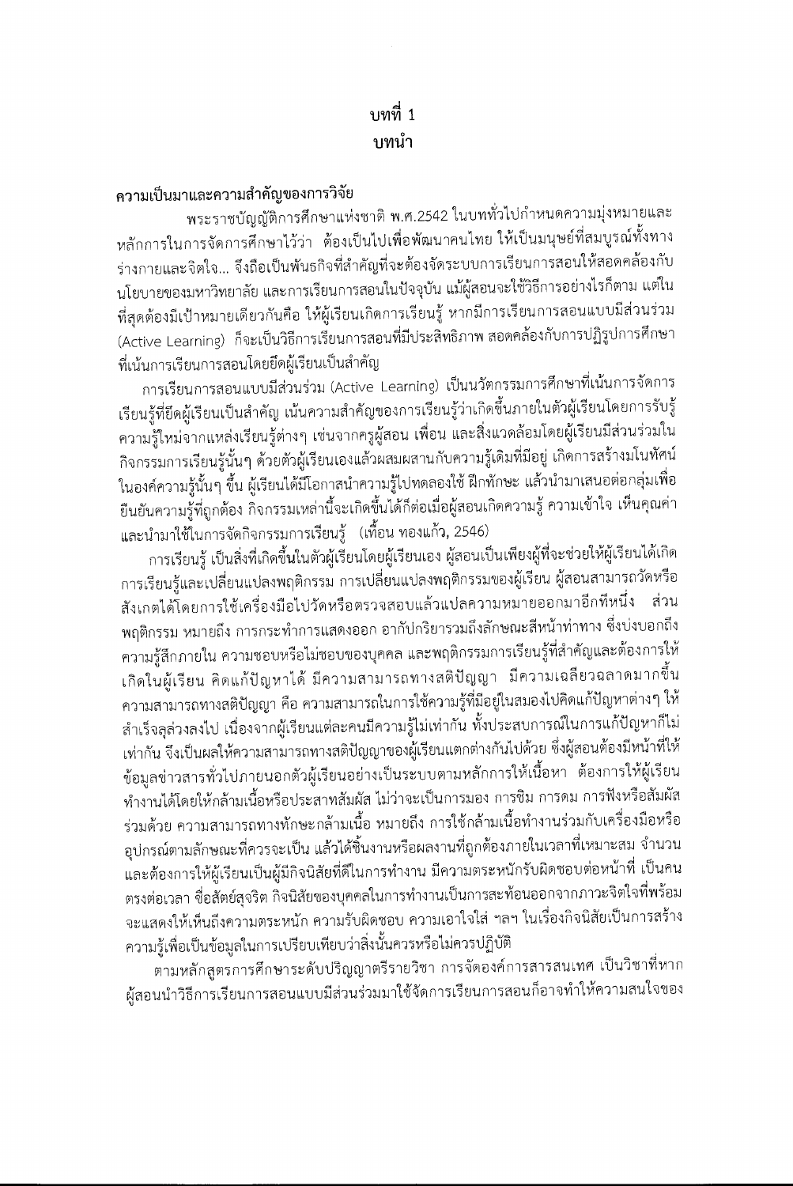# บทที่ 1
# บทนำ

## ความเป็นมาและความสำคัญของการวิจัย

พระราชบัญญัติการศึกษาแห่งชาติ พ.ศ.2542 ในบททั่วไปกำหนดความมุ่งหมายและหลักการในการจัดการศึกษาไว้ว่า ต้องเป็นไปเพื่อพัฒนาคนไทย ให้เป็นมนุษย์ที่สมบูรณ์ทั้งทางร่างกายและจิตใจ... จึงถือเป็นพันธกิจที่สำคัญที่จะต้องจัดระบบการเรียนการสอนให้สอดคล้องกับนโยบายของมหาวิทยาลัย และการเรียนการสอนในปัจจุบัน แม้ผู้สอนจะใช้วิธีการอย่างไรก็ตาม แต่ในที่สุดต้องมีเป้าหมายเดียวกันคือ ให้ผู้เรียนเกิดการเรียนรู้ หากมีการเรียนการสอนแบบมีส่วนร่วม (Active Learning) ก็จะเป็นวิธีการเรียนการสอนที่มีประสิทธิภาพ สอดคล้องกับการปฏิรูปการศึกษาที่เน้นการเรียนการสอนโดยยึดผู้เรียนเป็นสำคัญ

การเรียนการสอนแบบมีส่วนร่วม (Active Learning) เป็นนวัตกรรมการศึกษาที่เน้นการจัดการเรียนรู้ที่ยึดผู้เรียนเป็นสำคัญ เน้นความสำคัญของการเรียนรู้ว่าเกิดขึ้นภายในตัวผู้เรียนโดยการรับรู้ความรู้ใหม่จากแหล่งเรียนรู้ต่างๆ เช่นจากครูผู้สอน เพื่อน และสิ่งแวดล้อมโดยผู้เรียนมีส่วนร่วมในกิจกรรมการเรียนรู้นั้นๆ ด้วยตัวผู้เรียนเองแล้วผสมผสานกับความรู้เดิมที่มีอยู่ เกิดการสร้างมโนทัศน์ในองค์ความรู้นั้นๆ ขึ้น ผู้เรียนได้มีโอกาสนำความรู้ไปทดลองใช้ ฝึกทักษะ แล้วนำมาเสนอต่อกลุ่มเพื่อยืนยันความรู้ที่ถูกต้อง กิจกรรมเหล่านี้จะเกิดขึ้นได้ก็ต่อเมื่อผู้สอนเกิดความรู้ ความเข้าใจ เห็นคุณค่าและนำมาใช้ในการจัดกิจกรรมการเรียนรู้ (เทื้อน ทองแก้ว, 2546)

การเรียนรู้ เป็นสิ่งที่เกิดขึ้นในตัวผู้เรียนโดยผู้เรียนเอง ผู้สอนเป็นเพียงผู้ที่จะช่วยให้ผู้เรียนได้เกิดการเรียนรู้และเปลี่ยนแปลงพฤติกรรม การเปลี่ยนแปลงพฤติกรรมของผู้เรียน ผู้สอนสามารถวัดหรือสังเกตได้โดยการใช้เครื่องมือไปวัดหรือตรวจสอบแล้วแปลความหมายออกมาอีกทีหนึ่ง ส่วนพฤติกรรม หมายถึง การกระทำการแสดงออก อากัปกริยารวมถึงลักษณะสีหน้าท่าทาง ซึ่งบ่งบอกถึงความรู้สึกภายใน ความชอบหรือไม่ชอบของบุคคล และพฤติกรรมการเรียนรู้ที่สำคัญและต้องการให้เกิดในผู้เรียน คิดแก้ปัญหาได้ มีความสามารถทางสติปัญญา มีความเฉลียวฉลาดมากขึ้น ความสามารถทางสติปัญญา คือ ความสามารถในการใช้ความรู้ที่มีอยู่ในสมองไปคิดแก้ปัญหาต่างๆ ให้สำเร็จลุล่วงลงไป เนื่องจากผู้เรียนแต่ละคนมีความรู้ไม่เท่ากัน ทั้งประสบการณ์ในการแก้ปัญหาก็ไม่เท่ากัน จึงเป็นผลให้ความสามารถทางสติปัญญาของผู้เรียนแตกต่างกันไปด้วย ซึ่งผู้สอนต้องมีหน้าที่ให้ข้อมูลข่าวสารทั่วไปภายนอกตัวผู้เรียนอย่างเป็นระบบตามหลักการให้เนื้อหา ต้องการให้ผู้เรียนทำงานได้โดยให้กล้ามเนื้อหรือประสาทสัมผัส ไม่ว่าจะเป็นการมอง การชิม การดม การฟังหรือสัมผัสร่วมด้วย ความสามารถทางทักษะกล้ามเนื้อ หมายถึง การใช้กล้ามเนื้อทำงานร่วมกับเครื่องมือหรืออุปกรณ์ตามลักษณะที่ควรจะเป็น แล้วได้ชิ้นงานหรือผลงานที่ถูกต้องภายในเวลาที่เหมาะสม จำนวน และต้องการให้ผู้เรียนเป็นผู้มีกิจนิสัยที่ดีในการทำงาน มีความตระหนักรับผิดชอบต่อหน้าที่ เป็นคนตรงต่อเวลา ซื่อสัตย์สุจริต กิจนิสัยของบุคคลในการทำงานเป็นการสะท้อนออกจากภาวะจิตใจที่พร้อมจะแสดงให้เห็นถึงความตระหนัก ความรับผิดชอบ ความเอาใจใส่ ฯลฯ ในเรื่องกิจนิสัยเป็นการสร้างความรู้เพื่อเป็นข้อมูลในการเปรียบเทียบว่าสิ่งนั้นควรหรือไม่ควรปฏิบัติ

ตามหลักสูตรการศึกษาระดับปริญญาตรีรายวิชา การจัดองค์การสารสนเทศ เป็นวิชาที่หากผู้สอนนำวิธีการเรียนการสอนแบบมีส่วนร่วมมาใช้จัดการเรียนการสอนก็อาจทำให้ความสนใจของ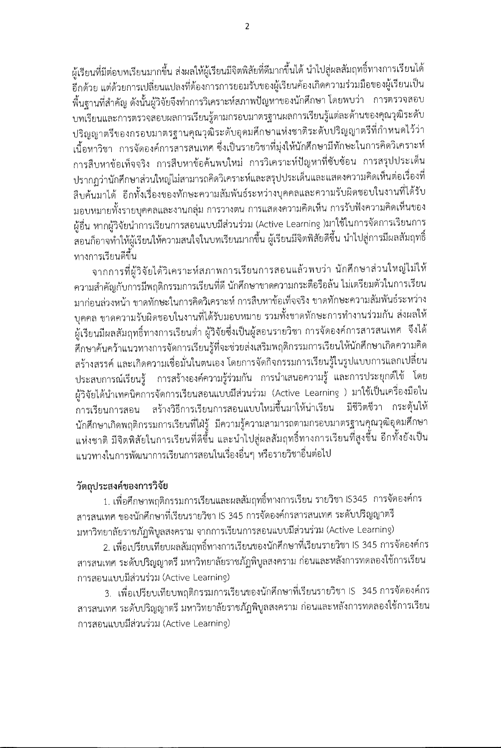ผู้เรียนที่มีต่อบทเรียนมากขึ้น ส่งผลให้ผู้เรียนมีจิตพิสัยที่ดีมากขึ้นได้ นำไปสู่ผลสัมฤทธิ์ทางการเรียนได้อีกด้วย แต่ด้วยการเปลี่ยนแปลงที่ต้องการการยอมรับของผู้เรียนต้องเกิดความร่วมมือของผู้เรียนเป็นพื้นฐานที่สำคัญ ดังนั้นผู้วิจัยจึงทำการวิเคราะห์สภาพปัญหาของนักศึกษา โดยพบว่า การตรวจสอบบทเรียนและการตรวจสอบผลการเรียนรู้ตามกรอบมาตรฐานผลการเรียนรู้แต่ละด้านของคุณวุฒิระดับปริญญาตรีของกรอบมาตรฐานคุณวุฒิระดับอุดมศึกษาแห่งชาติระดับปริญญาตรีที่กำหนดไว้ว่า เนื้อหาวิชา การจัดองค์การสารสนเทศ ซึ่งเป็นรายวิชาที่มุ่งให้นักศึกษามีทักษะในการคิดวิเคราะห์ การสืบหาข้อเท็จจริง การสืบหาข้อค้นพบใหม่ การวิเคราะห์ปัญหาที่ซับซ้อน การสรุปประเด็น ปรากฏว่านักศึกษาส่วนใหญ่ไม่สามารถคิดวิเคราะห์และสรุปประเด็นและแสดงความคิดเห็นต่อเรื่องที่สืบค้นมาได้ อีกทั้งเรื่องของทักษะความสัมพันธ์ระหว่างบุคคลและความรับผิดชอบในงานที่ได้รับมอบหมายทั้งรายบุคคลและงานกลุ่ม การวางตน การแสดงความคิดเห็น การรับฟังความคิดเห็นของผู้อื่น หากผู้วิจัยนำการเรียนการสอนแบบมีส่วนร่วม (Active Learning )มาใช้ในการจัดการเรียนการสอนก็อาจทำให้ผู้เรียนให้ความสนใจในบทเรียนมากขึ้น ผู้เรียนมีจิตพิสัยดีขึ้น นำไปสู่การมีผลสัมฤทธิ์ทางการเรียนดีขึ้น

จากการที่ผู้วิจัยได้วิเคราะห์สภาพการเรียนการสอนแล้วพบว่า นักศึกษาส่วนใหญ่ไม่ให้ความสำคัญกับการมีพฤติกรรมการเรียนที่ดี นักศึกษาขาดความกระตือรือล้น ไม่เตรียมตัวในการเรียนมาก่อนล่วงหน้า ขาดทักษะในการคิดวิเคราะห์ การสืบหาข้อเท็จจริง ขาดทักษะความสัมพันธ์ระหว่างบุคคล ขาดความรับผิดชอบในงานที่ได้รับมอบหมาย รวมทั้งขาดทักษะการทำงานร่วมกัน ส่งผลให้ผู้เรียนมีผลสัมฤทธิ์ทางการเรียนต่ำ ผู้วิจัยซึ่งเป็นผู้สอนรายวิชา การจัดองค์การสารสนเทศ จึงได้ศึกษาค้นคว้าแนวทางการจัดการเรียนรู้ที่จะช่วยส่งเสริมพฤติกรรมการเรียนให้นักศึกษาเกิดความคิดสร้างสรรค์ และเกิดความเชื่อมั่นในตนเอง โดยการจัดกิจกรรมการเรียนรู้ในรูปแบบการแลกเปลี่ยนประสบการณ์เรียนรู้ การสร้างองค์ความรู้ร่วมกัน การนำเสนอความรู้ และการประยุกต์ใช้ โดยผู้วิจัยได้นำเทคนิคการจัดการเรียนสอนแบบมีส่วนร่วม (Active Learning ) มาใช้เป็นเครื่องมือในการเรียนการสอน สร้างวิธีการเรียนการสอนแบบใหม่ขึ้นมาให้น่าเรียน มีชีวิตชีวา กระตุ้นให้นักศึกษาเกิดพฤติกรรมการเรียนที่ใฝ่รู้ มีความรู้ความสามารถตามกรอบมาตรฐานคุณวุฒิอุดมศึกษาแห่งชาติ มีจิตพิสัยในการเรียนที่ดีขึ้น และนำไปสู่ผลสัมฤทธิ์ทางการเรียนที่สูงขึ้น อีกทั้งยังเป็นแนวทางในการพัฒนาการเรียนการสอนในเรื่องอื่นๆ หรือรายวิชาอื่นต่อไป

### วัตถุประสงค์ของการวิจัย

1. เพื่อศึกษาพฤติกรรมการเรียนและผลสัมฤทธิ์ทางการเรียน รายวิชา IS345 การจัดองค์กรสารสนเทศ ของนักศึกษาที่เรียนรายวิชา IS 345 การจัดองค์กรสารสนเทศ ระดับปริญญาตรี มหาวิทยาลัยราชภัฏพิบูลสงคราม จากการเรียนการสอนแบบมีส่วนร่วม (Active Learning)
2. เพื่อเปรียบเทียบผลสัมฤทธิ์ทางการเรียนของนักศึกษาที่เรียนรายวิชา IS 345 การจัดองค์กรสารสนเทศ ระดับปริญญาตรี มหาวิทยาลัยราชภัฏพิบูลสงคราม ก่อนและหลังการทดลองใช้การเรียนการสอนแบบมีส่วนร่วม (Active Learning)
3. เพื่อเปรียบเทียบพฤติกรรมการเรียนของนักศึกษาที่เรียนรายวิชา IS 345 การจัดองค์กรสารสนเทศ ระดับปริญญาตรี มหาวิทยาลัยราชภัฏพิบูลสงคราม ก่อนและหลังการทดลองใช้การเรียนการสอนแบบมีส่วนร่วม (Active Learning)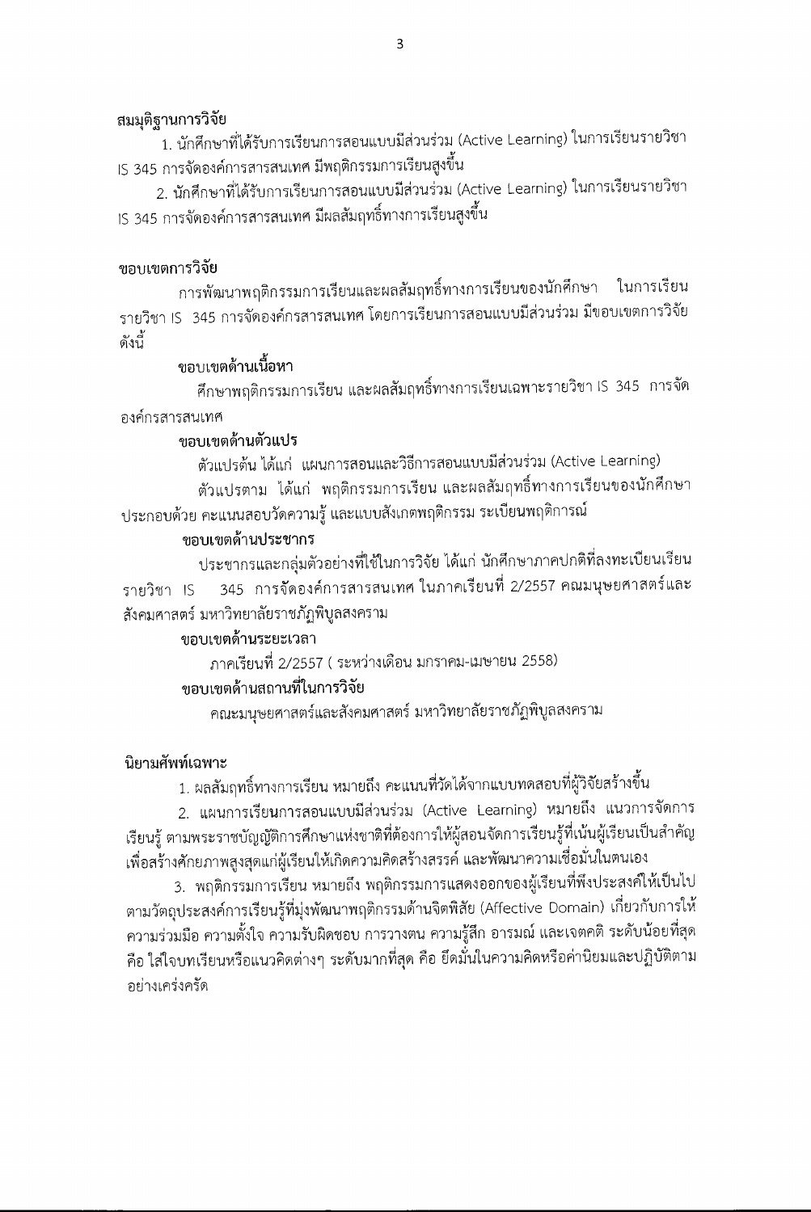## สมมุติฐานการวิจัย

1. นักศึกษาที่ได้รับการเรียนการสอนแบบมีส่วนร่วม (Active Learning) ในการเรียนรายวิชา IS 345 การจัดองค์การสารสนเทศ มีพฤติกรรมการเรียนสูงขึ้น

2. นักศึกษาที่ได้รับการเรียนการสอนแบบมีส่วนร่วม (Active Learning) ในการเรียนรายวิชา IS 345 การจัดองค์การสารสนเทศ มีผลสัมฤทธิ์ทางการเรียนสูงขึ้น

## ขอบเขตการวิจัย

การพัฒนาพฤติกรรมการเรียนและผลสัมฤทธิ์ทางการเรียนของนักศึกษา ในการเรียนรายวิชา IS 345 การจัดองค์กรสารสนเทศ โดยการเรียนการสอนแบบมีส่วนร่วม มีขอบเขตการวิจัยดังนี้

### ขอบเขตด้านเนื้อหา

ศึกษาพฤติกรรมการเรียน และผลสัมฤทธิ์ทางการเรียนเฉพาะรายวิชา IS 345 การจัดองค์กรสารสนเทศ

### ขอบเขตด้านตัวแปร

ตัวแปรต้น ได้แก่ แผนการสอนและวิธีการสอนแบบมีส่วนร่วม (Active Learning)

ตัวแปรตาม ได้แก่ พฤติกรรมการเรียน และผลสัมฤทธิ์ทางการเรียนของนักศึกษา ประกอบด้วย คะแนนสอบวัดความรู้ และแบบสังเกตพฤติกรรม ระเบียนพฤติการณ์

### ขอบเขตด้านประชากร

ประชากรและกลุ่มตัวอย่างที่ใช้ในการวิจัย ได้แก่ นักศึกษาภาคปกติที่ลงทะเบียนเรียนรายวิชา IS 345 การจัดองค์การสารสนเทศ ในภาคเรียนที่ 2/2557 คณะมนุษยศาสตร์และสังคมศาสตร์ มหาวิทยาลัยราชภัฏพิบูลสงคราม

### ขอบเขตด้านระยะเวลา

ภาคเรียนที่ 2/2557 ( ระหว่างเดือน มกราคม-เมษายน 2558)

### ขอบเขตด้านสถานที่ในการวิจัย

คณะมนุษยศาสตร์และสังคมศาสตร์ มหาวิทยาลัยราชภัฏพิบูลสงคราม

## นิยามศัพท์เฉพาะ

1. ผลสัมฤทธิ์ทางการเรียน หมายถึง คะแนนที่วัดได้จากแบบทดสอบที่ผู้วิจัยสร้างขึ้น

2. แผนการเรียนการสอนแบบมีส่วนร่วม (Active Learning) หมายถึง แนวการจัดการเรียนรู้ ตามพระราชบัญญัติการศึกษาแห่งชาติที่ต้องการให้ผู้สอนจัดการเรียนรู้ที่เน้นผู้เรียนเป็นสำคัญ เพื่อสร้างศักยภาพสูงสุดแก่ผู้เรียนให้เกิดความคิดสร้างสรรค์ และพัฒนาความเชื่อมั่นในตนเอง

3. พฤติกรรมการเรียน หมายถึง พฤติกรรมการแสดงออกของผู้เรียนที่พึงประสงค์ให้เป็นไปตามวัตถุประสงค์การเรียนรู้ที่มุ่งพัฒนาพฤติกรรมด้านจิตพิสัย (Affective Domain) เกี่ยวกับการให้ความร่วมมือ ความตั้งใจ ความรับผิดชอบ การวางตน ความรู้สึก อารมณ์ และเจตคติ ระดับน้อยที่สุด คือ ใส่ใจบทเรียนหรือแนวคิดต่างๆ ระดับมากที่สุด คือ ยึดมั่นในความคิดหรือค่านิยมและปฏิบัติตามอย่างเคร่งครัด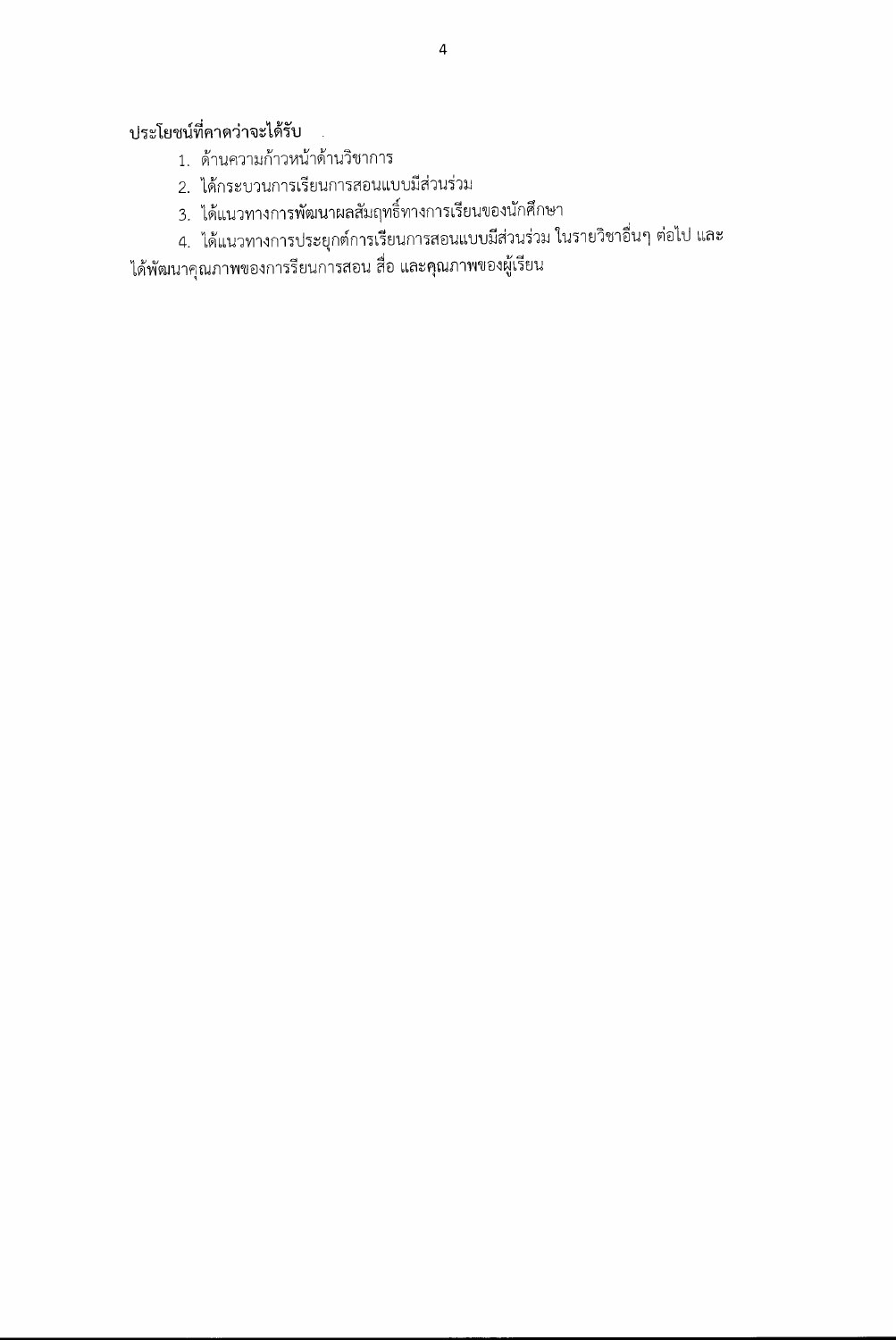**ประโยชน์ที่คาดว่าจะได้รับ**

1. ด้านความก้าวหน้าด้านวิชาการ
2. ได้กระบวนการเรียนการสอนแบบมีส่วนร่วม
3. ได้แนวทางการพัฒนาผลสัมฤทธิ์ทางการเรียนของนักศึกษา
4. ได้แนวทางการประยุกต์การเรียนการสอนแบบมีส่วนร่วม ในรายวิชาอื่นๆ ต่อไป และได้พัฒนาคุณภาพของการรียนการสอน สื่อ และคุณภาพของผู้เรียน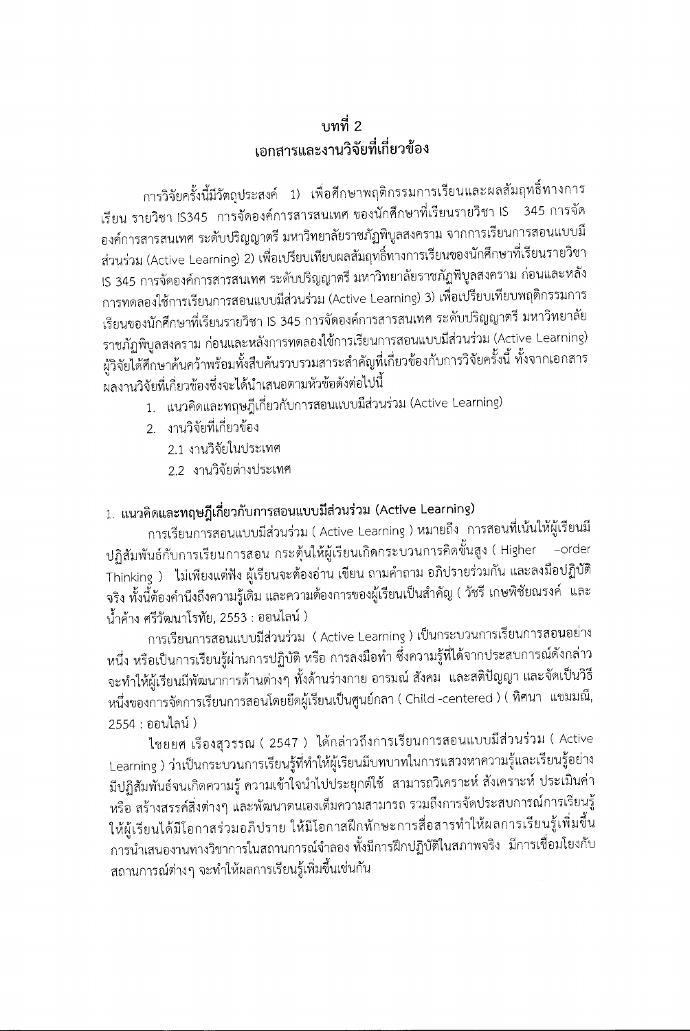# บทที่ 2
# เอกสารและงานวิจัยที่เกี่ยวข้อง

การวิจัยครั้งนี้มีวัตถุประสงค์ 1) เพื่อศึกษาพฤติกรรมการเรียนและผลสัมฤทธิ์ทางการเรียน รายวิชา IS345 การจัดองค์การสารสนเทศ ของนักศึกษาที่เรียนรายวิชา IS 345 การจัดองค์การสารสนเทศ ระดับปริญญาตรี มหาวิทยาลัยราชภัฏพิบูลสงคราม จากการเรียนการสอนแบบมีส่วนร่วม (Active Learning) 2) เพื่อเปรียบเทียบผลสัมฤทธิ์ทางการเรียนของนักศึกษาที่เรียนรายวิชา IS 345 การจัดองค์การสารสนเทศ ระดับปริญญาตรี มหาวิทยาลัยราชภัฏพิบูลสงคราม ก่อนและหลังการทดลองใช้การเรียนการสอนแบบมีส่วนร่วม (Active Learning) 3) เพื่อเปรียบเทียบพฤติกรรมการเรียนของนักศึกษาที่เรียนรายวิชา IS 345 การจัดองค์การสารสนเทศ ระดับปริญญาตรี มหาวิทยาลัยราชภัฏพิบูลสงคราม ก่อนและหลังการทดลองใช้การเรียนการสอนแบบมีส่วนร่วม (Active Learning) ผู้วิจัยได้ศึกษาค้นคว้าพร้อมทั้งสืบค้นรวบรวมสาระสำคัญที่เกี่ยวข้องกับการวิจัยครั้งนี้ ทั้งจากเอกสาร ผลงานวิจัยที่เกี่ยวข้องซึ่งจะได้นำเสนอตามหัวข้อดังต่อไปนี้

1. แนวคิดและทฤษฎีเกี่ยวกับการสอนแบบมีส่วนร่วม (Active Learning)
2. งานวิจัยที่เกี่ยวข้อง
   - 2.1 งานวิจัยในประเทศ
   - 2.2 งานวิจัยต่างประเทศ

## 1. แนวคิดและทฤษฎีเกี่ยวกับการสอนแบบมีส่วนร่วม (Active Learning)

การเรียนการสอนแบบมีส่วนร่วม ( Active Learning ) หมายถึง การสอนที่เน้นให้ผู้เรียนมีปฏิสัมพันธ์กับการเรียนการสอน กระตุ้นให้ผู้เรียนเกิดกระบวนการคิดขั้นสูง ( Higher -order Thinking ) ไม่เพียงแต่ฟัง ผู้เรียนจะต้องอ่าน เขียน ถามคำถาม อภิปรายร่วมกัน และลงมือปฏิบัติจริง ทั้งนี้ต้องคำนึงถึงความรู้เดิม และความต้องการของผู้เรียนเป็นสำคัญ ( วัชรี เกษพิชัยณรงค์ และ น้ำค้าง ศรีวัฒนาโรทัย, 2553 : ออนไลน์ )

การเรียนการสอนแบบมีส่วนร่วม ( Active Learning ) เป็นกระบวนการเรียนการสอนอย่างหนึ่ง หรือเป็นการเรียนรู้ผ่านการปฏิบัติ หรือ การลงมือทำ ซึ่งความรู้ที่ได้จากประสบการณ์ดังกล่าวจะทำให้ผู้เรียนมีพัฒนาการด้านต่างๆ ทั้งด้านร่างกาย อารมณ์ สังคม และสติปัญญา และจัดเป็นวิธีหนึ่งของการจัดการเรียนการสอนโดยยึดผู้เรียนเป็นศูนย์กลาง ( Child -centered ) ( ทิศนา แขมมณี, 2554 : ออนไลน์ )

ไชยยศ เรืองสุวรรณ ( 2547 ) ได้กล่าวถึงการเรียนการสอนแบบมีส่วนร่วม ( Active Learning ) ว่าเป็นกระบวนการเรียนรู้ที่ทำให้ผู้เรียนมีบทบาทในการแสวงหาความรู้และเรียนรู้อย่างมีปฏิสัมพันธ์จนเกิดความรู้ ความเข้าใจนำไปประยุกต์ใช้ สามารถวิเคราะห์ สังเคราะห์ ประเมินค่า หรือ สร้างสรรค์สิ่งต่างๆ และพัฒนาตนเองเต็มความสามารถ รวมถึงการจัดประสบการณ์การเรียนรู้ให้ผู้เรียนได้มีโอกาสร่วมอภิปราย ให้มีโอกาสฝึกทักษะการสื่อสารทำให้ผลการเรียนรู้เพิ่มขึ้น การนำเสนองานทางวิชาการในสถานการณ์จำลอง ทั้งมีการฝึกปฏิบัติในสภาพจริง มีการเชื่อมโยงกับสถานการณ์ต่างๆ จะทำให้ผลการเรียนรู้เพิ่มขึ้นเช่นกัน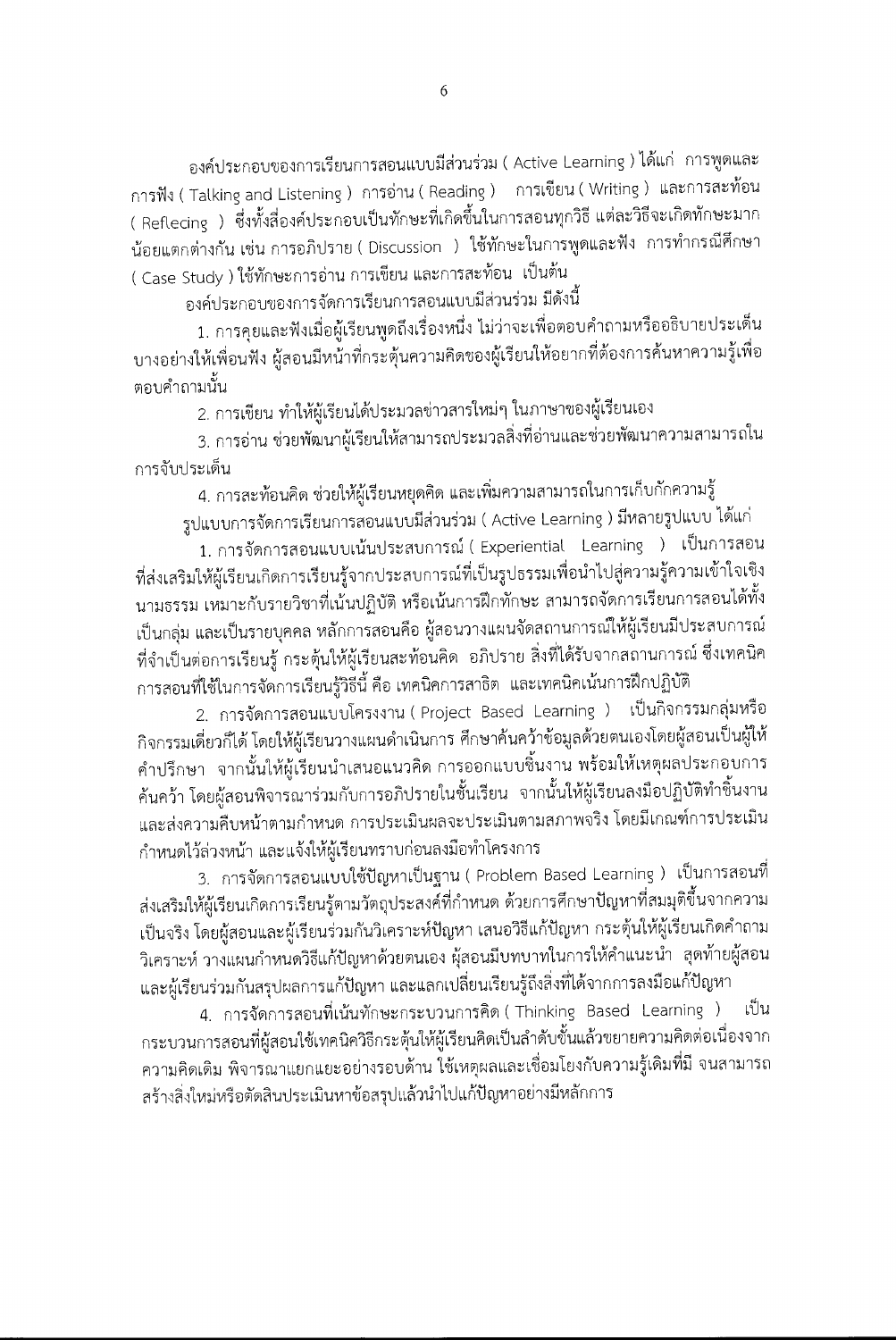องค์ประกอบของการเรียนการสอนแบบมีส่วนร่วม ( Active Learning ) ได้แก่ การพูดและการฟัง ( Talking and Listening ) การอ่าน ( Reading ) การเขียน ( Writing ) และการสะท้อน ( Reflecing ) ซึ่งทั้งสี่องค์ประกอบเป็นทักษะที่เกิดขึ้นในการสอนทุกวิธี แต่ละวิธีจะเกิดทักษะมากน้อยแตกต่างกัน เช่น การอภิปราย ( Discussion ) ใช้ทักษะในการพูดและฟัง การทำกรณีศึกษา ( Case Study ) ใช้ทักษะการอ่าน การเขียน และการสะท้อน เป็นต้น

องค์ประกอบของการจัดการเรียนการสอนแบบมีส่วนร่วม มีดังนี้

1. การคุยและฟังเมื่อผู้เรียนพูดถึงเรื่องหนึ่ง ไม่ว่าจะเพื่อตอบคำถามหรืออธิบายประเด็นบางอย่างให้เพื่อนฟัง ผู้สอนมีหน้าที่กระตุ้นความคิดของผู้เรียนให้อยากที่ต้องการค้นหาความรู้เพื่อตอบคำถามนั้น
2. การเขียน ทำให้ผู้เรียนได้ประมวลข่าวสารใหม่ๆ ในภาษาของผู้เรียนเอง
3. การอ่าน ช่วยพัฒนาผู้เรียนให้สามารถประมวลสิ่งที่อ่านและช่วยพัฒนาความสามารถในการจับประเด็น
4. การสะท้อนคิด ช่วยให้ผู้เรียนหยุดคิด และเพิ่มความสามารถในการเก็บกักความรู้

รูปแบบการจัดการเรียนการสอนแบบมีส่วนร่วม ( Active Learning ) มีหลายรูปแบบ ได้แก่

1. การจัดการสอนแบบเน้นประสบการณ์ ( Experiential Learning ) เป็นการสอนที่ส่งเสริมให้ผู้เรียนเกิดการเรียนรู้จากประสบการณ์ที่เป็นรูปธรรมเพื่อนำไปสู่ความรู้ความเข้าใจเชิงนามธรรม เหมาะกับรายวิชาที่เน้นปฏิบัติ หรือเน้นการฝึกทักษะ สามารถจัดการเรียนการสอนได้ทั้งเป็นกลุ่ม และเป็นรายบุคคล หลักการสอนคือ ผู้สอนวางแผนจัดสถานการณ์ให้ผู้เรียนมีประสบการณ์ที่จำเป็นต่อการเรียนรู้ กระตุ้นให้ผู้เรียนสะท้อนคิด อภิปราย สิ่งที่ได้รับจากสถานการณ์ ซึ่งเทคนิคการสอนที่ใช้ในการจัดการเรียนรู้วิธีนี้ คือ เทคนิคการสาธิต และเทคนิคเน้นการฝึกปฏิบัติ
2. การจัดการสอนแบบโครงงาน ( Project Based Learning ) เป็นกิจกรรมกลุ่มหรือกิจกรรมเดี่ยวก็ได้ โดยให้ผู้เรียนวางแผนดำเนินการ ศึกษาค้นคว้าข้อมูลด้วยตนเองโดยผู้สอนเป็นผู้ให้คำปรึกษา จากนั้นให้ผู้เรียนนำเสนอแนวคิด การออกแบบชิ้นงาน พร้อมให้เหตุผลประกอบการค้นคว้า โดยผู้สอนพิจารณาร่วมกับการอภิปรายในชั้นเรียน จากนั้นให้ผู้เรียนลงมือปฏิบัติทำชิ้นงานและส่งความคืบหน้าตามกำหนด การประเมินผลจะประเมินตามสภาพจริง โดยมีเกณฑ์การประเมินกำหนดไว้ล่วงหน้า และแจ้งให้ผู้เรียนทราบก่อนลงมือทำโครงการ
3. การจัดการสอนแบบใช้ปัญหาเป็นฐาน ( Problem Based Learning ) เป็นการสอนที่ส่งเสริมให้ผู้เรียนเกิดการเรียนรู้ตามวัตถุประสงค์ที่กำหนด ด้วยการศึกษาปัญหาที่สมมุติขึ้นจากความเป็นจริง โดยผู้สอนและผู้เรียนร่วมกันวิเคราะห์ปัญหา เสนอวิธีแก้ปัญหา กระตุ้นให้ผู้เรียนเกิดคำถามวิเคราะห์ วางแผนกำหนดวิธีแก้ปัญหาด้วยตนเอง ผู้สอนมีบทบาทในการให้คำแนะนำ สุดท้ายผู้สอนและผู้เรียนร่วมกันสรุปผลการแก้ปัญหา และแลกเปลี่ยนเรียนรู้ถึงสิ่งที่ได้จากการลงมือแก้ปัญหา
4. การจัดการสอนที่เน้นทักษะกระบวนการคิด ( Thinking Based Learning ) เป็นกระบวนการสอนที่ผู้สอนใช้เทคนิควิธีกระตุ้นให้ผู้เรียนคิดเป็นลำดับขั้นแล้วขยายความคิดต่อเนื่องจากความคิดเดิม พิจารณาแยกแยะอย่างรอบด้าน ใช้เหตุผลและเชื่อมโยงกับความรู้เดิมที่มี จนสามารถสร้างสิ่งใหม่หรือตัดสินประเมินหาข้อสรุปแล้วนำไปแก้ปัญหาอย่างมีหลักการ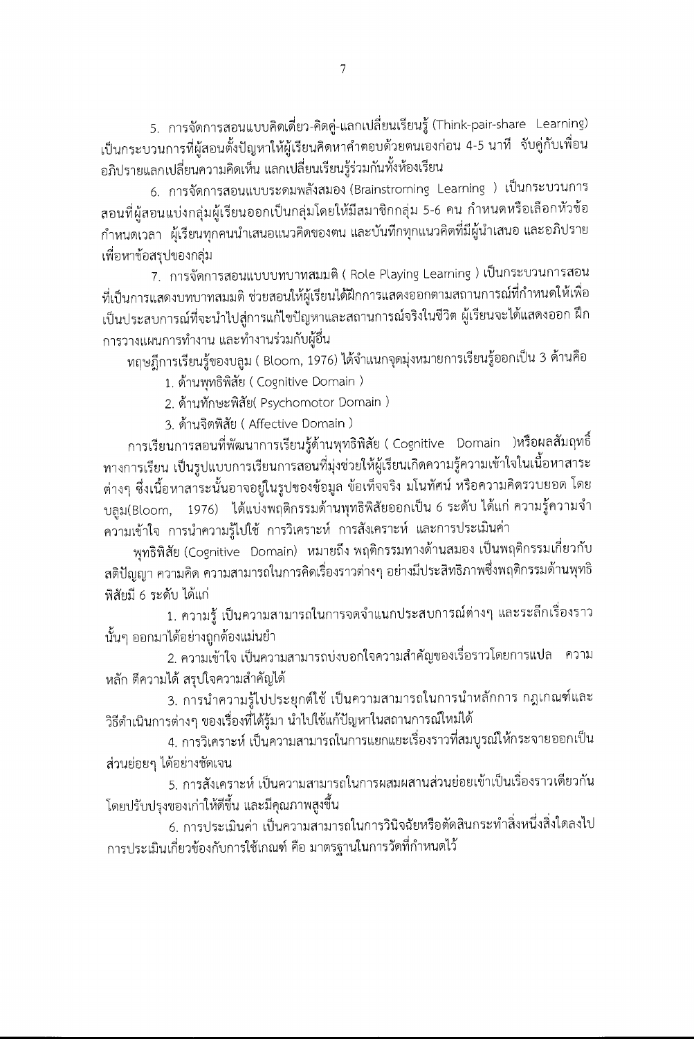5. การจัดการสอนแบบคิดเดี่ยว-คิดคู่-แลกเปลี่ยนเรียนรู้ (Think-pair-share Learning) เป็นกระบวนการที่ผู้สอนตั้งปัญหาให้ผู้เรียนคิดหาคำตอบด้วยตนเองก่อน 4-5 นาที จับคู่กับเพื่อน อภิปรายแลกเปลี่ยนความคิดเห็น แลกเปลี่ยนเรียนรู้ร่วมกันทั้งห้องเรียน

6. การจัดการสอนแบบระดมพลังสมอง (Brainstroming Learning ) เป็นกระบวนการสอนที่ผู้สอนแบ่งกลุ่มผู้เรียนออกเป็นกลุ่มโดยให้มีสมาชิกกลุ่ม 5-6 คน กำหนดหรือเลือกหัวข้อ กำหนดเวลา ผู้เรียนทุกคนนำเสนอแนวคิดของตน และบันทึกทุกแนวคิดที่มีผู้นำเสนอ และอภิปรายเพื่อหาข้อสรุปของกลุ่ม

7. การจัดการสอนแบบบทบาทสมมติ ( Role Playing Learning ) เป็นกระบวนการสอนที่เป็นการแสดงบทบาทสมมติ ช่วยสอนให้ผู้เรียนได้ฝึกการแสดงออกตามสถานการณ์ที่กำหนดให้เพื่อเป็นประสบการณ์ที่จะนำไปสู่การแก้ไขปัญหาและสถานการณ์จริงในชีวิต ผู้เรียนจะได้แสดงออก ฝึกการวางแผนการทำงาน และทำงานร่วมกับผู้อื่น

ทฤษฎีการเรียนรู้ของบลูม ( Bloom, 1976) ได้จำแนกจุดมุ่งหมายการเรียนรู้ออกเป็น 3 ด้านคือ

1. ด้านพุทธิพิสัย ( Cognitive Domain )
2. ด้านทักษะพิสัย( Psychomotor Domain )
3. ด้านจิตพิสัย ( Affective Domain )

การเรียนการสอนที่พัฒนาการเรียนรู้ด้านพุทธิพิสัย ( Cognitive Domain )หรือผลสัมฤทธิ์ทางการเรียน เป็นรูปแบบการเรียนการสอนที่มุ่งช่วยให้ผู้เรียนเกิดความรู้ความเข้าใจในเนื้อหาสาระต่างๆ ซึ่งเนื้อหาสาระนั้นอาจอยู่ในรูปของข้อมูล ข้อเท็จจริง มโนทัศน์ หรือความคิดรวบยอด โดยบลูม(Bloom, 1976) ได้แบ่งพฤติกรรมด้านพุทธิพิสัยออกเป็น 6 ระดับ ได้แก่ ความรู้ความจำ ความเข้าใจ การนำความรู้ไปใช้ การวิเคราะห์ การสังเคราะห์ และการประเมินค่า

พุทธิพิสัย (Cognitive Domain) หมายถึง พฤติกรรมทางด้านสมอง เป็นพฤติกรรมเกี่ยวกับสติปัญญา ความคิด ความสามารถในการคิดเรื่องราวต่างๆ อย่างมีประสิทธิภาพซึ่งพฤติกรรมด้านพุทธิพิสัยมี 6 ระดับ ได้แก่

1. ความรู้ เป็นความสามารถในการจดจำแนกประสบการณ์ต่างๆ และระลึกเรื่องราวนั้นๆ ออกมาได้อย่างถูกต้องแม่นยำ
2. ความเข้าใจ เป็นความสามารถบ่งบอกใจความสำคัญของเรื่องราวโดยการแปล ความหลัก ตีความได้ สรุปใจความสำคัญได้
3. การนำความรู้ไปประยุกต์ใช้ เป็นความสามารถในการนำหลักการ กฎเกณฑ์และวิธีดำเนินการต่างๆ ของเรื่องที่ได้รู้มา นำไปใช้แก้ปัญหาในสถานการณ์ใหม่ได้
4. การวิเคราะห์ เป็นความสามารถในการแยกแยะเรื่องราวที่สมบูรณ์ให้กระจายออกเป็นส่วนย่อยๆ ได้อย่างชัดเจน
5. การสังเคราะห์ เป็นความสามารถในการผสมผสานส่วนย่อยเข้าเป็นเรื่องราวเดียวกันโดยปรับปรุงของเก่าให้ดีขึ้น และมีคุณภาพสูงขึ้น
6. การประเมินค่า เป็นความสามารถในการวินิจฉัยหรือตัดสินกระทำสิ่งหนึ่งสิ่งใดลงไป การประเมินเกี่ยวข้องกับการใช้เกณฑ์ คือ มาตรฐานในการวัดที่กำหนดไว้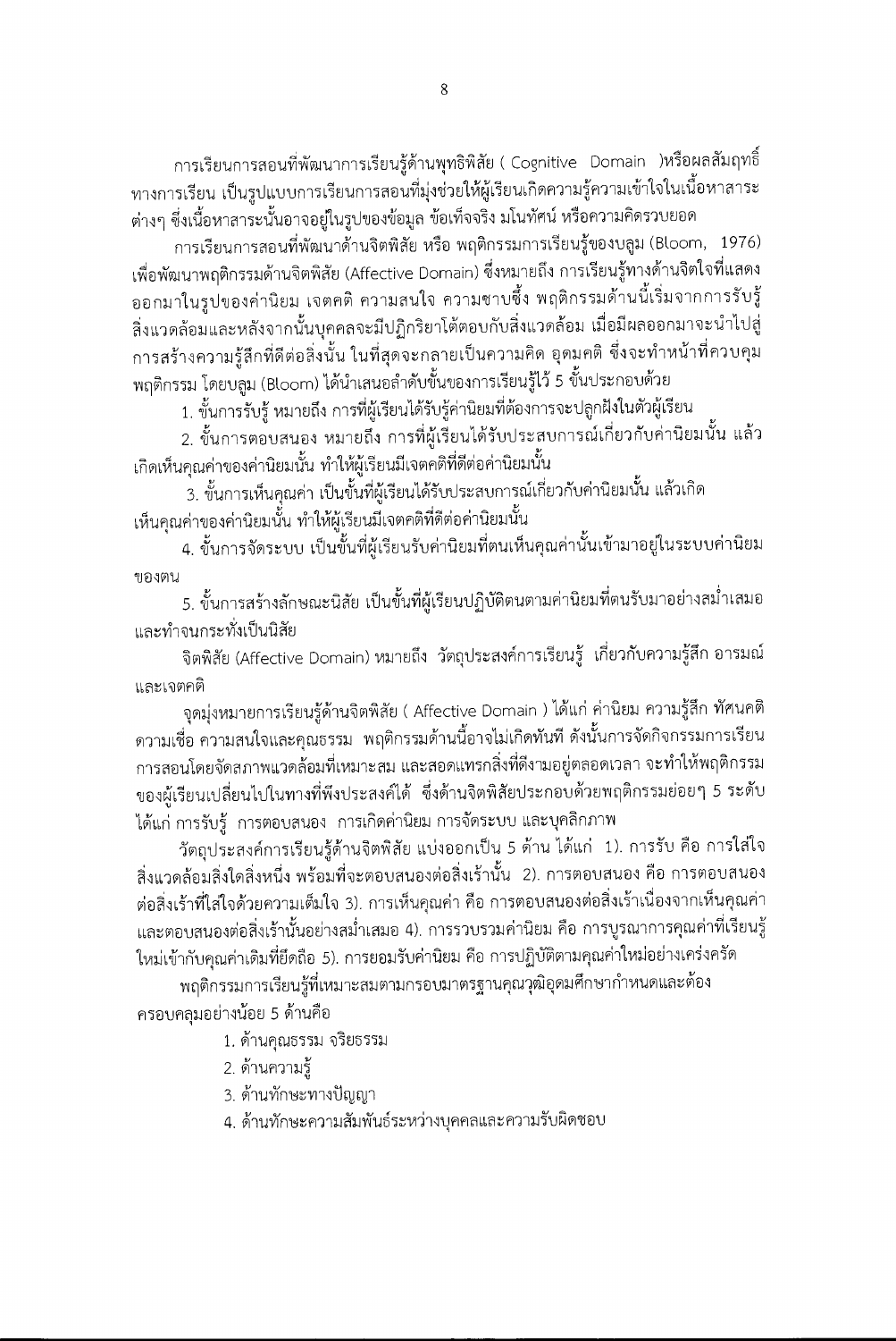การเรียนการสอนที่พัฒนาการเรียนรู้ด้านพุทธิพิสัย ( Cognitive Domain )หรือผลสัมฤทธิ์ทางการเรียน เป็นรูปแบบการเรียนการสอนที่มุ่งช่วยให้ผู้เรียนเกิดความรู้ความเข้าใจในเนื้อหาสาระต่างๆ ซึ่งเนื้อหาสาระนั้นอาจอยู่ในรูปของข้อมูล ข้อเท็จจริง มโนทัศน์ หรือความคิดรวบยอด

การเรียนการสอนที่พัฒนาด้านจิตพิสัย หรือ พฤติกรรมการเรียนรู้ของบลูม (Bloom, 1976) เพื่อพัฒนาพฤติกรรมด้านจิตพิสัย (Affective Domain) ซึ่งหมายถึง การเรียนรู้ทางด้านจิตใจที่แสดงออกมาในรูปของค่านิยม เจตคติ ความสนใจ ความซาบซึ้ง พฤติกรรมด้านนี้เริ่มจากการรับรู้สิ่งแวดล้อมและหลังจากนั้นบุคคลจะมีปฏิกริยาโต้ตอบกับสิ่งแวดล้อม เมื่อมีผลออกมาจะนำไปสู่การสร้างความรู้สึกที่ดีต่อสิ่งนั้น ในที่สุดจะกลายเป็นความคิด อุดมคติ ซึ่งจะทำหน้าที่ควบคุมพฤติกรรม โดยบลูม (Bloom) ได้นำเสนอลำดับขั้นของการเรียนรู้ไว้ 5 ขั้นประกอบด้วย

1. ขั้นการรับรู้ หมายถึง การที่ผู้เรียนได้รับรู้ค่านิยมที่ต้องการจะปลูกฝังในตัวผู้เรียน
2. ขั้นการตอบสนอง หมายถึง การที่ผู้เรียนได้รับประสบการณ์เกี่ยวกับค่านิยมนั้น แล้วเกิดเห็นคุณค่าของค่านิยมนั้น ทำให้ผู้เรียนมีเจตคติที่ดีต่อค่านิยมนั้น
3. ขั้นการเห็นคุณค่า เป็นขั้นที่ผู้เรียนได้รับประสบการณ์เกี่ยวกับค่านิยมนั้น แล้วเกิดเห็นคุณค่าของค่านิยมนั้น ทำให้ผู้เรียนมีเจตคติที่ดีต่อค่านิยมนั้น
4. ขั้นการจัดระบบ เป็นขั้นที่ผู้เรียนรับค่านิยมที่ตนเห็นคุณค่านั้นเข้ามาอยู่ในระบบค่านิยมของตน
5. ขั้นการสร้างลักษณะนิสัย เป็นขั้นที่ผู้เรียนปฏิบัติตนตามค่านิยมที่ตนรับมาอย่างสม่ำเสมอและทำจนกระทั่งเป็นนิสัย

จิตพิสัย (Affective Domain) หมายถึง วัตถุประสงค์การเรียนรู้ เกี่ยวกับความรู้สึก อารมณ์ และเจตคติ

จุดมุ่งหมายการเรียนรู้ด้านจิตพิสัย ( Affective Domain ) ได้แก่ ค่านิยม ความรู้สึก ทัศนคติ ความเชื่อ ความสนใจและคุณธรรม พฤติกรรมด้านนี้อาจไม่เกิดทันที ดังนั้นการจัดกิจกรรมการเรียนการสอนโดยจัดสภาพแวดล้อมที่เหมาะสม และสอดแทรกสิ่งที่ดีงามอยู่ตลอดเวลา จะทำให้พฤติกรรมของผู้เรียนเปลี่ยนไปในทางที่พึงประสงค์ได้ ซึ่งด้านจิตพิสัยประกอบด้วยพฤติกรรมย่อยๆ 5 ระดับ ได้แก่ การรับรู้ การตอบสนอง การเกิดค่านิยม การจัดระบบ และบุคลิกภาพ

วัตถุประสงค์การเรียนรู้ด้านจิตพิสัย แบ่งออกเป็น 5 ด้าน ได้แก่ 1). การรับ คือ การใส่ใจสิ่งแวดล้อมสิ่งใดสิ่งหนึ่ง พร้อมที่จะตอบสนองต่อสิ่งเร้านั้น 2). การตอบสนอง คือ การตอบสนองต่อสิ่งเร้าที่ใส่ใจด้วยความเต็มใจ 3). การเห็นคุณค่า คือ การตอบสนองต่อสิ่งเร้าเนื่องจากเห็นคุณค่าและตอบสนองต่อสิ่งเร้านั้นอย่างสม่ำเสมอ 4). การรวบรวมค่านิยม คือ การบูรณาการคุณค่าที่เรียนรู้ใหม่เข้ากับคุณค่าเดิมที่ยึดถือ 5). การยอมรับค่านิยม คือ การปฏิบัติตามคุณค่าใหม่อย่างเคร่งครัด

พฤติกรรมการเรียนรู้ที่เหมาะสมตามกรอบมาตรฐานคุณวุฒิอุดมศึกษากำหนดและต้องครอบคลุมอย่างน้อย 5 ด้านคือ

1. ด้านคุณธรรม จริยธรรม
2. ด้านความรู้
3. ด้านทักษะทางปัญญา
4. ด้านทักษะความสัมพันธ์ระหว่างบุคคลและความรับผิดชอบ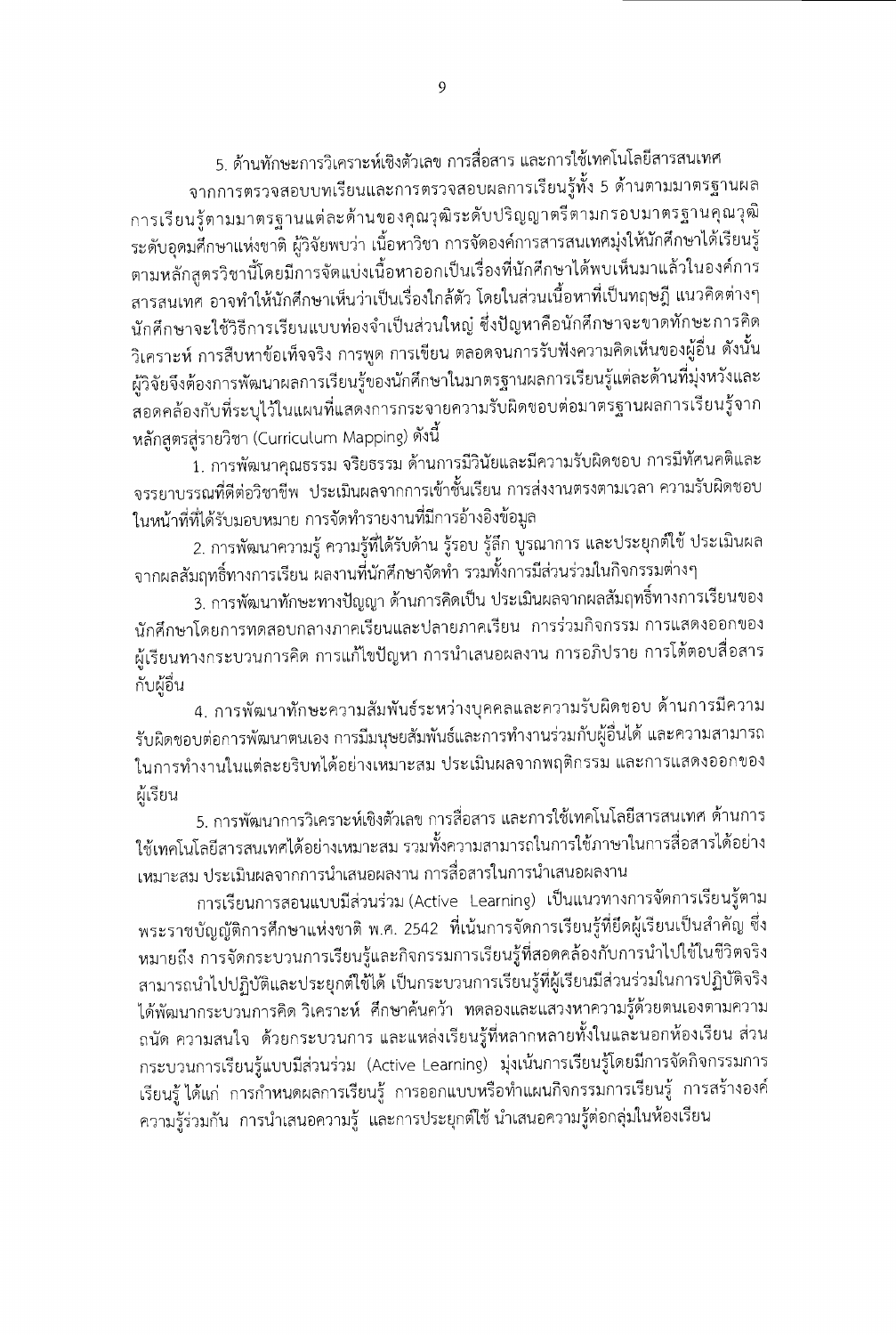5. ด้านทักษะการวิเคราะห์เชิงตัวเลข การสื่อสาร และการใช้เทคโนโลยีสารสนเทศ

จากการตรวจสอบบทเรียนและการตรวจสอบผลการเรียนรู้ทั้ง 5 ด้านตามมาตรฐานผลการเรียนรู้ตามมาตรฐานแต่ละด้านของคุณวุฒิระดับปริญญาตรีตามกรอบมาตรฐานคุณวุฒิระดับอุดมศึกษาแห่งชาติ ผู้วิจัยพบว่า เนื้อหาวิชา การจัดองค์การสารสนเทศมุ่งให้นักศึกษาได้เรียนรู้ตามหลักสูตรวิชานี้โดยมีการจัดแบ่งเนื้อหาออกเป็นเรื่องที่นักศึกษาได้พบเห็นมาแล้วในองค์การสารสนเทศ อาจทำให้นักศึกษาเห็นว่าเป็นเรื่องใกล้ตัว โดยในส่วนเนื้อหาที่เป็นทฤษฎี แนวคิดต่างๆ นักศึกษาจะใช้วิธีการเรียนแบบท่องจำเป็นส่วนใหญ่ ซึ่งปัญหาคือนักศึกษาจะขาดทักษะการคิดวิเคราะห์ การสืบหาข้อเท็จจริง การพูด การเขียน ตลอดจนการรับฟังความคิดเห็นของผู้อื่น ดังนั้นผู้วิจัยจึงต้องการพัฒนาผลการเรียนรู้ของนักศึกษาในมาตรฐานผลการเรียนรู้แต่ละด้านที่มุ่งหวังและสอดคล้องกับที่ระบุไว้ในแผนที่แสดงการกระจายความรับผิดชอบต่อมาตรฐานผลการเรียนรู้จากหลักสูตรสู่รายวิชา (Curriculum Mapping) ดังนี้

1. การพัฒนาคุณธรรม จริยธรรม ด้านการมีวินัยและมีความรับผิดชอบ การมีทัศนคติและจรรยาบรรณที่ดีต่อวิชาชีพ ประเมินผลจากการเข้าชั้นเรียน การส่งงานตรงตามเวลา ความรับผิดชอบในหน้าที่ที่ได้รับมอบหมาย การจัดทำรายงานที่มีการอ้างอิงข้อมูล

2. การพัฒนาความรู้ ความรู้ที่ได้รับด้าน รู้รอบ รู้ลึก บูรณาการ และประยุกต์ใช้ ประเมินผลจากผลสัมฤทธิ์ทางการเรียน ผลงานที่นักศึกษาจัดทำ รวมทั้งการมีส่วนร่วมในกิจกรรมต่างๆ

3. การพัฒนาทักษะทางปัญญา ด้านการคิดเป็น ประเมินผลจากผลสัมฤทธิ์ทางการเรียนของนักศึกษาโดยการทดสอบกลางภาคเรียนและปลายภาคเรียน การร่วมกิจกรรม การแสดงออกของผู้เรียนทางกระบวนการคิด การแก้ไขปัญหา การนำเสนอผลงาน การอภิปราย การโต้ตอบสื่อสารกับผู้อื่น

4. การพัฒนาทักษะความสัมพันธ์ระหว่างบุคคลและความรับผิดชอบ ด้านการมีความรับผิดชอบต่อการพัฒนาตนเอง การมีมนุษยสัมพันธ์และการทำงานร่วมกับผู้อื่นได้ และความสามารถในการทำงานในแต่ละบริบทได้อย่างเหมาะสม ประเมินผลจากพฤติกรรม และการแสดงออกของผู้เรียน

5. การพัฒนาการวิเคราะห์เชิงตัวเลข การสื่อสาร และการใช้เทคโนโลยีสารสนเทศ ด้านการใช้เทคโนโลยีสารสนเทศได้อย่างเหมาะสม รวมทั้งความสามารถในการใช้ภาษาในการสื่อสารได้อย่างเหมาะสม ประเมินผลจากการนำเสนอผลงาน การสื่อสารในการนำเสนอผลงาน

การเรียนการสอนแบบมีส่วนร่วม (Active Learning) เป็นแนวทางการจัดการเรียนรู้ตามพระราชบัญญัติการศึกษาแห่งชาติ พ.ศ. 2542 ที่เน้นการจัดการเรียนรู้ที่ยึดผู้เรียนเป็นสำคัญ ซึ่งหมายถึง การจัดกระบวนการเรียนรู้และกิจกรรมการเรียนรู้ที่สอดคล้องกับการนำไปใช้ในชีวิตจริง สามารถนำไปปฏิบัติและประยุกต์ใช้ได้ เป็นกระบวนการเรียนรู้ที่ผู้เรียนมีส่วนร่วมในการปฏิบัติจริง ได้พัฒนากระบวนการคิด วิเคราะห์ ศึกษาค้นคว้า ทดลองและแสวงหาความรู้ด้วยตนเองตามความถนัด ความสนใจ ด้วยกระบวนการ และแหล่งเรียนรู้ที่หลากหลายทั้งในและนอกห้องเรียน ส่วนกระบวนการเรียนรู้แบบมีส่วนร่วม (Active Learning) มุ่งเน้นการเรียนรู้โดยมีการจัดกิจกรรมการเรียนรู้ ได้แก่ การกำหนดผลการเรียนรู้ การออกแบบหรือทำแผนกิจกรรมการเรียนรู้ การสร้างองค์ความรู้ร่วมกัน การนำเสนอความรู้ และการประยุกต์ใช้ นำเสนอความรู้ต่อกลุ่มในห้องเรียน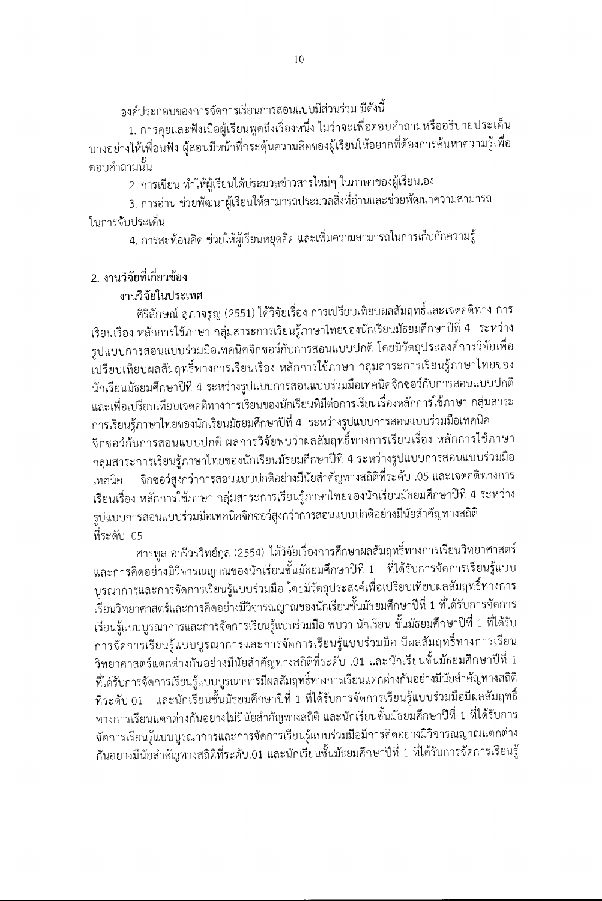องค์ประกอบของการจัดการเรียนการสอนแบบมีส่วนร่วม มีดังนี้

1. การคุยและฟังเมื่อผู้เรียนพูดถึงเรื่องหนึ่ง ไม่ว่าจะเพื่อตอบคำถามหรืออธิบายประเด็นบางอย่างให้เพื่อนฟัง ผู้สอนมีหน้าที่กระตุ้นความคิดของผู้เรียนให้อยากที่ต้องการค้นหาความรู้เพื่อตอบคำถามนั้น

2. การเขียน ทำให้ผู้เรียนได้ประมวลข่าวสารใหม่ๆ ในภาษาของผู้เรียนเอง

3. การอ่าน ช่วยพัฒนาผู้เรียนให้สามารถประมวลสิ่งที่อ่านและช่วยพัฒนาความสามารถในการจับประเด็น

4. การสะท้อนคิด ช่วยให้ผู้เรียนหยุดคิด และเพิ่มความสามารถในการเก็บกักความรู้

## 2. งานวิจัยที่เกี่ยวข้อง

### งานวิจัยในประเทศ

ศิริลักษณ์ สุภาจรูญ (2551) ได้วิจัยเรื่อง การเปรียบเทียบผลสัมฤทธิ์และเจตคติทาง การเรียนเรื่อง หลักการใช้ภาษา กลุ่มสาระการเรียนรู้ภาษาไทยของนักเรียนมัธยมศึกษาปีที่ 4 ระหว่างรูปแบบการสอนแบบร่วมมือเทคนิคจิกซอว์กับการสอนแบบปกติ โดยมีวัตถุประสงค์การวิจัยเพื่อเปรียบเทียบผลสัมฤทธิ์ทางการเรียนเรื่อง หลักการใช้ภาษา กลุ่มสาระการเรียนรู้ภาษาไทยของนักเรียนมัธยมศึกษาปีที่ 4 ระหว่างรูปแบบการสอนแบบร่วมมือเทคนิคจิกซอว์กับการสอนแบบปกติ และเพื่อเปรียบเทียบเจตคติทางการเรียนของนักเรียนที่มีต่อการเรียนเรื่องหลักการใช้ภาษา กลุ่มสาระการเรียนรู้ภาษาไทยของนักเรียนมัธยมศึกษาปีที่ 4 ระหว่างรูปแบบการสอนแบบร่วมมือเทคนิคจิกซอว์กับการสอนแบบปกติ ผลการวิจัยพบว่าผลสัมฤทธิ์ทางการเรียนเรื่อง หลักการใช้ภาษา กลุ่มสาระการเรียนรู้ภาษาไทยของนักเรียนมัธยมศึกษาปีที่ 4 ระหว่างรูปแบบการสอนแบบร่วมมือเทคนิค จิกซอว์สูงกว่าการสอนแบบปกติอย่างมีนัยสำคัญทางสถิติที่ระดับ .05 และเจตคติทางการเรียนเรื่อง หลักการใช้ภาษา กลุ่มสาระการเรียนรู้ภาษาไทยของนักเรียนมัธยมศึกษาปีที่ 4 ระหว่างรูปแบบการสอนแบบร่วมมือเทคนิคจิกซอว์สูงกว่าการสอนแบบปกติอย่างมีนัยสำคัญทางสถิติที่ระดับ .05

ศารทูล อารีวรวิทย์กุล (2554) ได้วิจัยเรื่องการศึกษาผลสัมฤทธิ์ทางการเรียนวิทยาศาสตร์และการคิดอย่างมีวิจารณญาณของนักเรียนชั้นมัธยมศึกษาปีที่ 1 ที่ได้รับการจัดการเรียนรู้แบบบูรณาการและการจัดการเรียนรู้แบบร่วมมือ โดยมีวัตถุประสงค์เพื่อเปรียบเทียบผลสัมฤทธิ์ทางการเรียนวิทยาศาสตร์และการคิดอย่างมีวิจารณญาณของนักเรียนชั้นมัธยมศึกษาปีที่ 1 ที่ได้รับการจัดการเรียนรู้แบบบูรณาการและการจัดการเรียนรู้แบบร่วมมือ พบว่า นักเรียน ชั้นมัธยมศึกษาปีที่ 1 ที่ได้รับการจัดการเรียนรู้แบบบูรณาการและการจัดการเรียนรู้แบบร่วมมือ มีผลสัมฤทธิ์ทางการเรียนวิทยาศาสตร์แตกต่างกันอย่างมีนัยสำคัญทางสถิติที่ระดับ .01 และนักเรียนชั้นมัธยมศึกษาปีที่ 1 ที่ได้รับการจัดการเรียนรู้แบบบูรณาการมีผลสัมฤทธิ์ทางการเรียนแตกต่างกันอย่างมีนัยสำคัญทางสถิติที่ระดับ.01 และนักเรียนชั้นมัธยมศึกษาปีที่ 1 ที่ได้รับการจัดการเรียนรู้แบบร่วมมือมีผลสัมฤทธิ์ทางการเรียนแตกต่างกันอย่างไม่มีนัยสำคัญทางสถิติ และนักเรียนชั้นมัธยมศึกษาปีที่ 1 ที่ได้รับการจัดการเรียนรู้แบบบูรณาการและการจัดการเรียนรู้แบบร่วมมือมีการคิดอย่างมีวิจารณญาณแตกต่างกันอย่างมีนัยสำคัญทางสถิติที่ระดับ.01 และนักเรียนชั้นมัธยมศึกษาปีที่ 1 ที่ได้รับการจัดการเรียนรู้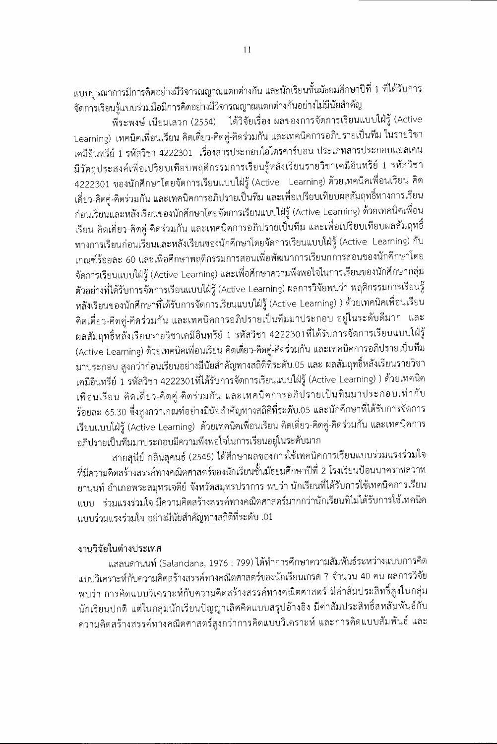แบบบูรณาการมีการคิดอย่างมีวิจารณญาณแตกต่างกัน และนักเรียนชั้นมัธยมศึกษาปีที่ 1 ที่ได้รับการจัดการเรียนรู้แบบร่วมมือมีการคิดอย่างมีวิจารณญาณแตกต่างกันอย่างไม่มีนัยสำคัญ

พีระพงษ์ เนียมเสวก (2554) ได้วิจัยเรื่อง ผลของการจัดการเรียนแบบใฝ่รู้ (Active Learning) เทคนิคเพื่อนเรียน คิดเดี่ยว-คิดคู่-คิดร่วมกัน และเทคนิคการอภิปรายเป็นทีม ในรายวิชาเคมีอินทรีย์ 1 รหัสวิชา 4222301 เรื่องสารประกอบไฮโดรคาร์บอน ประเภทสารประกอบแอลเคน มีวัตถุประสงค์เพื่อเปรียบเทียบพฤติกรรมการเรียนรู้หลังเรียนรายวิชาเคมีอินทรีย์ 1 รหัสวิชา 4222301 ของนักศึกษาโดยจัดการเรียนแบบใฝ่รู้ (Active Learning) ด้วยเทคนิคเพื่อนเรียน คิดเดี่ยว-คิดคู่-คิดร่วมกัน และเทคนิคการอภิปรายเป็นทีม และเพื่อเปรียบเทียบผลสัมฤทธิ์ทางการเรียนก่อนเรียนและหลังเรียนของนักศึกษาโดยจัดการเรียนแบบใฝ่รู้ (Active Learning) ด้วยเทคนิคเพื่อนเรียน คิดเดี่ยว-คิดคู่-คิดร่วมกัน และเทคนิคการอภิปรายเป็นทีม และเพื่อเปรียบเทียบผลสัมฤทธิ์ทางการเรียนก่อนเรียนและหลังเรียนของนักศึกษาโดยจัดการเรียนแบบใฝ่รู้ (Active Learning) กับเกณฑ์ร้อยละ 60 และเพื่อศึกษาพฤติกรรมการสอนเพื่อพัฒนาการเรียนการสอนของนักศึกษาโดยจัดการเรียนแบบใฝ่รู้ (Active Learning) และเพื่อศึกษาความพึงพอใจในการเรียนของนักศึกษากลุ่มตัวอย่างที่ได้รับการจัดการเรียนแบบใฝ่รู้ (Active Learning) ผลการวิจัยพบว่า พฤติกรรมการเรียนรู้หลังเรียนของนักศึกษาที่ได้รับการจัดการเรียนแบบใฝ่รู้ (Active Learning) ) ด้วยเทคนิคเพื่อนเรียน คิดเดี่ยว-คิดคู่-คิดร่วมกัน และเทคนิคการอภิปรายเป็นทีมมาประกอบ อยู่ในระดับดีมาก และผลสัมฤทธิ์หลังเรียนรายวิชาเคมีอินทรีย์ 1 รหัสวิชา 4222301ที่ได้รับการจัดการเรียนแบบใฝ่รู้ (Active Learning) ด้วยเทคนิคเพื่อนเรียน คิดเดี่ยว-คิดคู่-คิดร่วมกัน และเทคนิคการอภิปรายเป็นทีมมาประกอบ สูงกว่าก่อนเรียนอย่างมีนัยสำคัญทางสถิติที่ระดับ.05 และ ผลสัมฤทธิ์หลังเรียนรายวิชาเคมีอินทรีย์ 1 รหัสวิชา 4222301ที่ได้รับการจัดการเรียนแบบใฝ่รู้ (Active Learning) ) ด้วยเทคนิคเพื่อนเรียน คิดเดี่ยว-คิดคู่-คิดร่วมกัน และเทคนิคการอภิปรายเป็นทีมมาประกอบเท่ากับร้อยละ 65.30 ซึ่งสูงกว่าเกณฑ์อย่างมีนัยสำคัญทางสถิติที่ระดับ.05 และนักศึกษาที่ได้รับการจัดการเรียนแบบใฝ่รู้ (Active Learning) ด้วยเทคนิคเพื่อนเรียน คิดเดี่ยว-คิดคู่-คิดร่วมกัน และเทคนิคการอภิปรายเป็นทีมมาประกอบมีความพึงพอใจในการเรียนอยู่ในระดับมาก

สายสุนีย์ กลิ่นสุคนธ์ (2545) ได้ศึกษาผลของการใช้เทคนิคการเรียนแบบร่วมแรงร่วมใจที่มีความคิดสร้างสรรค์ทางคณิตศาสตร์ของนักเรียนชั้นมัธยมศึกษาปีที่ 2 โรงเรียนป้อมนาคราชสวาทยานนท์ อำเภอพระสมุทรเจดีย์ จังหวัดสมุทรปราการ พบว่า นักเรียนที่ได้รับการใช้เทคนิคการเรียนแบบ ร่วมแรงร่วมใจ มีความคิดสร้างสรรค์ทางคณิตศาสตร์มากกว่านักเรียนที่ไม่ได้รับการใช้เทคนิคแบบร่วมแรงร่วมใจ อย่างมีนัยสำคัญทางสถิติที่ระดับ .01

**งานวิจัยในต่างประเทศ**

แสลนดานนท์ (Salandana, 1976 : 799) ได้ทำการศึกษาความสัมพันธ์ระหว่างแบบการคิดแบบวิเคราะห์กับความคิดสร้างสรรค์ทางคณิตศาสตร์ของนักเรียนเกรด 7 จำนวน 40 คน ผลการวิจัยพบว่า การคิดแบบวิเคราะห์กับความคิดสร้างสรรค์ทางคณิตศาสตร์ มีค่าสัมประสิทธิ์สูงในกลุ่มนักเรียนปกติ แต่ในกลุ่มนักเรียนปัญญาเลิศคิดแบบสรุปอ้างอิง มีค่าสัมประสิทธิ์สหสัมพันธ์กับความคิดสร้างสรรค์ทางคณิตศาสตร์สูงกว่าการคิดแบบวิเคราะห์ และการคิดแบบสัมพันธ์ และ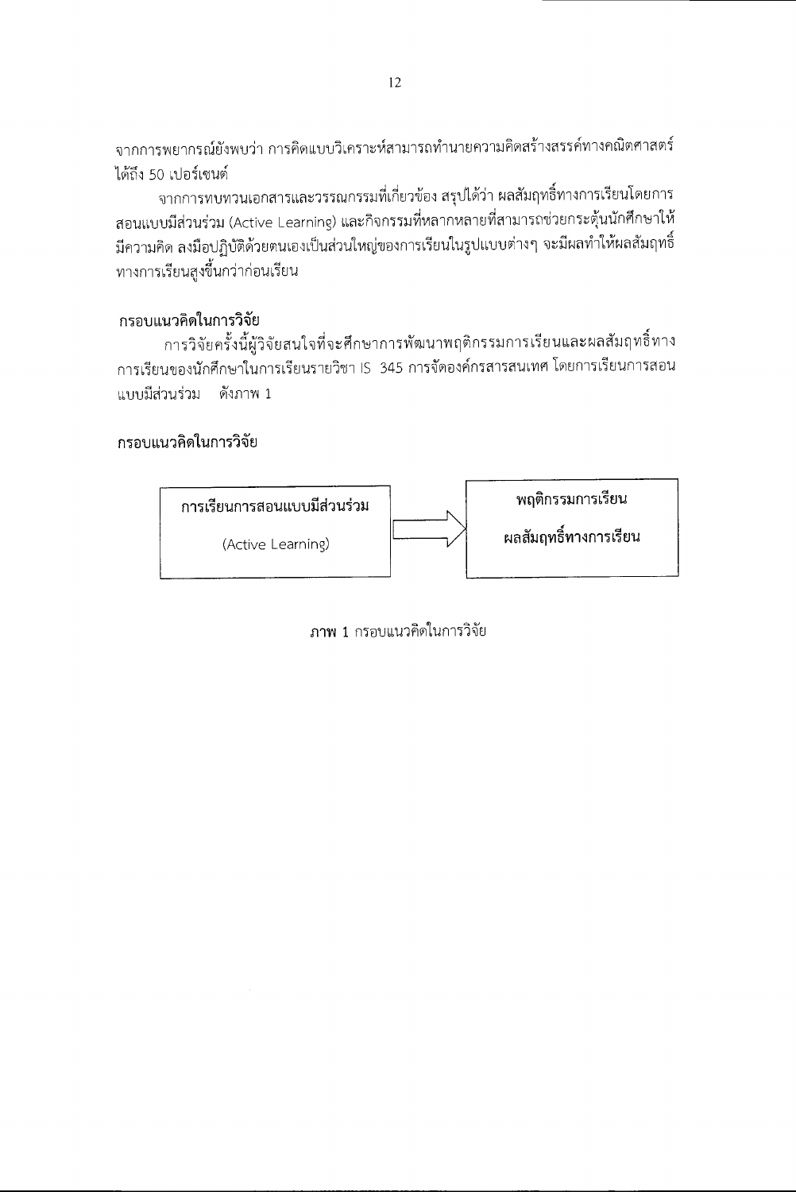จากการพยากรณ์ยังพบว่า การคิดแบบวิเคราะห์สามารถทำนายความคิดสร้างสรรค์ทางคณิตศาสตร์ได้ถึง 50 เปอร์เซนต์

จากการทบทวนเอกสารและวรรณกรรมที่เกี่ยวข้อง สรุปได้ว่า ผลสัมฤทธิ์ทางการเรียนโดยการสอนแบบมีส่วนร่วม (Active Learning) และกิจกรรมที่หลากหลายที่สามารถช่วยกระตุ้นนักศึกษาให้มีความคิด ลงมือปฏิบัติด้วยตนเองเป็นส่วนใหญ่ของการเรียนในรูปแบบต่างๆ จะมีผลทำให้ผลสัมฤทธิ์ทางการเรียนสูงขึ้นกว่าก่อนเรียน

## กรอบแนวคิดในการวิจัย

การวิจัยครั้งนี้ผู้วิจัยสนใจที่จะศึกษาการพัฒนาพฤติกรรมการเรียนและผลสัมฤทธิ์ทางการเรียนของนักศึกษาในการเรียนรายวิชา IS 345 การจัดองค์กรสารสนเทศ โดยการเรียนการสอนแบบมีส่วนร่วม ดังภาพ 1

## กรอบแนวคิดในการวิจัย

| การเรียนการสอนแบบมีส่วนร่วม (Active Learning) | → | พฤติกรรมการเรียน ผลสัมฤทธิ์ทางการเรียน |
|---|---|---|

ภาพ 1 กรอบแนวคิดในการวิจัย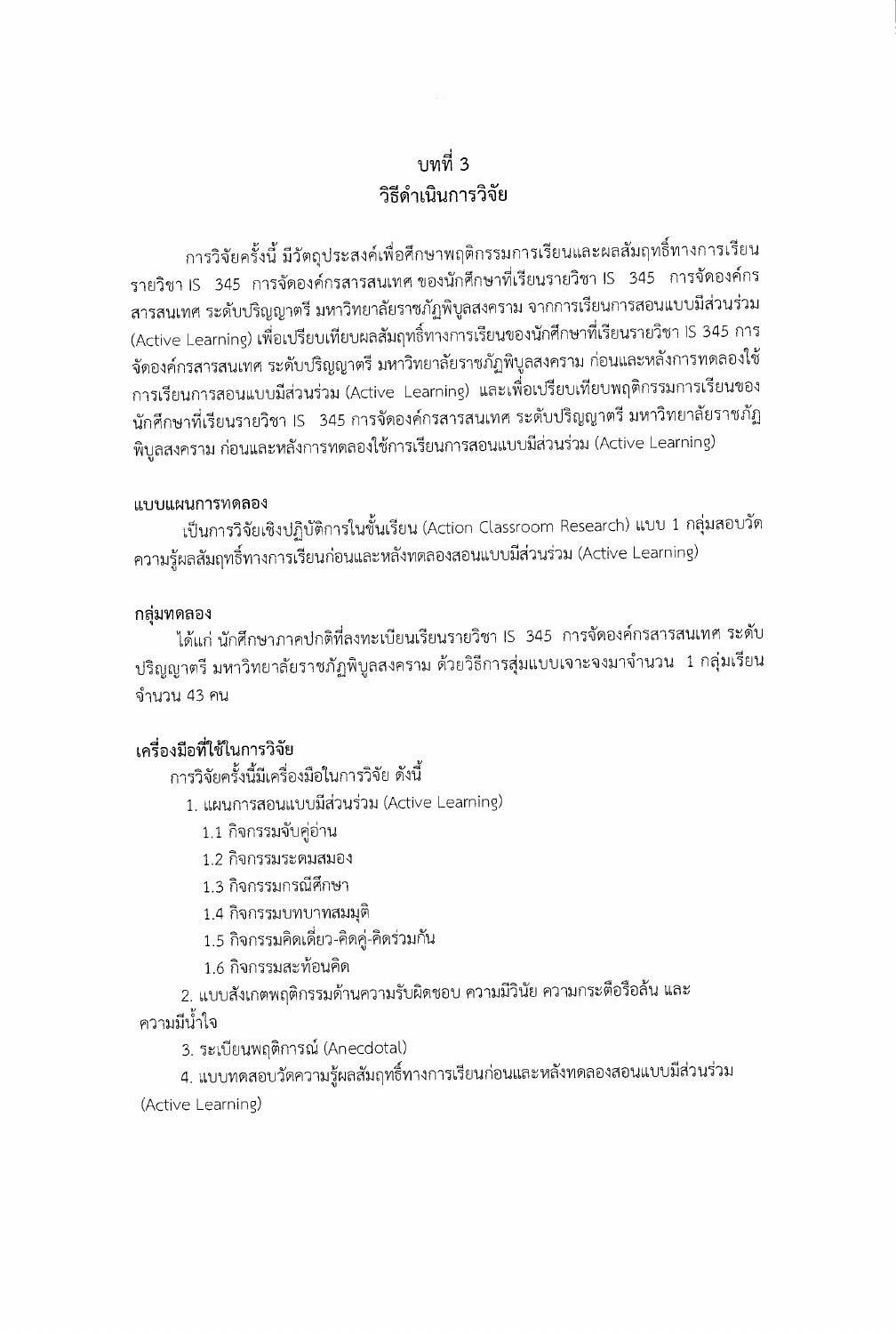# บทที่ 3
# วิธีดำเนินการวิจัย

การวิจัยครั้งนี้ มีวัตถุประสงค์เพื่อศึกษาพฤติกรรมการเรียนและผลสัมฤทธิ์ทางการเรียน รายวิชา IS 345 การจัดองค์กรสารสนเทศ ของนักศึกษาที่เรียนรายวิชา IS 345 การจัดองค์กรสารสนเทศ ระดับปริญญาตรี มหาวิทยาลัยราชภัฏพิบูลสงคราม จากการเรียนการสอนแบบมีส่วนร่วม (Active Learning) เพื่อเปรียบเทียบผลสัมฤทธิ์ทางการเรียนของนักศึกษาที่เรียนรายวิชา IS 345 การจัดองค์กรสารสนเทศ ระดับปริญญาตรี มหาวิทยาลัยราชภัฏพิบูลสงคราม ก่อนและหลังการทดลองใช้การเรียนการสอนแบบมีส่วนร่วม (Active Learning) และเพื่อเปรียบเทียบพฤติกรรมการเรียนของนักศึกษาที่เรียนรายวิชา IS 345 การจัดองค์กรสารสนเทศ ระดับปริญญาตรี มหาวิทยาลัยราชภัฏพิบูลสงคราม ก่อนและหลังการทดลองใช้การเรียนการสอนแบบมีส่วนร่วม (Active Learning)

### แบบแผนการทดลอง

เป็นการวิจัยเชิงปฏิบัติการในชั้นเรียน (Action Classroom Research) แบบ 1 กลุ่มสอบวัดความรู้ผลสัมฤทธิ์ทางการเรียนก่อนและหลังทดลองสอนแบบมีส่วนร่วม (Active Learning)

### กลุ่มทดลอง

ได้แก่ นักศึกษาภาคปกติที่ลงทะเบียนเรียนรายวิชา IS 345 การจัดองค์กรสารสนเทศ ระดับปริญญาตรี มหาวิทยาลัยราชภัฏพิบูลสงคราม ด้วยวิธีการสุ่มแบบเจาะจงมาจำนวน 1 กลุ่มเรียน จำนวน 43 คน

### เครื่องมือที่ใช้ในการวิจัย

การวิจัยครั้งนี้มีเครื่องมือในการวิจัย ดังนี้

1. แผนการสอนแบบมีส่วนร่วม (Active Learning)
   - 1.1 กิจกรรมจับคู่อ่าน
   - 1.2 กิจกรรมระดมสมอง
   - 1.3 กิจกรรมกรณีศึกษา
   - 1.4 กิจกรรมบทบาทสมมุติ
   - 1.5 กิจกรรมคิดเดี่ยว-คิดคู่-คิดร่วมกัน
   - 1.6 กิจกรรมสะท้อนคิด
2. แบบสังเกตพฤติกรรมด้านความรับผิดชอบ ความมีวินัย ความกระตือรือล้น และความมีน้ำใจ
3. ระเบียนพฤติการณ์ (Anecdotal)
4. แบบทดสอบวัดความรู้ผลสัมฤทธิ์ทางการเรียนก่อนและหลังทดลองสอนแบบมีส่วนร่วม (Active Learning)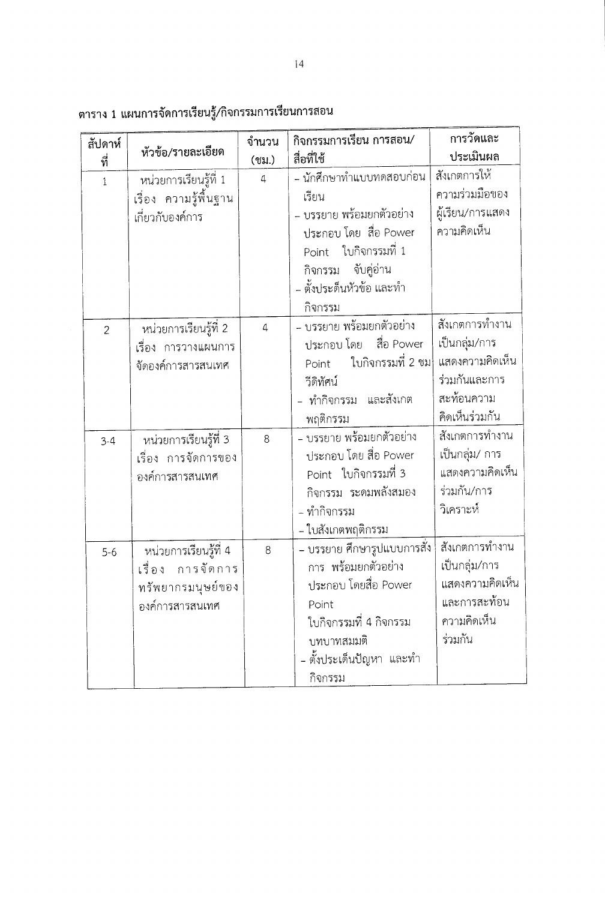**ตาราง 1 แผนการจัดการเรียนรู้/กิจกรรมการเรียนการสอน**

| สัปดาห์ที่ | หัวข้อ/รายละเอียด | จำนวน (ชม.) | กิจกรรมการเรียน การสอน/สื่อที่ใช้ | การวัดและประเมินผล |
|---|---|---|---|---|
| 1 | หน่วยการเรียนรู้ที่ 1 เรื่อง ความรู้พื้นฐานเกี่ยวกับองค์การ | 4 | - นักศึกษาทำแบบทดสอบก่อนเรียน<br>- บรรยาย พร้อมยกตัวอย่าง ประกอบ โดย สื่อ Power Point ใบกิจกรรมที่ 1 กิจกรรม จับคู่อ่าน<br>- ตั้งประเด็นหัวข้อ และทำกิจกรรม | สังเกตการให้ความร่วมมือของผู้เรียน/การแสดงความคิดเห็น |
| 2 | หน่วยการเรียนรู้ที่ 2 เรื่อง การวางแผนการจัดองค์การสารสนเทศ | 4 | - บรรยาย พร้อมยกตัวอย่าง ประกอบ โดย สื่อ Power Point ใบกิจกรรมที่ 2 ชมวีดิทัศน์<br>- ทำกิจกรรม และสังเกตพฤติกรรม | สังเกตการทำงานเป็นกลุ่ม/การแสดงความคิดเห็นร่วมกันและการสะท้อนความคิดเห็นร่วมกัน |
| 3-4 | หน่วยการเรียนรู้ที่ 3 เรื่อง การจัดการขององค์การสารสนเทศ | 8 | - บรรยาย พร้อมยกตัวอย่าง ประกอบ โดย สื่อ Power Point ใบกิจกรรมที่ 3 กิจกรรม ระดมพลังสมอง<br>- ทำกิจกรรม<br>- ใบสังเกตพฤติกรรม | สังเกตการทำงานเป็นกลุ่ม/ การแสดงความคิดเห็นร่วมกัน/การวิเคราะห์ |
| 5-6 | หน่วยการเรียนรู้ที่ 4 เรื่อง การจัดการทรัพยากรมนุษย์ขององค์การสารสนเทศ | 8 | - บรรยาย ศึกษารูปแบบการสั่งการ พร้อมยกตัวอย่าง ประกอบ โดยสื่อ Power Point ใบกิจกรรมที่ 4 กิจกรรม บทบาทสมมติ<br>- ตั้งประเด็นปัญหา และทำกิจกรรม | สังเกตการทำงานเป็นกลุ่ม/การแสดงความคิดเห็นและการสะท้อนความคิดเห็นร่วมกัน |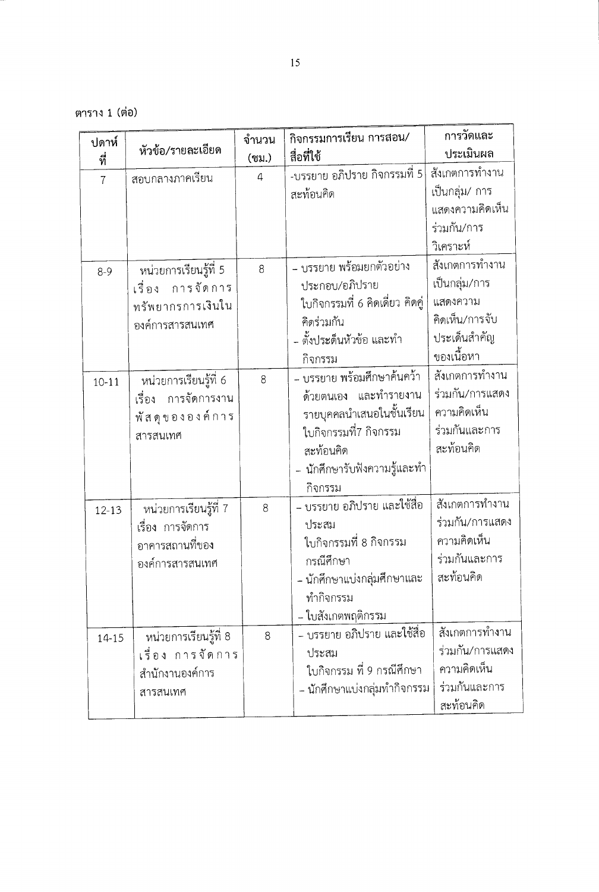ตาราง 1 (ต่อ)

| ปดาห์ที่ | หัวข้อ/รายละเอียด | จำนวน (ชม.) | กิจกรรมการเรียน การสอน/สื่อที่ใช้ | การวัดและประเมินผล |
|---|---|---|---|---|
| 7 | สอบกลางภาคเรียน | 4 | -บรรยาย อภิปราย กิจกรรมที่ 5 สะท้อนคิด | สังเกตการทำงานเป็นกลุ่ม/ การแสดงความคิดเห็นร่วมกัน/การวิเคราะห์ |
| 8-9 | หน่วยการเรียนรู้ที่ 5 เรื่อง การจัดการทรัพยากรการเงินในองค์การสารสนเทศ | 8 | - บรรยาย พร้อมยกตัวอย่างประกอบ/อภิปราย ใบกิจกรรมที่ 6 คิดเดี่ยว คิดคู่ คิดร่วมกัน<br>- ตั้งประเด็นหัวข้อ และทำกิจกรรม | สังเกตการทำงานเป็นกลุ่ม/การแสดงความคิดเห็น/การจับประเด็นสำคัญของเนื้อหา |
| 10-11 | หน่วยการเรียนรู้ที่ 6 เรื่อง การจัดการงานพัสดุขององค์การสารสนเทศ | 8 | - บรรยาย พร้อมศึกษาค้นคว้าด้วยตนเอง และทำรายงานรายบุคคลนำเสนอในชั้นเรียน ใบกิจกรรมที่7 กิจกรรมสะท้อนคิด<br>- นักศึกษารับฟังความรู้และทำกิจกรรม | สังเกตการทำงานร่วมกัน/การแสดงความคิดเห็นร่วมกันและการสะท้อนคิด |
| 12-13 | หน่วยการเรียนรู้ที่ 7 เรื่อง การจัดการอาคารสถานที่ขององค์การสารสนเทศ | 8 | - บรรยาย อภิปราย และใช้สื่อประสม ใบกิจกรรมที่ 8 กิจกรรมกรณีศึกษา<br>- นักศึกษาแบ่งกลุ่มศึกษาและทำกิจกรรม<br>- ใบสังเกตพฤติกรรม | สังเกตการทำงานร่วมกัน/การแสดงความคิดเห็นร่วมกันและการสะท้อนคิด |
| 14-15 | หน่วยการเรียนรู้ที่ 8 เรื่อง การจัดการสำนักงานองค์การสารสนเทศ | 8 | - บรรยาย อภิปราย และใช้สื่อประสม ใบกิจกรรม ที่ 9 กรณีศึกษา<br>- นักศึกษาแบ่งกลุ่มทำกิจกรรม | สังเกตการทำงานร่วมกัน/การแสดงความคิดเห็นร่วมกันและการสะท้อนคิด |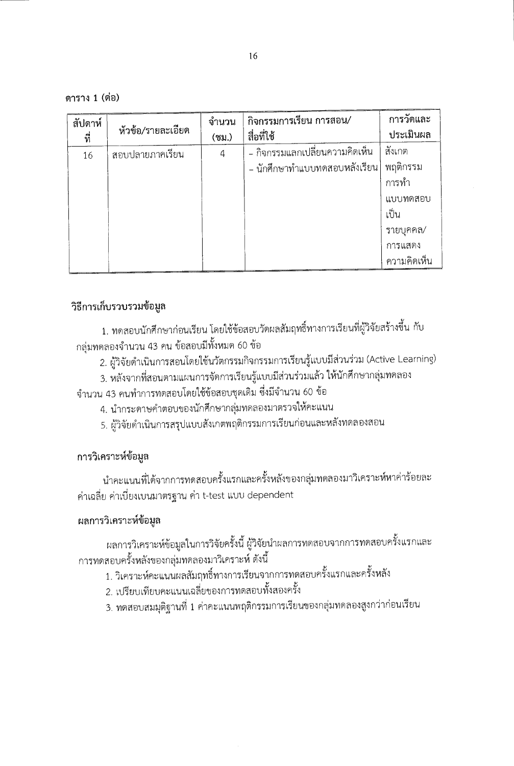**ตาราง 1 (ต่อ)**

| สัปดาห์ที่ | หัวข้อ/รายละเอียด | จำนวน (ชม.) | กิจกรรมการเรียน การสอน/สื่อที่ใช้ | การวัดและประเมินผล |
|---|---|---|---|---|
| 16 | สอบปลายภาคเรียน | 4 | - กิจกรรมแลกเปลี่ยนความคิดเห็น<br>- นักศึกษาทำแบบทดสอบหลังเรียน | สังเกตพฤติกรรมการทำแบบทดสอบเป็นรายบุคคล/การแสดงความคิดเห็น |

## วิธีการเก็บรวบรวมข้อมูล

1. ทดสอบนักศึกษาก่อนเรียน โดยใช้ข้อสอบวัดผลสัมฤทธิ์ทางการเรียนที่ผู้วิจัยสร้างขึ้น กับกลุ่มทดลองจำนวน 43 คน ข้อสอบมีทั้งหมด 60 ข้อ
2. ผู้วิจัยดำเนินการสอนโดยใช้นวัตกรรมกิจกรรมการเรียนรู้แบบมีส่วนร่วม (Active Learning)
3. หลังจากที่สอนตามแผนการจัดการเรียนรู้แบบมีส่วนร่วมแล้ว ให้นักศึกษากลุ่มทดลองจำนวน 43 คนทำการทดสอบโดยใช้ข้อสอบชุดเดิม ซึ่งมีจำนวน 60 ข้อ
4. นำกระดาษคำตอบของนักศึกษากลุ่มทดลองมาตรวจให้คะแนน
5. ผู้วิจัยดำเนินการสรุปแบบสังเกตพฤติกรรมการเรียนก่อนและหลังทดลองสอน

## การวิเคราะห์ข้อมูล

นำคะแนนที่ได้จากการทดสอบครั้งแรกและครั้งหลังของกลุ่มทดลองมาวิเคราะห์หาค่าร้อยละ ค่าเฉลี่ย ค่าเบี่ยงเบนมาตรฐาน ค่า t-test แบบ dependent

## ผลการวิเคราะห์ข้อมูล

ผลการวิเคราะห์ข้อมูลในการวิจัยครั้งนี้ ผู้วิจัยนำผลการทดสอบจากการทดสอบครั้งแรกและการทดสอบครั้งหลังของกลุ่มทดลองมาวิเคราะห์ ดังนี้

1. วิเคราะห์คะแนนผลสัมฤทธิ์ทางการเรียนจากการทดสอบครั้งแรกและครั้งหลัง
2. เปรียบเทียบคะแนนเฉลี่ยของการทดสอบทั้งสองครั้ง
3. ทดสอบสมมุติฐานที่ 1 ค่าคะแนนพฤติกรรมการเรียนของกลุ่มทดลองสูงกว่าก่อนเรียน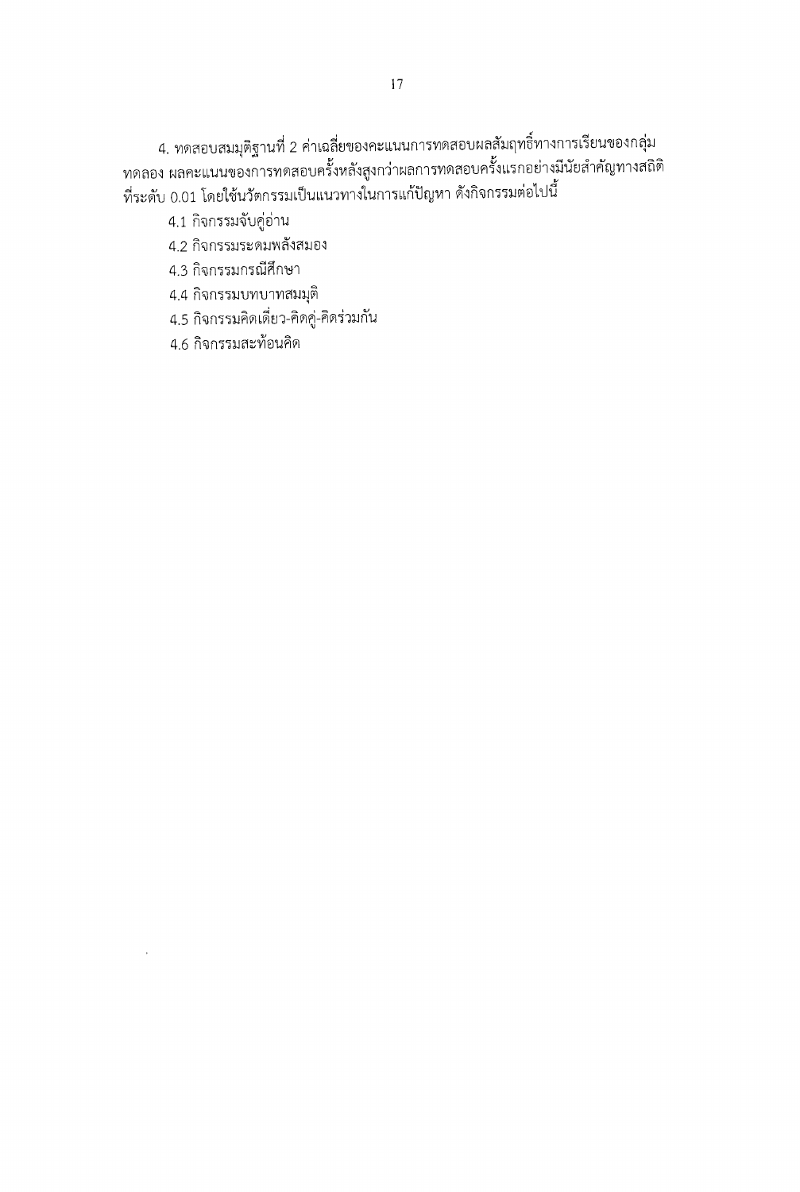4. ทดสอบสมมุติฐานที่ 2 ค่าเฉลี่ยของคะแนนการทดสอบผลสัมฤทธิ์ทางการเรียนของกลุ่มทดลอง ผลคะแนนของการทดสอบครั้งหลังสูงกว่าผลการทดสอบครั้งแรกอย่างมีนัยสำคัญทางสถิติที่ระดับ 0.01 โดยใช้นวัตกรรมเป็นแนวทางในการแก้ปัญหา ดังกิจกรรมต่อไปนี้

4.1 กิจกรรมจับคู่อ่าน

4.2 กิจกรรมระดมพลังสมอง

4.3 กิจกรรมกรณีศึกษา

4.4 กิจกรรมบทบาทสมมุติ

4.5 กิจกรรมคิดเดี่ยว-คิดคู่-คิดร่วมกัน

4.6 กิจกรรมสะท้อนคิด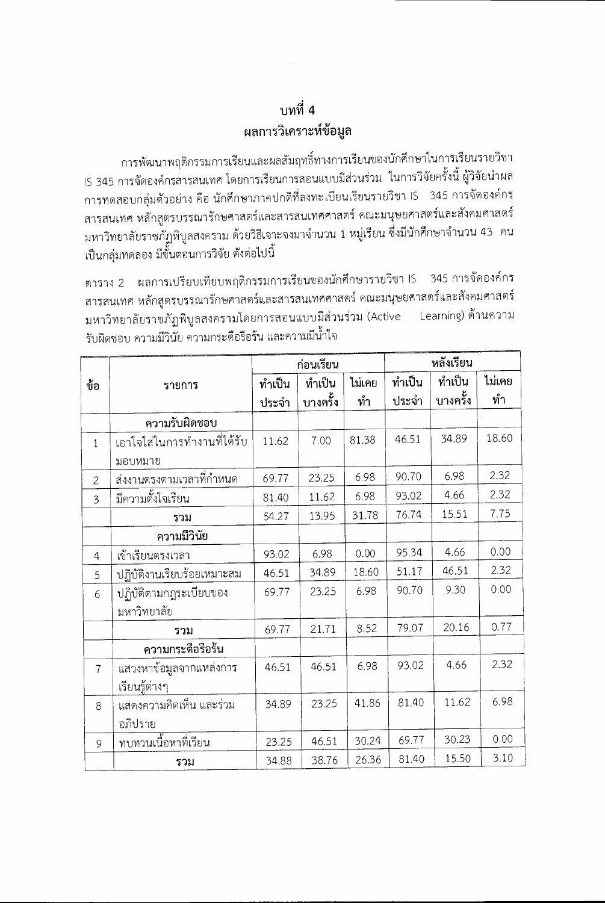# บทที่ 4
## ผลการวิเคราะห์ข้อมูล

การพัฒนาพฤติกรรมการเรียนและผลสัมฤทธิ์ทางการเรียนของนักศึกษาในการเรียนรายวิชา IS 345 การจัดองค์กรสารสนเทศ โดยการเรียนการสอนแบบมีส่วนร่วม ในการวิจัยครั้งนี้ ผู้วิจัยนำผลการทดสอบกลุ่มตัวอย่าง คือ นักศึกษาภาคปกติที่ลงทะเบียนเรียนรายวิชา IS 345 การจัดองค์กรสารสนเทศ หลักสูตรบรรณารักษศาสตร์และสารสนเทศศาสตร์ คณะมนุษยศาสตร์และสังคมศาสตร์ มหาวิทยาลัยราชภัฏพิบูลสงคราม ด้วยวิธีเจาะจงมาจำนวน 1 หมู่เรียน ซึ่งมีนักศึกษาจำนวน 43 คน เป็นกลุ่มทดลอง มีขั้นตอนการวิจัย ดังต่อไปนี้

ตาราง 2 ผลการเปรียบเทียบพฤติกรรมการเรียนของนักศึกษารายวิชา IS 345 การจัดองค์กรสารสนเทศ หลักสูตรบรรณารักษศาสตร์และสารสนเทศศาสตร์ คณะมนุษยศาสตร์และสังคมศาสตร์ มหาวิทยาลัยราชภัฏพิบูลสงครามโดยการสอนแบบมีส่วนร่วม (Active Learning) ด้านความรับผิดชอบ ความมีวินัย ความกระตือรือร้น และความมีน้ำใจ

| ข้อ | รายการ | ก่อนเรียน | | | หลังเรียน | | |
|---|---|---|---|---|---|---|---|
| | | ทำเป็นประจำ | ทำเป็นบางครั้ง | ไม่เคยทำ | ทำเป็นประจำ | ทำเป็นบางครั้ง | ไม่เคยทำ |
| | **ความรับผิดชอบ** | | | | | | |
| 1 | เอาใจใส่ในการทำงานที่ได้รับมอบหมาย | 11.62 | 7.00 | 81.38 | 46.51 | 34.89 | 18.60 |
| 2 | ส่งงานตรงตามเวลาที่กำหนด | 69.77 | 23.25 | 6.98 | 90.70 | 6.98 | 2.32 |
| 3 | มีความตั้งใจเรียน | 81.40 | 11.62 | 6.98 | 93.02 | 4.66 | 2.32 |
| | **รวม** | 54.27 | 13.95 | 31.78 | 76.74 | 15.51 | 7.75 |
| | **ความมีวินัย** | | | | | | |
| 4 | เข้าเรียนตรงเวลา | 93.02 | 6.98 | 0.00 | 95.34 | 4.66 | 0.00 |
| 5 | ปฏิบัติงานเรียบร้อยเหมาะสม | 46.51 | 34.89 | 18.60 | 51.17 | 46.51 | 2.32 |
| 6 | ปฏิบัติตามกฎระเบียบของมหาวิทยาลัย | 69.77 | 23.25 | 6.98 | 90.70 | 9.30 | 0.00 |
| | **รวม** | 69.77 | 21.71 | 8.52 | 79.07 | 20.16 | 0.77 |
| | **ความกระตือรือร้น** | | | | | | |
| 7 | แสวงหาข้อมูลจากแหล่งการเรียนรู้ต่างๆ | 46.51 | 46.51 | 6.98 | 93.02 | 4.66 | 2.32 |
| 8 | แสดงความคิดเห็น และร่วมอภิปราย | 34.89 | 23.25 | 41.86 | 81.40 | 11.62 | 6.98 |
| 9 | ทบทวนเนื้อหาที่เรียน | 23.25 | 46.51 | 30.24 | 69.77 | 30.23 | 0.00 |
| | **รวม** | 34.88 | 38.76 | 26.36 | 81.40 | 15.50 | 3.10 |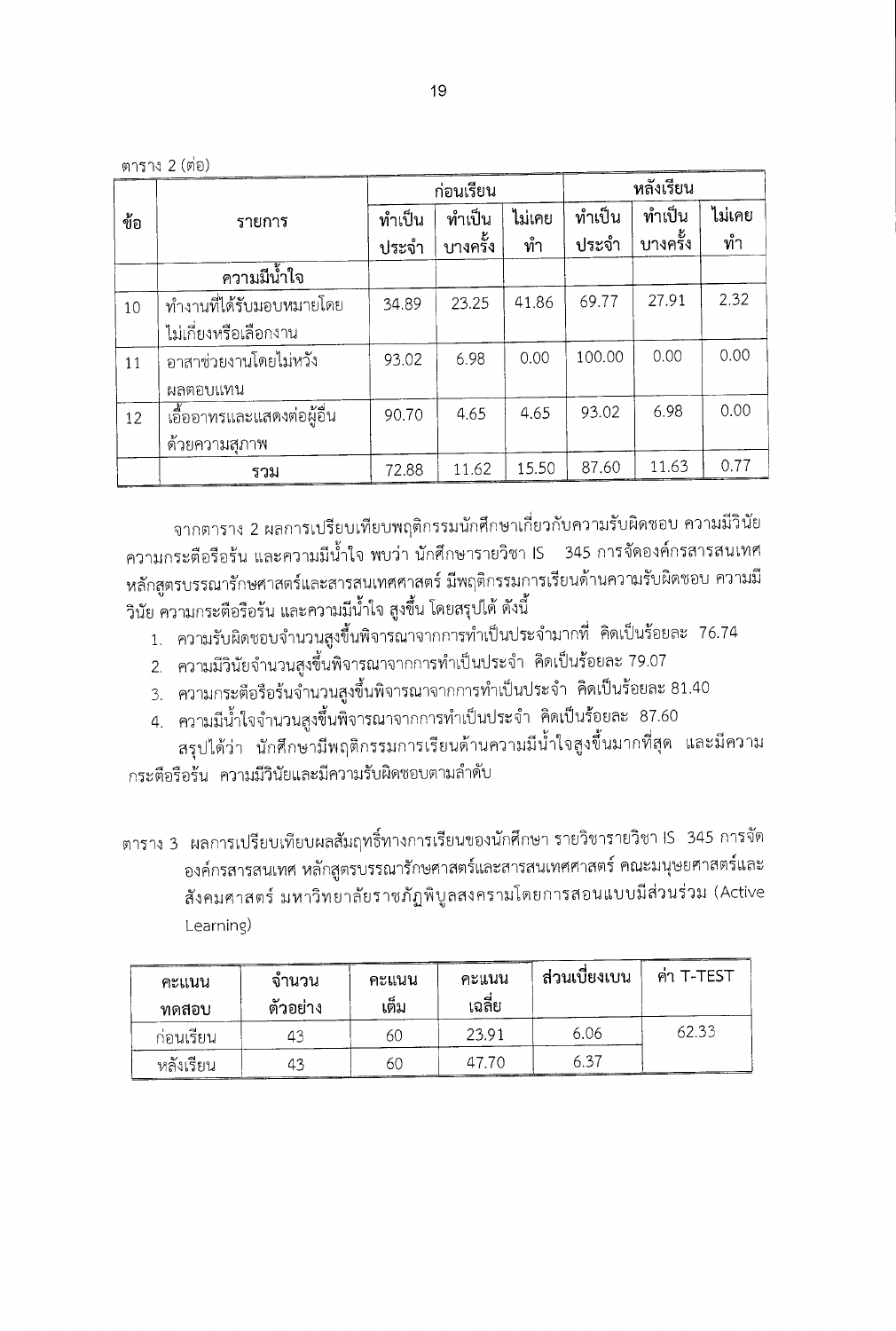ตาราง 2 (ต่อ)

| ข้อ | รายการ | ก่อนเรียน | | | หลังเรียน | | |
|---|---|---|---|---|---|---|---|
| | | ทำเป็นประจำ | ทำเป็นบางครั้ง | ไม่เคยทำ | ทำเป็นประจำ | ทำเป็นบางครั้ง | ไม่เคยทำ |
| | **ความมีน้ำใจ** | | | | | | |
| 10 | ทำงานที่ได้รับมอบหมายโดยไม่เกี่ยงหรือเลือกงาน | 34.89 | 23.25 | 41.86 | 69.77 | 27.91 | 2.32 |
| 11 | อาสาช่วยงานโดยไม่หวังผลตอบแทน | 93.02 | 6.98 | 0.00 | 100.00 | 0.00 | 0.00 |
| 12 | เอื้ออาทรและแสดงต่อผู้อื่นด้วยความสุภาพ | 90.70 | 4.65 | 4.65 | 93.02 | 6.98 | 0.00 |
| | **รวม** | 72.88 | 11.62 | 15.50 | 87.60 | 11.63 | 0.77 |

จากตาราง 2 ผลการเปรียบเทียบพฤติกรรมนักศึกษาเกี่ยวกับความรับผิดชอบ ความมีวินัย ความกระตือรือร้น และความมีน้ำใจ พบว่า นักศึกษารายวิชา IS 345 การจัดองค์กรสารสนเทศ หลักสูตรบรรณารักษศาสตร์และสารสนเทศศาสตร์ มีพฤติกรรมการเรียนด้านความรับผิดชอบ ความมีวินัย ความกระตือรือร้น และความมีน้ำใจ สูงขึ้น โดยสรุปได้ ดังนี้

1. ความรับผิดชอบจำนวนสูงขึ้นพิจารณาจากการทำเป็นประจำมากที่ คิดเป็นร้อยละ 76.74
2. ความมีวินัยจำนวนสูงขึ้นพิจารณาจากการทำเป็นประจำ คิดเป็นร้อยละ 79.07
3. ความกระตือรือร้นจำนวนสูงขึ้นพิจารณาจากการทำเป็นประจำ คิดเป็นร้อยละ 81.40
4. ความมีน้ำใจจำนวนสูงขึ้นพิจารณาจากการทำเป็นประจำ คิดเป็นร้อยละ 87.60

สรุปได้ว่า นักศึกษามีพฤติกรรมการเรียนด้านความมีน้ำใจสูงขึ้นมากที่สุด และมีความกระตือรือร้น ความมีวินัยและมีความรับผิดชอบตามลำดับ

ตาราง 3 ผลการเปรียบเทียบผลสัมฤทธิ์ทางการเรียนของนักศึกษา รายวิชารายวิชา IS 345 การจัดองค์กรสารสนเทศ หลักสูตรบรรณารักษศาสตร์และสารสนเทศศาสตร์ คณะมนุษยศาสตร์และสังคมศาสตร์ มหาวิทยาลัยราชภัฏพิบูลสงครามโดยการสอนแบบมีส่วนร่วม (Active Learning)

| คะแนนทดสอบ | จำนวนตัวอย่าง | คะแนนเต็ม | คะแนนเฉลี่ย | ส่วนเบี่ยงเบน | ค่า T-TEST |
|---|---|---|---|---|---|
| ก่อนเรียน | 43 | 60 | 23.91 | 6.06 | 62.33 |
| หลังเรียน | 43 | 60 | 47.70 | 6.37 | |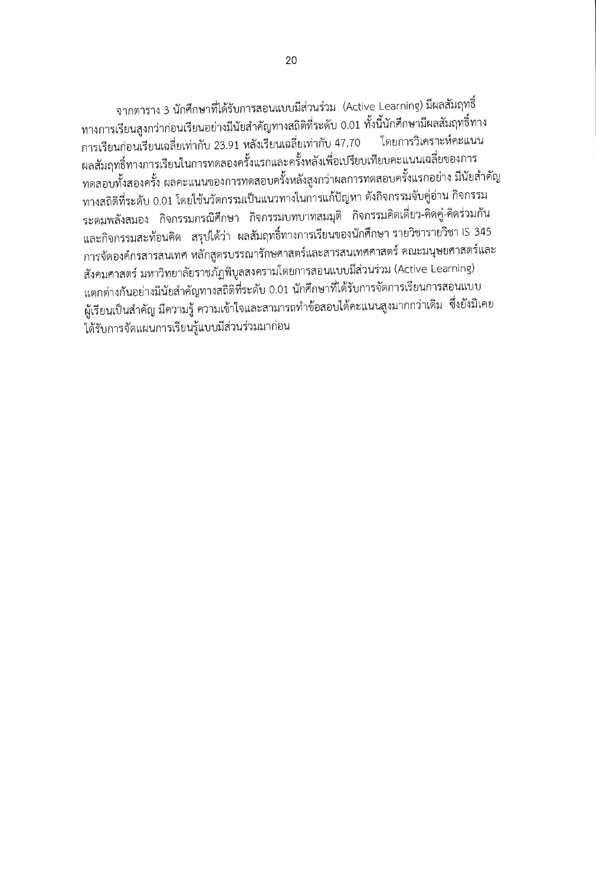จากตาราง 3 นักศึกษาที่ได้รับการสอนแบบมีส่วนร่วม (Active Learning) มีผลสัมฤทธิ์ทางการเรียนสูงกว่าก่อนเรียนอย่างมีนัยสำคัญทางสถิติที่ระดับ 0.01 ทั้งนี้นักศึกษามีผลสัมฤทธิ์ทางการเรียนก่อนเรียนเฉลี่ยเท่ากับ 23.91 หลังเรียนเฉลี่ยเท่ากับ 47.70 โดยการวิเคราะห์คะแนนผลสัมฤทธิ์ทางการเรียนในการทดลองครั้งแรกและครั้งหลังเพื่อเปรียบเทียบคะแนนเฉลี่ยของการทดสอบทั้งสองครั้ง ผลคะแนนของการทดสอบครั้งหลังสูงกว่าผลการทดสอบครั้งแรกอย่าง มีนัยสำคัญทางสถิติที่ระดับ 0.01 โดยใช้นวัตกรรมเป็นแนวทางในการแก้ปัญหา ดังกิจกรรมจับคู่อ่าน กิจกรรมระดมพลังสมอง กิจกรรมกรณีศึกษา กิจกรรมบทบาทสมมุติ กิจกรรมคิดเดี่ยว-คิดคู่-คิดร่วมกัน และกิจกรรมสะท้อนคิด สรุปได้ว่า ผลสัมฤทธิ์ทางการเรียนของนักศึกษา รายวิชารายวิชา IS 345 การจัดองค์กรสารสนเทศ หลักสูตรบรรณารักษศาสตร์และสารสนเทศศาสตร์ คณะมนุษยศาสตร์และสังคมศาสตร์ มหาวิทยาลัยราชภัฏพิบูลสงครามโดยการสอนแบบมีส่วนร่วม (Active Learning) แตกต่างกันอย่างมีนัยสำคัญทางสถิติที่ระดับ 0.01 นักศึกษาที่ได้รับการจัดการเรียนการสอนแบบผู้เรียนเป็นสำคัญ มีความรู้ ความเข้าใจและสามารถทำข้อสอบได้คะแนนสูงมากกว่าเดิม ซึ่งยังมิเคยได้รับการจัดแผนการเรียนรู้แบบมีส่วนร่วมมาก่อน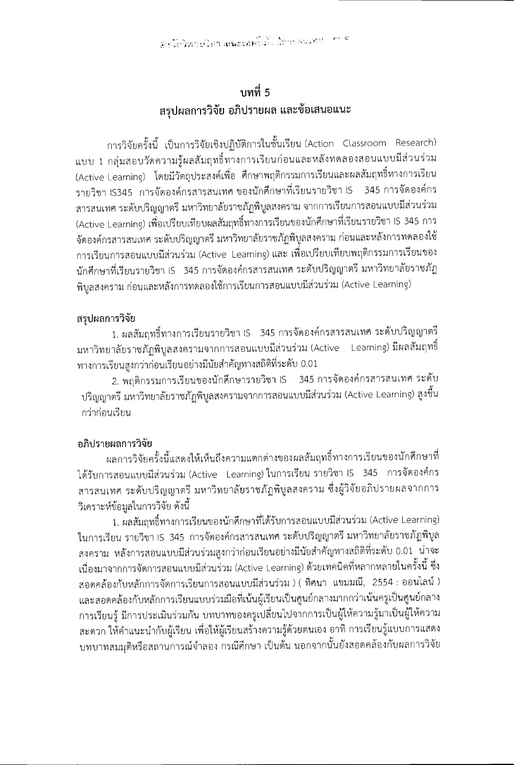# บทที่ 5
# สรุปผลการวิจัย อภิปรายผล และข้อเสนอแนะ

การวิจัยครั้งนี้ เป็นการวิจัยเชิงปฏิบัติการในชั้นเรียน (Action Classroom Research) แบบ 1 กลุ่มสอบวัดความรู้ผลสัมฤทธิ์ทางการเรียนก่อนและหลังทดลองสอนแบบมีส่วนร่วม (Active Learning) โดยมีวัตถุประสงค์เพื่อ ศึกษาพฤติกรรมการเรียนและผลสัมฤทธิ์ทางการเรียนรายวิชา IS345 การจัดองค์กรสารสนเทศ ของนักศึกษาที่เรียนรายวิชา IS 345 การจัดองค์กรสารสนเทศ ระดับปริญญาตรี มหาวิทยาลัยราชภัฏพิบูลสงคราม จากการเรียนการสอนแบบมีส่วนร่วม (Active Learning) เพื่อเปรียบเทียบผลสัมฤทธิ์ทางการเรียนของนักศึกษาที่เรียนรายวิชา IS 345 การจัดองค์กรสารสนเทศ ระดับปริญญาตรี มหาวิทยาลัยราชภัฏพิบูลสงคราม ก่อนและหลังการทดลองใช้การเรียนการสอนแบบมีส่วนร่วม (Active Learning) และ เพื่อเปรียบเทียบพฤติกรรมการเรียนของนักศึกษาที่เรียนรายวิชา IS 345 การจัดองค์กรสารสนเทศ ระดับปริญญาตรี มหาวิทยาลัยราชภัฏพิบูลสงคราม ก่อนและหลังการทดลองใช้การเรียนการสอนแบบมีส่วนร่วม (Active Learning)

## สรุปผลการวิจัย

1. ผลสัมฤทธิ์ทางการเรียนรายวิชา IS 345 การจัดองค์กรสารสนเทศ ระดับปริญญาตรี มหาวิทยาลัยราชภัฏพิบูลสงครามจากการสอนแบบมีส่วนร่วม (Active Learning) มีผลสัมฤทธิ์ทางการเรียนสูงกว่าก่อนเรียนอย่างมีนัยสำคัญทางสถิติที่ระดับ 0.01

2. พฤติกรรมการเรียนของนักศึกษารายวิชา IS 345 การจัดองค์กรสารสนเทศ ระดับปริญญาตรี มหาวิทยาลัยราชภัฏพิบูลสงครามจากการสอนแบบมีส่วนร่วม (Active Learning) สูงขึ้นกว่าก่อนเรียน

## อภิปรายผลการวิจัย

ผลการวิจัยครั้งนี้แสดงให้เห็นถึงความแตกต่างของผลสัมฤทธิ์ทางการเรียนของนักศึกษาที่ได้รับการสอนแบบมีส่วนร่วม (Active Learning) ในการเรียน รายวิชา IS 345 การจัดองค์กรสารสนเทศ ระดับปริญญาตรี มหาวิทยาลัยราชภัฏพิบูลสงคราม ซึ่งผู้วิจัยอภิปรายผลจากการวิเคราะห์ข้อมูลในการวิจัย ดังนี้

1. ผลสัมฤทธิ์ทางการเรียนของนักศึกษาที่ได้รับการสอนแบบมีส่วนร่วม (Active Learning) ในการเรียน รายวิชา IS 345 การจัดองค์กรสารสนเทศ ระดับปริญญาตรี มหาวิทยาลัยราชภัฏพิบูลสงคราม หลังการสอนแบบมีส่วนร่วมสูงกว่าก่อนเรียนอย่างมีนัยสำคัญทางสถิติที่ระดับ 0.01 น่าจะเนื่องมาจากการจัดการสอนแบบมีส่วนร่วม (Active Learning) ด้วยเทคนิคที่หลากหลายในครั้งนี้ ซึ่งสอดคล้องกับหลักการจัดการเรียนการสอนแบบมีส่วนร่วม ) ( ทิศนา แขมมณี, 2554 : ออนไลน์ ) และสอดคล้องกับหลักการเรียนแบบร่วมมือที่เน้นผู้เรียนเป็นศูนย์กลางมากกว่าเน้นครูเป็นศูนย์กลางการเรียนรู้ มีการประเมินร่วมกัน บทบาทของครูเปลี่ยนไปจากการเป็นผู้ให้ความรู้มาเป็นผู้ให้ความสะดวก ให้คำแนะนำกับผู้เรียน เพื่อให้ผู้เรียนสร้างความรู้ด้วยตนเอง อาทิ การเรียนรู้แบบการแสดงบทบาทสมมุติหรือสถานการณ์จำลอง กรณีศึกษา เป็นต้น นอกจากนั้นยังสอดคล้องกับผลการวิจัย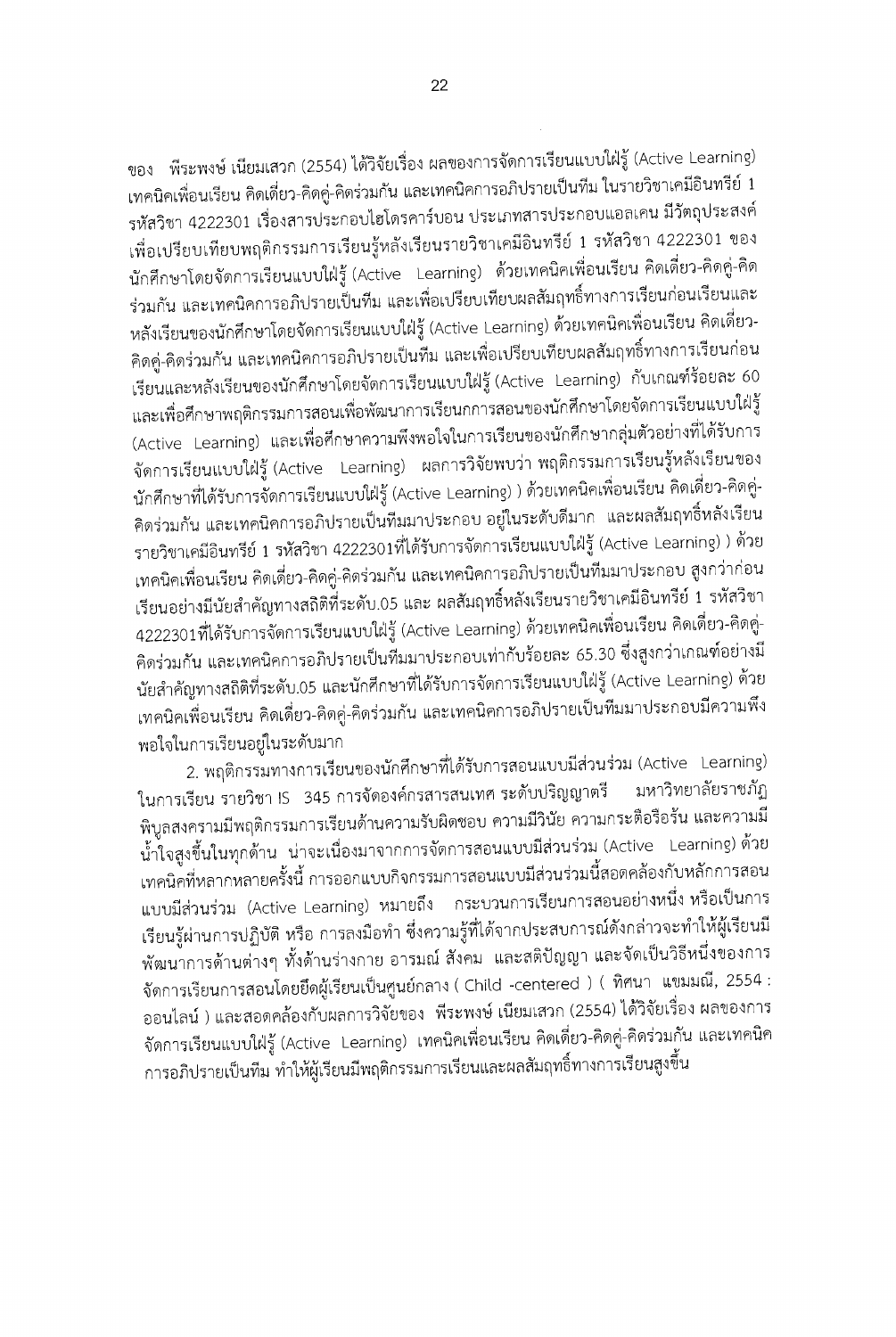ของ พีระพงษ์ เนียมเสวก (2554) ได้วิจัยเรื่อง ผลของการจัดการเรียนแบบใฝ่รู้ (Active Learning) เทคนิคเพื่อนเรียน คิดเดี่ยว-คิดคู่-คิดร่วมกัน และเทคนิคการอภิปรายเป็นทีม ในรายวิชาเคมีอินทรีย์ 1 รหัสวิชา 4222301 เรื่องสารประกอบไฮโดรคาร์บอน ประเภทสารประกอบแอลเคน มีวัตถุประสงค์เพื่อเปรียบเทียบพฤติกรรมการเรียนรู้หลังเรียนรายวิชาเคมีอินทรีย์ 1 รหัสวิชา 4222301 ของนักศึกษาโดยจัดการเรียนแบบใฝ่รู้ (Active Learning) ด้วยเทคนิคเพื่อนเรียน คิดเดี่ยว-คิดคู่-คิดร่วมกัน และเทคนิคการอภิปรายเป็นทีม และเพื่อเปรียบเทียบผลสัมฤทธิ์ทางการเรียนก่อนเรียนและหลังเรียนของนักศึกษาโดยจัดการเรียนแบบใฝ่รู้ (Active Learning) ด้วยเทคนิคเพื่อนเรียน คิดเดี่ยว-คิดคู่-คิดร่วมกัน และเทคนิคการอภิปรายเป็นทีม และเพื่อเปรียบเทียบผลสัมฤทธิ์ทางการเรียนก่อนเรียนและหลังเรียนของนักศึกษาโดยจัดการเรียนแบบใฝ่รู้ (Active Learning) กับเกณฑ์ร้อยละ 60 และเพื่อศึกษาพฤติกรรมการสอนเพื่อพัฒนาการเรียนการสอนของนักศึกษาโดยจัดการเรียนแบบใฝ่รู้ (Active Learning) และเพื่อศึกษาความพึงพอใจในการเรียนของนักศึกษากลุ่มตัวอย่างที่ได้รับการจัดการเรียนแบบใฝ่รู้ (Active Learning) ผลการวิจัยพบว่า พฤติกรรมการเรียนรู้หลังเรียนของนักศึกษาที่ได้รับการจัดการเรียนแบบใฝ่รู้ (Active Learning) ) ด้วยเทคนิคเพื่อนเรียน คิดเดี่ยว-คิดคู่-คิดร่วมกัน และเทคนิคการอภิปรายเป็นทีมมาประกอบ อยู่ในระดับดีมาก และผลสัมฤทธิ์หลังเรียนรายวิชาเคมีอินทรีย์ 1 รหัสวิชา 4222301ที่ได้รับการจัดการเรียนแบบใฝ่รู้ (Active Learning) ) ด้วยเทคนิคเพื่อนเรียน คิดเดี่ยว-คิดคู่-คิดร่วมกัน และเทคนิคการอภิปรายเป็นทีมมาประกอบ สูงกว่าก่อนเรียนอย่างมีนัยสำคัญทางสถิติที่ระดับ.05 และ ผลสัมฤทธิ์หลังเรียนรายวิชาเคมีอินทรีย์ 1 รหัสวิชา 4222301ที่ได้รับการจัดการเรียนแบบใฝ่รู้ (Active Learning) ด้วยเทคนิคเพื่อนเรียน คิดเดี่ยว-คิดคู่-คิดร่วมกัน และเทคนิคการอภิปรายเป็นทีมมาประกอบเท่ากับร้อยละ 65.30 ซึ่งสูงกว่าเกณฑ์อย่างมีนัยสำคัญทางสถิติที่ระดับ.05 และนักศึกษาที่ได้รับการจัดการเรียนแบบใฝ่รู้ (Active Learning) ด้วยเทคนิคเพื่อนเรียน คิดเดี่ยว-คิดคู่-คิดร่วมกัน และเทคนิคการอภิปรายเป็นทีมมาประกอบมีความพึงพอใจในการเรียนอยู่ในระดับมาก

2. พฤติกรรมทางการเรียนของนักศึกษาที่ได้รับการสอนแบบมีส่วนร่วม (Active Learning) ในการเรียน รายวิชา IS 345 การจัดองค์กรสารสนเทศ ระดับปริญญาตรี มหาวิทยาลัยราชภัฏพิบูลสงครามมีพฤติกรรมการเรียนด้านความรับผิดชอบ ความมีวินัย ความกระตือรือร้น และความมีน้ำใจสูงขึ้นในทุกด้าน น่าจะเนื่องมาจากการจัดการสอนแบบมีส่วนร่วม (Active Learning) ด้วยเทคนิคที่หลากหลายครั้งนี้ การออกแบบกิจกรรมการสอนแบบมีส่วนร่วมนี้สอดคล้องกับหลักการสอนแบบมีส่วนร่วม (Active Learning) หมายถึง กระบวนการเรียนการสอนอย่างหนึ่ง หรือเป็นการเรียนรู้ผ่านการปฏิบัติ หรือ การลงมือทำ ซึ่งความรู้ที่ได้จากประสบการณ์ดังกล่าวจะทำให้ผู้เรียนมีพัฒนาการด้านต่างๆ ทั้งด้านร่างกาย อารมณ์ สังคม และสติปัญญา และจัดเป็นวิธีหนึ่งของการจัดการเรียนการสอนโดยยึดผู้เรียนเป็นศูนย์กลาง ( Child -centered ) ( ทิศนา แขมมณี, 2554 : ออนไลน์ ) และสอดคล้องกับผลการวิจัยของ พีระพงษ์ เนียมเสวก (2554) ได้วิจัยเรื่อง ผลของการจัดการเรียนแบบใฝ่รู้ (Active Learning) เทคนิคเพื่อนเรียน คิดเดี่ยว-คิดคู่-คิดร่วมกัน และเทคนิคการอภิปรายเป็นทีม ทำให้ผู้เรียนมีพฤติกรรมการเรียนและผลสัมฤทธิ์ทางการเรียนสูงขึ้น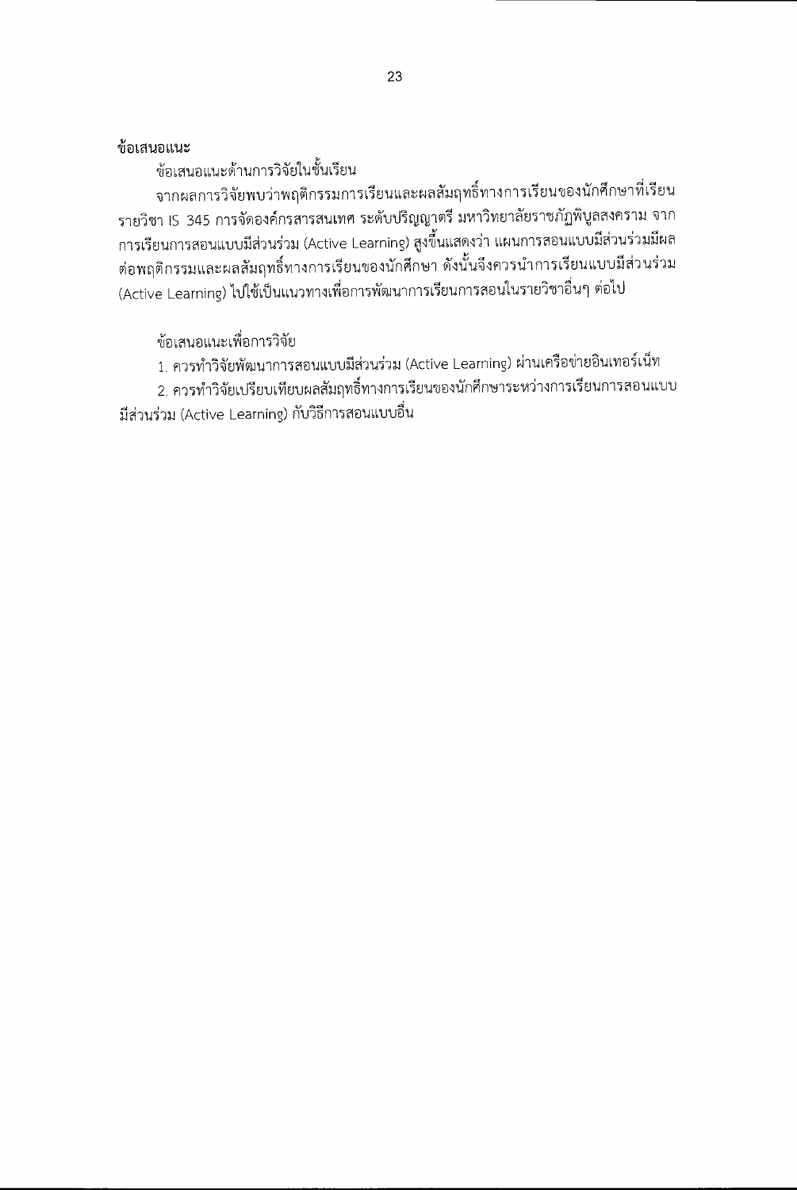**ข้อเสนอแนะ**

ข้อเสนอแนะด้านการวิจัยในชั้นเรียน

จากผลการวิจัยพบว่าพฤติกรรมการเรียนและผลสัมฤทธิ์ทางการเรียนของนักศึกษาที่เรียนรายวิชา IS 345 การจัดองค์กรสารสนเทศ ระดับปริญญาตรี มหาวิทยาลัยราชภัฏพิบูลสงคราม จากการเรียนการสอนแบบมีส่วนร่วม (Active Learning) สูงขึ้นแสดงว่า แผนการสอนแบบมีส่วนร่วมมีผลต่อพฤติกรรมและผลสัมฤทธิ์ทางการเรียนของนักศึกษา ดังนั้นจึงควรนำการเรียนแบบมีส่วนร่วม (Active Learning) ไปใช้เป็นแนวทางเพื่อการพัฒนาการเรียนการสอนในรายวิชาอื่นๆ ต่อไป

ข้อเสนอแนะเพื่อการวิจัย

1. ควรทำวิจัยพัฒนาการสอนแบบมีส่วนร่วม (Active Learning) ผ่านเครือข่ายอินเทอร์เน็ท
2. ควรทำวิจัยเปรียบเทียบผลสัมฤทธิ์ทางการเรียนของนักศึกษาระหว่างการเรียนการสอนแบบมีส่วนร่วม (Active Learning) กับวิธีการสอนแบบอื่น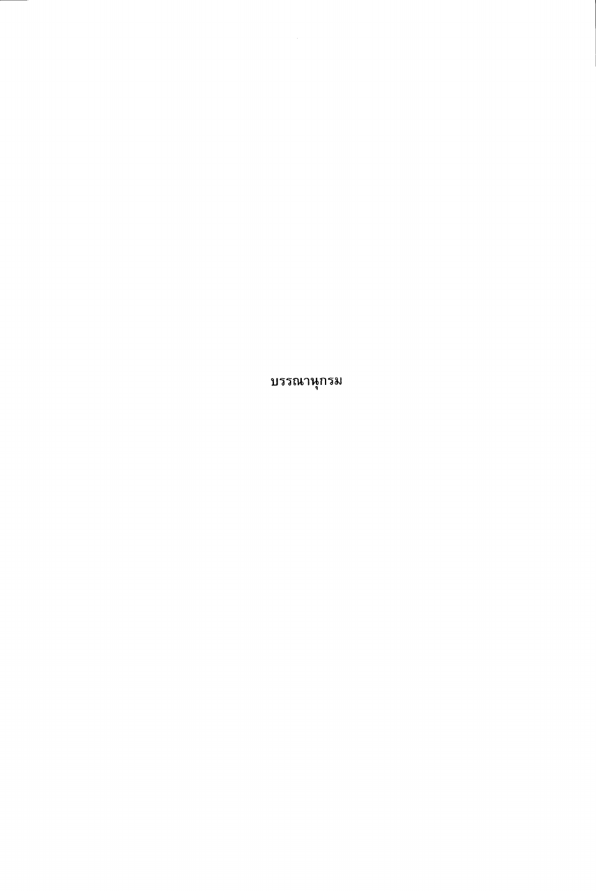# บรรณานุกรม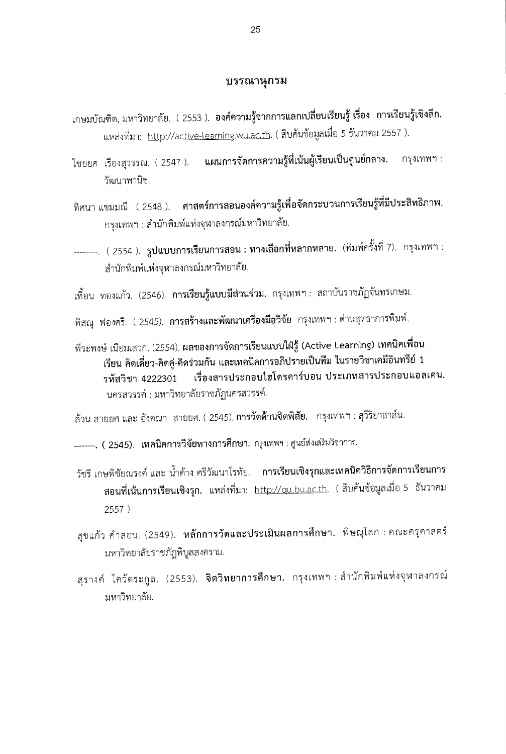## บรรณานุกรม

เกษมบัณฑิต, มหาวิทยาลัย. ( 2553 ). **องค์ความรู้จากการแลกเปลี่ยนเรียนรู้ เรื่อง การเรียนรู้เชิงลึก.** แหล่งที่มา: http://active-learning.wu.ac.th. ( สืบค้นข้อมูลเมื่อ 5 ธันวาคม 2557 ).

ไชยยศ เรืองสุวรรณ. ( 2547 ). **แผนการจัดการความรู้ที่เน้นผู้เรียนเป็นศูนย์กลาง.** กรุงเทพฯ : วัฒนาพานิช.

ทิศนา แขมมณี. ( 2548 ). **ศาสตร์การสอนองค์ความรู้เพื่อจัดกระบวนการเรียนรู้ที่มีประสิทธิภาพ.** กรุงเทพฯ : สำนักพิมพ์แห่งจุฬาลงกรณ์มหาวิทยาลัย.

--------. ( 2554 ). **รูปแบบการเรียนการสอน : ทางเลือกที่หลากหลาย.** (พิมพ์ครั้งที่ 7). กรุงเทพฯ : สำนักพิมพ์แห่งจุฬาลงกรณ์มหาวิทยาลัย.

เทื้อน ทองแก้ว. (2546). **การเรียนรู้แบบมีส่วนร่วม.** กรุงเทพฯ : สถาบันราชภัฏจันทรเกษม.

พิสณุ ฟองศรี. ( 2545). **การสร้างและพัฒนาเครื่องมือวิจัย** กรุงเทพฯ : ด่านสุทธาการพิมพ์.

พีระพงษ์ เนียมเสวก. (2554). **ผลของการจัดการเรียนแบบใฝ่รู้ (Active Learning) เทคนิคเพื่อนเรียน คิดเดี่ยว-คิดคู่-คิดร่วมกัน และเทคนิคการอภิปรายเป็นทีม ในรายวิชาเคมีอินทรีย์ 1 รหัสวิชา 4222301 เรื่องสารประกอบไฮโดรคาร์บอน ประเภทสารประกอบแอลเคน.** นครสวรรค์ : มหาวิทยาลัยราชภัฏนครสวรรค์.

ล้วน สายยศ และ อังคณา สายยศ. ( 2545). **การวัดด้านจิตพิสัย.** กรุงเทพฯ : สุวีริยาสาส์น.

**--------. ( 2545). เทคนิคการวิจัยทางการศึกษา.** กรุงเทพฯ : ศูนย์ส่งเสริมวิชาการ.

วัชรี เกษพิชัยณรงค์ และ น้ำค้าง ศรีวัฒนาโรทัย. **การเรียนเชิงรุกและเทคนิควิธีการจัดการเรียนการสอนที่เน้นการเรียนเชิงรุก.** แหล่งที่มา: http://qu.bu.ac.th. ( สืบค้นข้อมูลเมื่อ 5 ธันวาคม 2557 ).

สุขแก้ว คำสอน. (2549). **หลักการวัดและประเมินผลการศึกษา.** พิษณุโลก : คณะครุศาสตร์ มหาวิทยาลัยราชภัฏพิบูลสงคราม.

สุรางค์ โค้วตระกูล. (2553). **จิตวิทยาการศึกษา.** กรุงเทพฯ : สำนักพิมพ์แห่งจุฬาลงกรณ์มหาวิทยาลัย.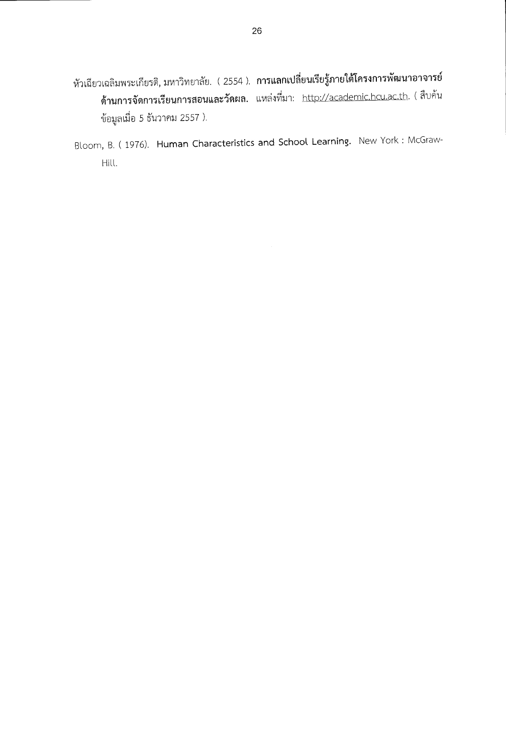หัวเฉียวเฉลิมพระเกียรติ, มหาวิทยาลัย. ( 2554 ). **การแลกเปลี่ยนเรียนรู้ภายใต้โครงการพัฒนาอาจารย์ด้านการจัดการเรียนการสอนและวัดผล.** แหล่งที่มา: http://academic.hcu.ac.th. ( สืบค้นข้อมูลเมื่อ 5 ธันวาคม 2557 ).

Bloom, B. ( 1976). **Human Characteristics and School Learning.** New York : McGraw-Hill.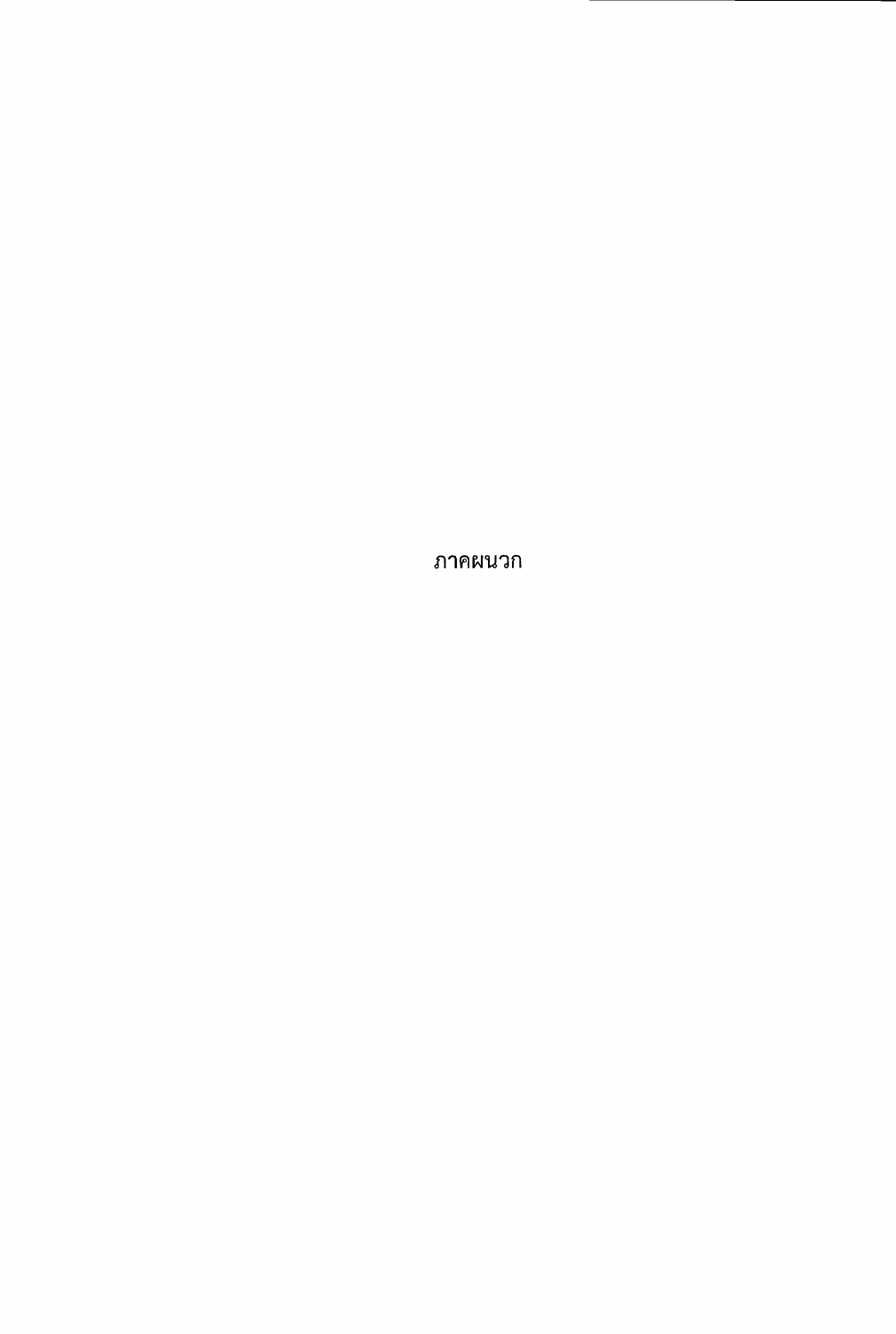# ภาคผนวก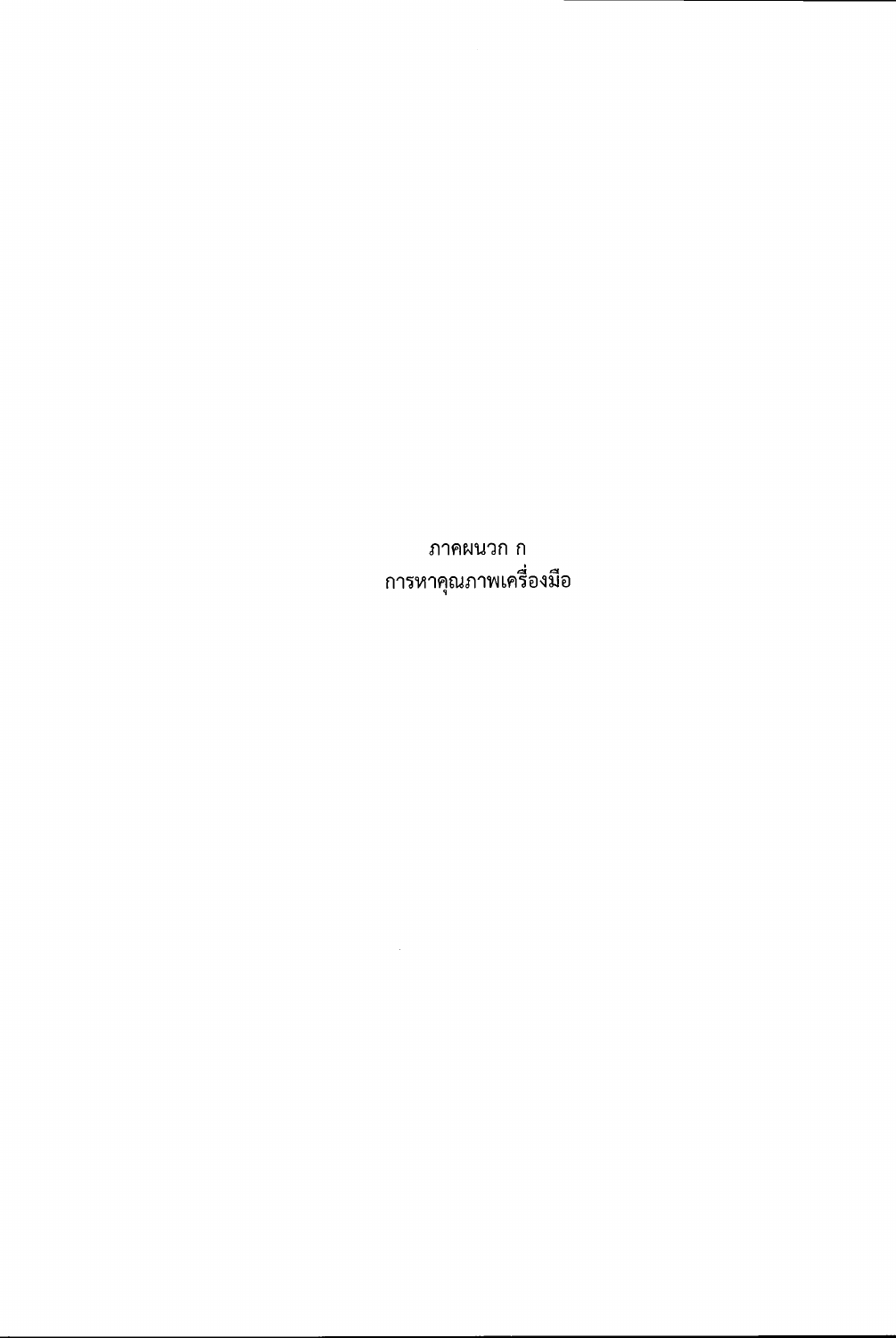# ภาคผนวก ก
# การหาคุณภาพเครื่องมือ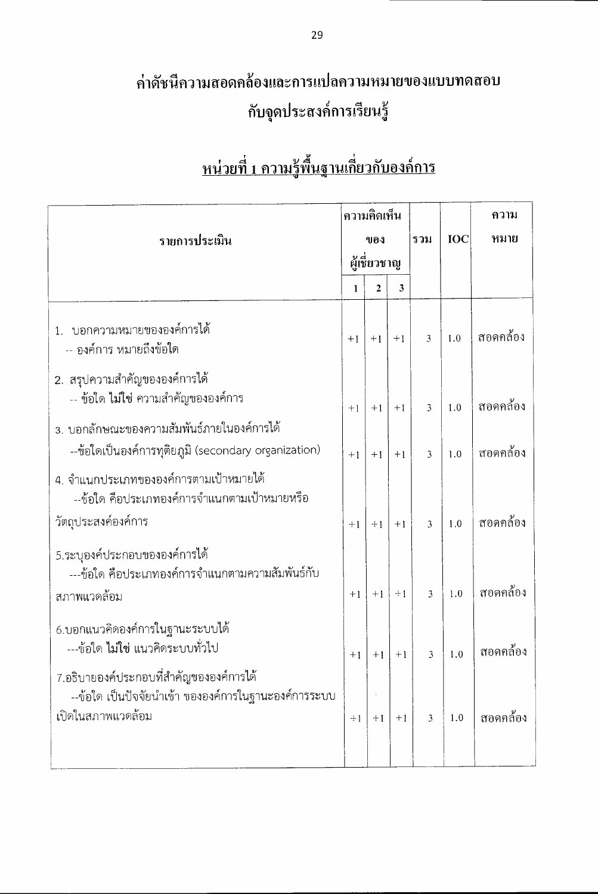# ค่าดัชนีความสอดคล้องและการแปลความหมายของแบบทดสอบกับจุดประสงค์การเรียนรู้

## หน่วยที่ 1 ความรู้พื้นฐานเกี่ยวกับองค์การ

| รายการประเมิน | ความคิดเห็นของผู้เชี่ยวชาญ | | | รวม | IOC | ความหมาย |
|---|---|---|---|---|---|---|
| | 1 | 2 | 3 | | | |
| 1. บอกความหมายขององค์การได้<br>-- องค์การ หมายถึงข้อใด | +1 | +1 | +1 | 3 | 1.0 | สอดคล้อง |
| 2. สรุปความสำคัญขององค์การได้<br>-- ข้อใด **ไม่ใช่** ความสำคัญขององค์การ | +1 | +1 | +1 | 3 | 1.0 | สอดคล้อง |
| 3. บอกลักษณะของความสัมพันธ์ภายในองค์การได้<br>--ข้อใดเป็นองค์การทุติยภูมิ (secondary organization) | +1 | +1 | +1 | 3 | 1.0 | สอดคล้อง |
| 4. จำแนกประเภทขององค์การตามเป้าหมายได้<br>--ข้อใด คือประเภทองค์การจำแนกตามเป้าหมายหรือวัตถุประสงค์องค์การ | +1 | +1 | +1 | 3 | 1.0 | สอดคล้อง |
| 5.ระบุองค์ประกอบขององค์การได้<br>---ข้อใด คือประเภทองค์การจำแนกตามความสัมพันธ์กับสภาพแวดล้อม | +1 | +1 | +1 | 3 | 1.0 | สอดคล้อง |
| 6.บอกแนวคิดองค์การในฐานะระบบได้<br>---ข้อใด **ไม่ใช่** แนวคิดระบบทั่วไป | +1 | +1 | +1 | 3 | 1.0 | สอดคล้อง |
| 7.อธิบายองค์ประกอบที่สำคัญขององค์การได้<br>--ข้อใด เป็นปัจจัยนำเข้า ขององค์การในฐานะองค์การระบบเปิดในสภาพแวดล้อม | +1 | +1 | +1 | 3 | 1.0 | สอดคล้อง |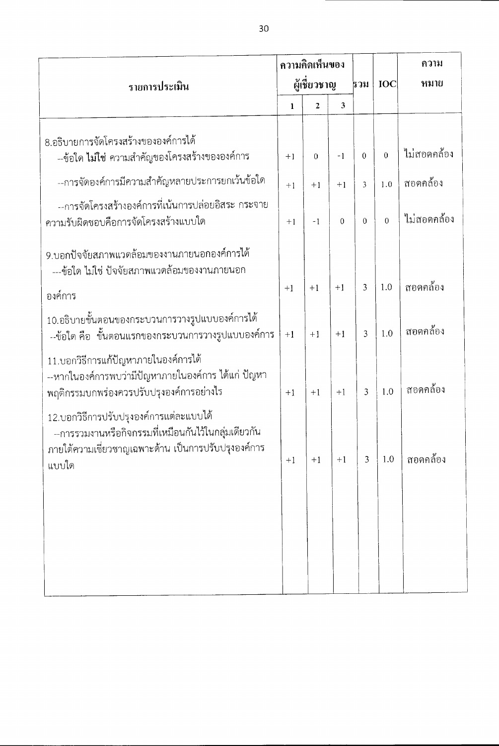| รายการประเมิน | ความคิดเห็นของผู้เชี่ยวชาญ | | | รวม | IOC | ความหมาย |
|---|---|---|---|---|---|---|
| | 1 | 2 | 3 | | | |
| 8.อธิบายการจัดโครงสร้างขององค์การได้ | | | | | | |
| --ข้อใด **ไม่ใช่** ความสำคัญของโครงสร้างขององค์การ | +1 | 0 | -1 | 0 | 0 | ไม่สอดคล้อง |
| --การจัดองค์การมีความสำคัญหลายประการยกเว้นข้อใด | +1 | +1 | +1 | 3 | 1.0 | สอดคล้อง |
| --การจัดโครงสร้างองค์การที่เน้นการปล่อยอิสระ กระจายความรับผิดชอบคือการจัดโครงสร้างแบบใด | +1 | -1 | 0 | 0 | 0 | ไม่สอดคล้อง |
| 9.บอกปัจจัยสภาพแวดล้อมของงานภายนอกองค์การได้ ---ข้อใด ไม่ใช่ ปัจจัยสภาพแวดล้อมของงานภายนอกองค์การ | +1 | +1 | +1 | 3 | 1.0 | สอดคล้อง |
| 10.อธิบายขั้นตอนของกระบวนการวางรูปแบบองค์การได้ --ข้อใด คือ ขั้นตอนแรกของกระบวนการวางรูปแบบองค์การ | +1 | +1 | +1 | 3 | 1.0 | สอดคล้อง |
| 11.บอกวิธีการแก้ปัญหาภายในองค์การได้ --หากในองค์การพบว่ามีปัญหาภายในองค์การ ได้แก่ ปัญหาพฤติกรรมบกพร่องควรปรับปรุงองค์การอย่างไร | +1 | +1 | +1 | 3 | 1.0 | สอดคล้อง |
| 12.บอกวิธีการปรับปรุงองค์การแต่ละแบบได้ --การรวมงานหรือกิจกรรมที่เหมือนกันไว้ในกลุ่มเดียวกันภายใต้ความเชี่ยวชาญเฉพาะด้าน เป็นการปรับปรุงองค์การแบบใด | +1 | +1 | +1 | 3 | 1.0 | สอดคล้อง |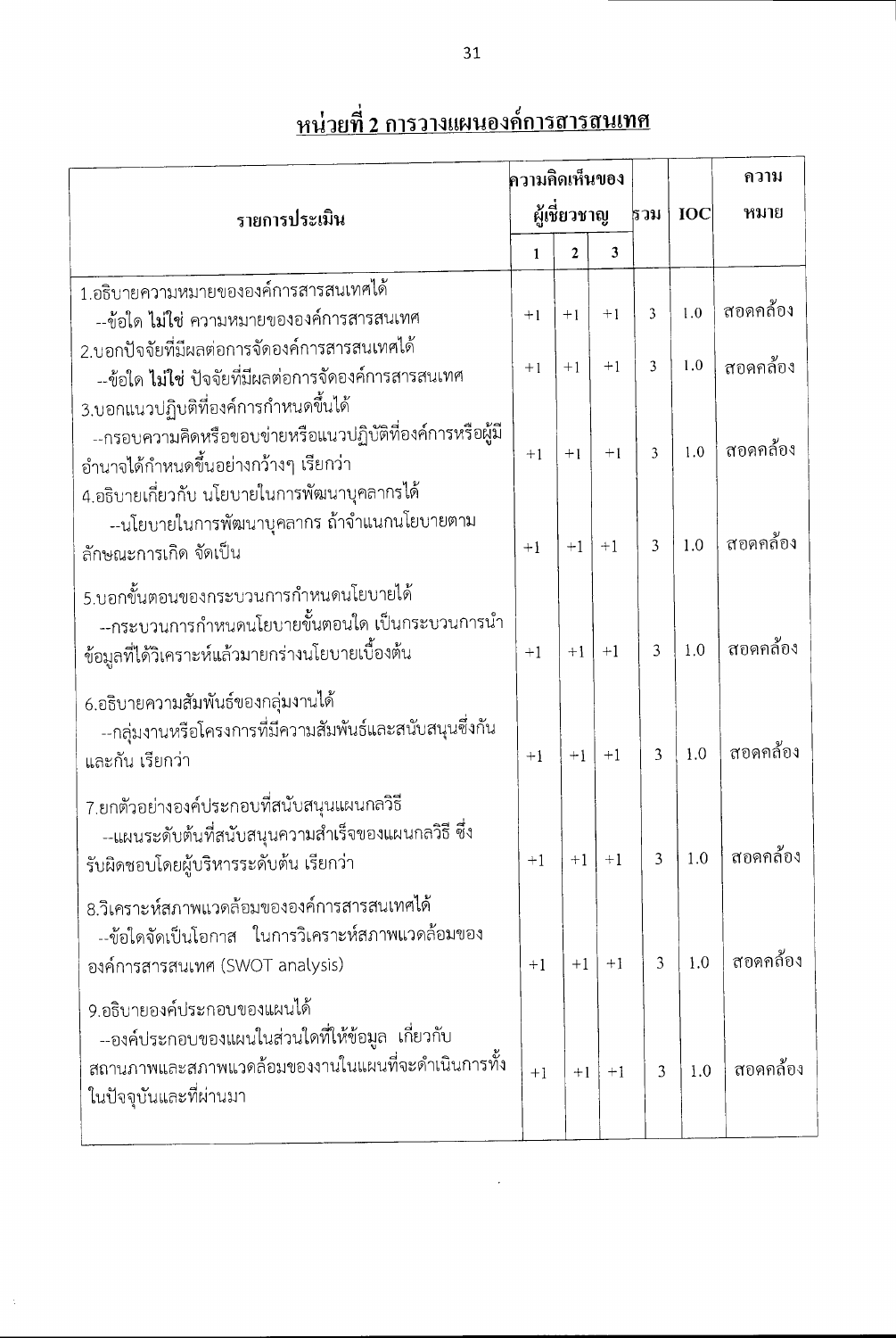## หน่วยที่ 2 การวางแผนองค์การสารสนเทศ

| รายการประเมิน | ความคิดเห็นของผู้เชี่ยวชาญ | | | รวม | IOC | ความหมาย |
|---|---|---|---|---|---|---|
| | 1 | 2 | 3 | | | |
| 1.อธิบายความหมายขององค์การสารสนเทศได้ --ข้อใด **ไม่ใช่** ความหมายขององค์การสารสนเทศ | +1 | +1 | +1 | 3 | 1.0 | สอดคล้อง |
| 2.บอกปัจจัยที่มีผลต่อการจัดองค์การสารสนเทศได้ --ข้อใด **ไม่ใช่** ปัจจัยที่มีผลต่อการจัดองค์การสารสนเทศ | +1 | +1 | +1 | 3 | 1.0 | สอดคล้อง |
| 3.บอกแนวปฏิบัติที่องค์การกำหนดขึ้นได้ --กรอบความคิดหรือขอบข่ายหรือแนวปฏิบัติที่องค์การหรือผู้มีอำนาจได้กำหนดขึ้นอย่างกว้างๆ เรียกว่า | +1 | +1 | +1 | 3 | 1.0 | สอดคล้อง |
| 4.อธิบายเกี่ยวกับ นโยบายในการพัฒนาบุคลากรได้ --นโยบายในการพัฒนาบุคลากร ถ้าจำแนกนโยบายตามลักษณะการเกิด จัดเป็น | +1 | +1 | +1 | 3 | 1.0 | สอดคล้อง |
| 5.บอกขั้นตอนของกระบวนการกำหนดนโยบายได้ --กระบวนการกำหนดนโยบายขั้นตอนใด เป็นกระบวนการนำข้อมูลที่ได้วิเคราะห์แล้วมายกร่างนโยบายเบื้องต้น | +1 | +1 | +1 | 3 | 1.0 | สอดคล้อง |
| 6.อธิบายความสัมพันธ์ของกลุ่มงานได้ --กลุ่มงานหรือโครงการที่มีความสัมพันธ์และสนับสนุนซึ่งกันและกัน เรียกว่า | +1 | +1 | +1 | 3 | 1.0 | สอดคล้อง |
| 7.ยกตัวอย่างองค์ประกอบที่สนับสนุนแผนกลวิธี --แผนระดับต้นที่สนับสนุนความสำเร็จของแผนกลวิธี ซึ่งรับผิดชอบโดยผู้บริหารระดับต้น เรียกว่า | +1 | +1 | +1 | 3 | 1.0 | สอดคล้อง |
| 8.วิเคราะห์สภาพแวดล้อมขององค์การสารสนเทศได้ --ข้อใดจัดเป็นโอกาส ในการวิเคราะห์สภาพแวดล้อมขององค์การสารสนเทศ (SWOT analysis) | +1 | +1 | +1 | 3 | 1.0 | สอดคล้อง |
| 9.อธิบายองค์ประกอบของแผนได้ --องค์ประกอบของแผนในส่วนใดที่ให้ข้อมูล เกี่ยวกับสถานภาพและสภาพแวดล้อมของงานในแผนที่จะดำเนินการทั้งในปัจจุบันและที่ผ่านมา | +1 | +1 | +1 | 3 | 1.0 | สอดคล้อง |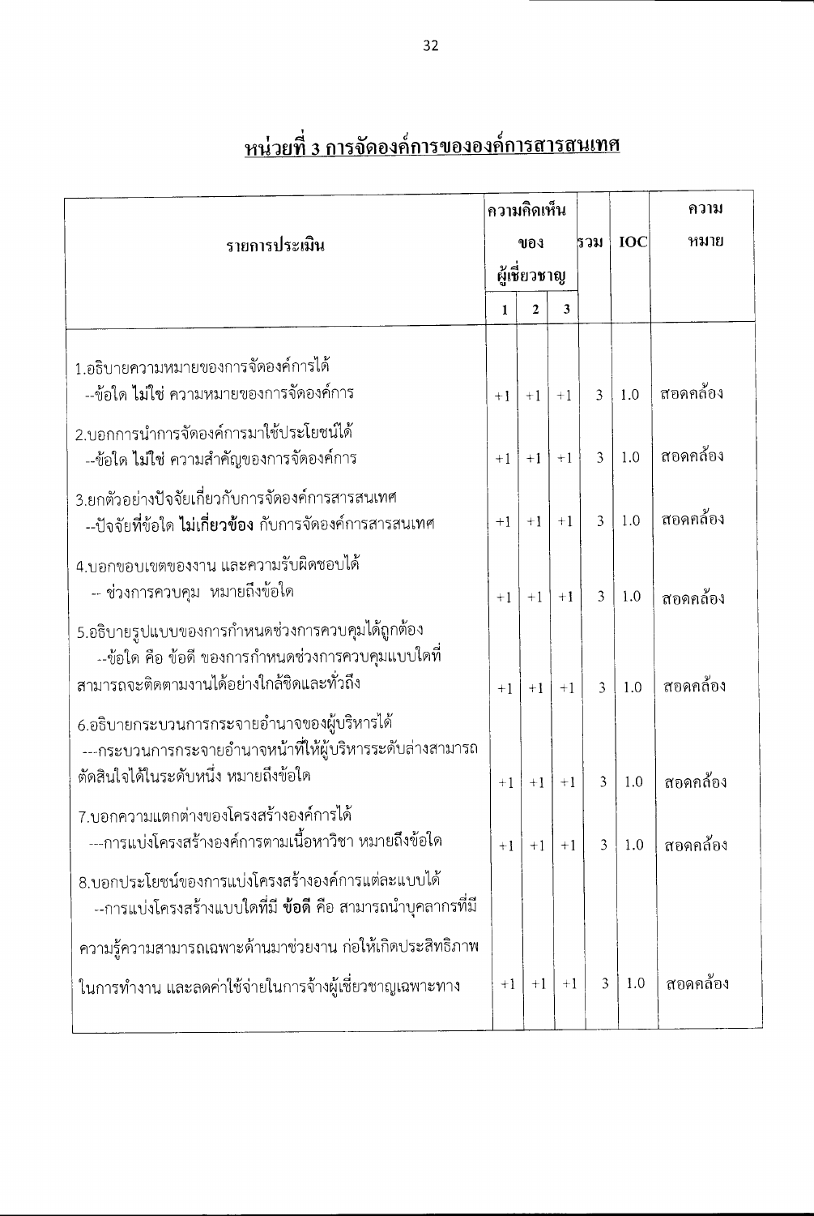## <u>หน่วยที่ 3 การจัดองค์การขององค์การสารสนเทศ</u>

| รายการประเมิน | ความคิดเห็นของผู้เชี่ยวชาญ | | | รวม | IOC | ความหมาย |
|---|---|---|---|---|---|---|
| | 1 | 2 | 3 | | | |
| 1.อธิบายความหมายของการจัดองค์การได้ <br> --ข้อใด **ไม่ใช่** ความหมายของการจัดองค์การ | +1 | +1 | +1 | 3 | 1.0 | สอดคล้อง |
| 2.บอกการนำการจัดองค์การมาใช้ประโยชน์ได้ <br> --ข้อใด **ไม่ใช่** ความสำคัญของการจัดองค์การ | +1 | +1 | +1 | 3 | 1.0 | สอดคล้อง |
| 3.ยกตัวอย่างปัจจัยเกี่ยวกับการจัดองค์การสารสนเทศ <br> --ปัจจัยที่ข้อใด **ไม่เกี่ยวข้อง** กับการจัดองค์การสารสนเทศ | +1 | +1 | +1 | 3 | 1.0 | สอดคล้อง |
| 4.บอกขอบเขตของงาน และความรับผิดชอบได้ <br> -- ช่วงการควบคุม หมายถึงข้อใด | +1 | +1 | +1 | 3 | 1.0 | สอดคล้อง |
| 5.อธิบายรูปแบบของการกำหนดช่วงการควบคุมได้ถูกต้อง <br> --ข้อใด คือ ข้อดี ของการกำหนดช่วงการควบคุมแบบใดที่สามารถจะติดตามงานได้อย่างใกล้ชิดและทั่วถึง | +1 | +1 | +1 | 3 | 1.0 | สอดคล้อง |
| 6.อธิบายกระบวนการกระจายอำนาจของผู้บริหารได้ <br> ---กระบวนการกระจายอำนาจหน้าที่ให้ผู้บริหารระดับล่างสามารถตัดสินใจได้ในระดับหนึ่ง หมายถึงข้อใด | +1 | +1 | +1 | 3 | 1.0 | สอดคล้อง |
| 7.บอกความแตกต่างของโครงสร้างองค์การได้ <br> ---การแบ่งโครงสร้างองค์การตามเนื้อหาวิชา หมายถึงข้อใด | +1 | +1 | +1 | 3 | 1.0 | สอดคล้อง |
| 8.บอกประโยชน์ของการแบ่งโครงสร้างองค์การแต่ละแบบได้ <br> --การแบ่งโครงสร้างแบบใดที่มี **ข้อดี** คือ สามารถนำบุคลากรที่มีความรู้ความสามารถเฉพาะด้านมาช่วยงาน ก่อให้เกิดประสิทธิภาพในการทำงาน และลดค่าใช้จ่ายในการจ้างผู้เชี่ยวชาญเฉพาะทาง | +1 | +1 | +1 | 3 | 1.0 | สอดคล้อง |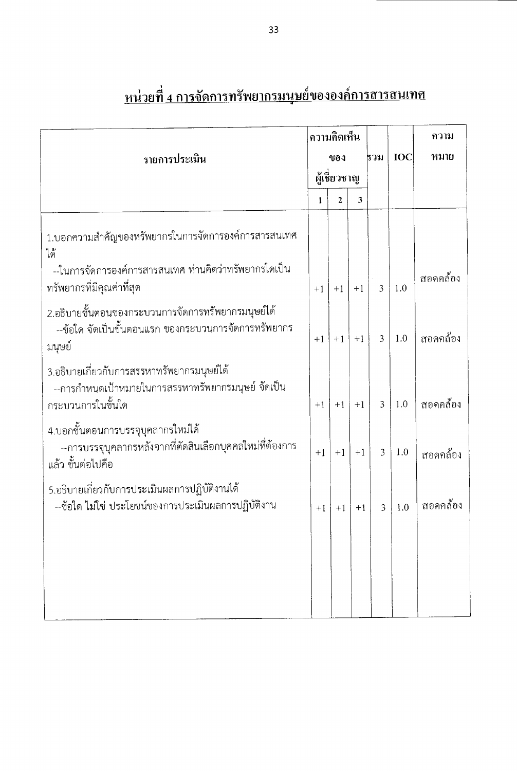# <u>หน่วยที่ 4 การจัดการทรัพยากรมนุษย์ขององค์การสารสนเทศ</u>

| รายการประเมิน | ความคิดเห็นของผู้เชี่ยวชาญ | | | รวม | IOC | ความหมาย |
|---|---|---|---|---|---|---|
| | 1 | 2 | 3 | | | |
| 1.บอกความสำคัญของทรัพยากรในการจัดการองค์การสารสนเทศได้<br>--ในการจัดการองค์การสารสนเทศ ท่านคิดว่าทรัพยากรใดเป็นทรัพยากรที่มีคุณค่าที่สุด | +1 | +1 | +1 | 3 | 1.0 | สอดคล้อง |
| 2.อธิบายขั้นตอนของกระบวนการจัดการทรัพยากรมนุษย์ได้<br>--ข้อใด จัดเป็นขั้นตอนแรก ของกระบวนการจัดการทรัพยากรมนุษย์ | +1 | +1 | +1 | 3 | 1.0 | สอดคล้อง |
| 3.อธิบายเกี่ยวกับการสรรหาทรัพยากรมนุษย์ได้<br>--การกำหนดเป้าหมายในการสรรหาทรัพยากรมนุษย์ จัดเป็นกระบวนการในขั้นใด | +1 | +1 | +1 | 3 | 1.0 | สอดคล้อง |
| 4.บอกขั้นตอนการบรรจุบุคลากรใหม่ได้<br>--การบรรจุบุคลากรหลังจากที่ตัดสินเลือกบุคคลใหม่ที่ต้องการแล้ว ขั้นต่อไปคือ | +1 | +1 | +1 | 3 | 1.0 | สอดคล้อง |
| 5.อธิบายเกี่ยวกับการประเมินผลการปฏิบัติงานได้<br>--ข้อใด **ไม่ใช่** ประโยชน์ของการประเมินผลการปฏิบัติงาน | +1 | +1 | +1 | 3 | 1.0 | สอดคล้อง |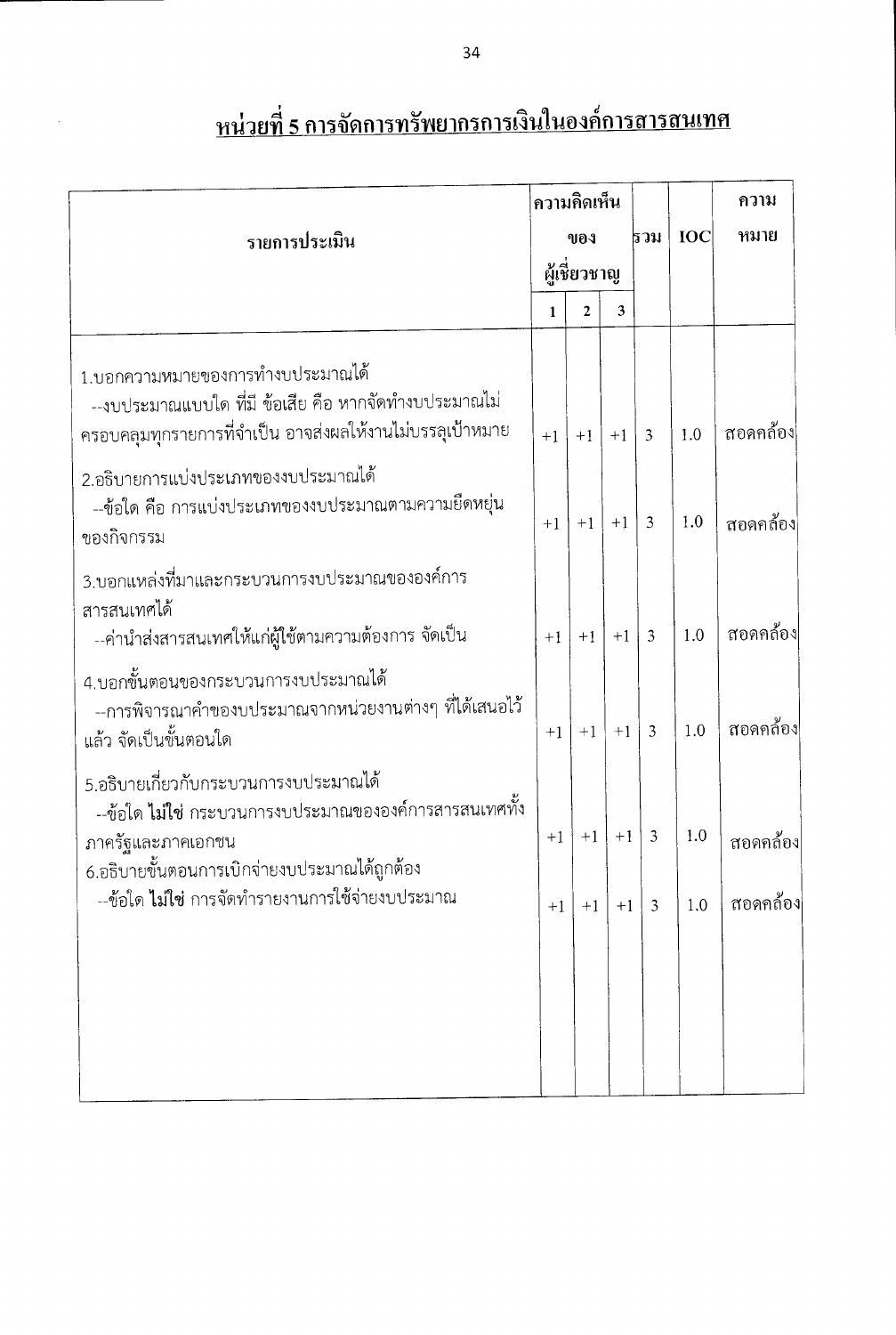## หน่วยที่ 5 การจัดการทรัพยากรการเงินในองค์การสารสนเทศ

| รายการประเมิน | ความคิดเห็นของผู้เชี่ยวชาญ | | | รวม | IOC | ความหมาย |
|---|---|---|---|---|---|---|
| | 1 | 2 | 3 | | | |
| 1.บอกความหมายของการทำงบประมาณได้<br>--งบประมาณแบบใด ที่มี ข้อเสีย คือ หากจัดทำงบประมาณไม่ครอบคลุมทุกรายการที่จำเป็น อาจส่งผลให้งานไม่บรรลุเป้าหมาย | +1 | +1 | +1 | 3 | 1.0 | สอดคล้อง |
| 2.อธิบายการแบ่งประเภทของงบประมาณได้<br>--ข้อใด คือ การแบ่งประเภทของงบประมาณตามความยืดหยุ่นของกิจกรรม | +1 | +1 | +1 | 3 | 1.0 | สอดคล้อง |
| 3.บอกแหล่งที่มาและกระบวนการงบประมาณขององค์การสารสนเทศได้<br>--ค่านำส่งสารสนเทศให้แก่ผู้ใช้ตามความต้องการ จัดเป็น | +1 | +1 | +1 | 3 | 1.0 | สอดคล้อง |
| 4.บอกขั้นตอนของกระบวนการงบประมาณได้<br>--การพิจารณาคำของบประมาณจากหน่วยงานต่างๆ ที่ได้เสนอไว้แล้ว จัดเป็นขั้นตอนใด | +1 | +1 | +1 | 3 | 1.0 | สอดคล้อง |
| 5.อธิบายเกี่ยวกับกระบวนการงบประมาณได้<br>--ข้อใด **ไม่ใช่** กระบวนการงบประมาณขององค์การสารสนเทศทั้งภาครัฐและภาคเอกชน | +1 | +1 | +1 | 3 | 1.0 | สอดคล้อง |
| 6.อธิบายขั้นตอนการเบิกจ่ายงบประมาณได้ถูกต้อง<br>--ข้อใด **ไม่ใช่** การจัดทำรายงานการใช้จ่ายงบประมาณ | +1 | +1 | +1 | 3 | 1.0 | สอดคล้อง |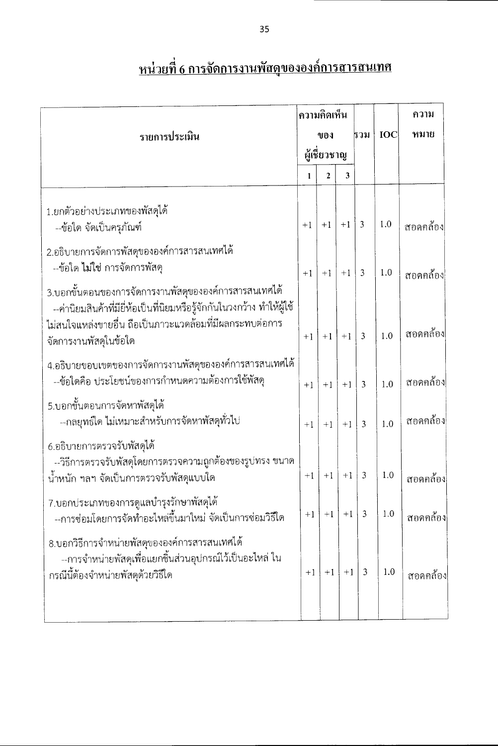## หน่วยที่ 6 การจัดการงานพัสดุขององค์การสารสนเทศ

| รายการประเมิน | ความคิดเห็นของผู้เชี่ยวชาญ | | | รวม | IOC | ความหมาย |
|---|---|---|---|---|---|---|
| | 1 | 2 | 3 | | | |
| 1.ยกตัวอย่างประเภทของพัสดุได้<br>--ข้อใด จัดเป็นครุภัณฑ์ | +1 | +1 | +1 | 3 | 1.0 | สอดคล้อง |
| 2.อธิบายการจัดการพัสดุขององค์การสารสนเทศได้<br>--ข้อใด ไม่ใช่ การจัดการพัสดุ | +1 | +1 | +1 | 3 | 1.0 | สอดคล้อง |
| 3.บอกขั้นตอนของการจัดการงานพัสดุขององค์การสารสนเทศได้<br>--ค่านิยมสินค้าที่มียี่ห้อเป็นที่นิยมหรือรู้จักกันในวงกว้าง ทำให้ผู้ใช้ไม่สนใจแหล่งขายอื่น ถือเป็นภาวะแวดล้อมที่มีผลกระทบต่อการจัดการงานพัสดุในข้อใด | +1 | +1 | +1 | 3 | 1.0 | สอดคล้อง |
| 4.อธิบายขอบเขตของการจัดการงานพัสดุขององค์การสารสนเทศได้<br>--ข้อใดคือ ประโยชน์ของการกำหนดความต้องการใช้พัสดุ | +1 | +1 | +1 | 3 | 1.0 | สอดคล้อง |
| 5.บอกขั้นตอนการจัดหาพัสดุได้<br>--กลยุทธ์ใด ไม่เหมาะสำหรับการจัดหาพัสดุทั่วไป | +1 | +1 | +1 | 3 | 1.0 | สอดคล้อง |
| 6.อธิบายการตรวจรับพัสดุได้<br>--วิธีการตรวจรับพัสดุโดยการตรวจความถูกต้องของรูปทรง ขนาด น้ำหนัก ฯลฯ จัดเป็นการตรวจรับพัสดุแบบใด | +1 | +1 | +1 | 3 | 1.0 | สอดคล้อง |
| 7.บอกประเภทของการดูแลบำรุงรักษาพัสดุได้<br>--การซ่อมโดยการจัดทำอะไหล่ขึ้นมาใหม่ จัดเป็นการซ่อมวิธีใด | +1 | +1 | +1 | 3 | 1.0 | สอดคล้อง |
| 8.บอกวิธีการจำหน่ายพัสดุขององค์การสารสนเทศได้<br>--การจำหน่ายพัสดุเพื่อแยกชิ้นส่วนอุปกรณ์ไว้เป็นอะไหล่ ในกรณีนี้ต้องจำหน่ายพัสดุด้วยวิธีใด | +1 | +1 | +1 | 3 | 1.0 | สอดคล้อง |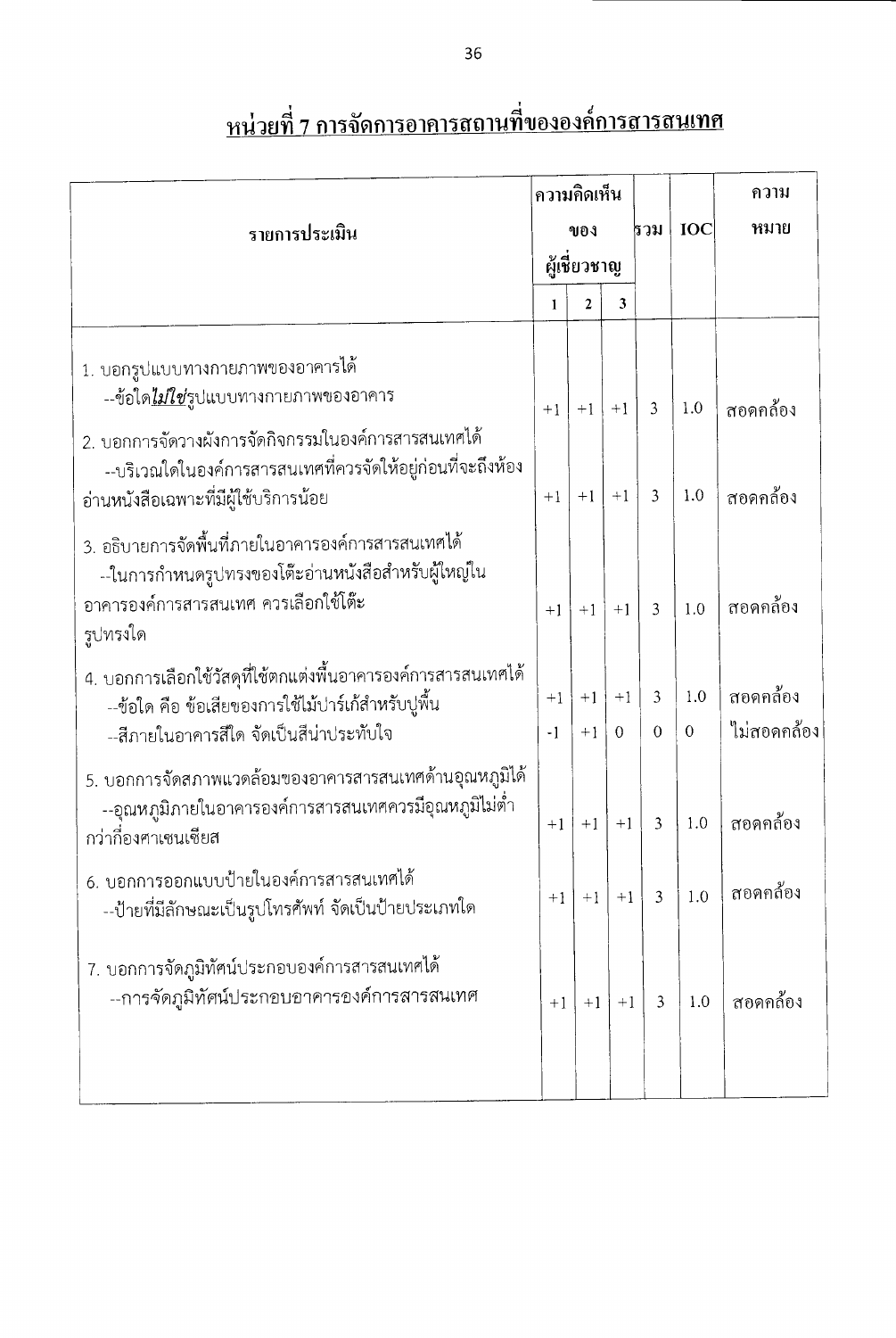# <u>หน่วยที่ 7 การจัดการอาคารสถานที่ขององค์การสารสนเทศ</u>

| รายการประเมิน | ความคิดเห็นของผู้เชี่ยวชาญ | | | รวม | IOC | ความหมาย |
|---|---|---|---|---|---|---|
| | 1 | 2 | 3 | | | |
| 1. บอกรูปแบบทางกายภาพของอาคารได้<br>--ข้อใด***ไม่ใช่***รูปแบบทางกายภาพของอาคาร | +1 | +1 | +1 | 3 | 1.0 | สอดคล้อง |
| 2. บอกการจัดวางผังการจัดกิจกรรมในองค์การสารสนเทศได้<br>--บริเวณใดในองค์การสารสนเทศที่ควรจัดให้อยู่ก่อนที่จะถึงห้องอ่านหนังสือเฉพาะที่มีผู้ใช้บริการน้อย | +1 | +1 | +1 | 3 | 1.0 | สอดคล้อง |
| 3. อธิบายการจัดพื้นที่ภายในอาคารองค์การสารสนเทศได้<br>--ในการกำหนดรูปทรงของโต๊ะอ่านหนังสือสำหรับผู้ใหญ่ในอาคารองค์การสารสนเทศ ควรเลือกใช้โต๊ะรูปทรงใด | +1 | +1 | +1 | 3 | 1.0 | สอดคล้อง |
| 4. บอกการเลือกใช้วัสดุที่ใช้ตกแต่งพื้นอาคารองค์การสารสนเทศได้<br>--ข้อใด คือ ข้อเสียของการใช้ไม้ปาร์เก้สำหรับปูพื้น | +1 | +1 | +1 | 3 | 1.0 | สอดคล้อง |
| --สีภายในอาคารสีใด จัดเป็นสีน่าประทับใจ | -1 | +1 | 0 | 0 | 0 | ไม่สอดคล้อง |
| 5. บอกการจัดสภาพแวดล้อมของอาคารสารสนเทศด้านอุณหภูมิได้<br>--อุณหภูมิภายในอาคารองค์การสารสนเทศควรมีอุณหภูมิไม่ต่ำกว่ากี่องศาเซนเซียส | +1 | +1 | +1 | 3 | 1.0 | สอดคล้อง |
| 6. บอกการออกแบบป้ายในองค์การสารสนเทศได้<br>--ป้ายที่มีลักษณะเป็นรูปโทรศัพท์ จัดเป็นป้ายประเภทใด | +1 | +1 | +1 | 3 | 1.0 | สอดคล้อง |
| 7. บอกการจัดภูมิทัศน์ประกอบองค์การสารสนเทศได้<br>--การจัดภูมิทัศน์ประกอบอาคารองค์การสารสนเทศ | +1 | +1 | +1 | 3 | 1.0 | สอดคล้อง |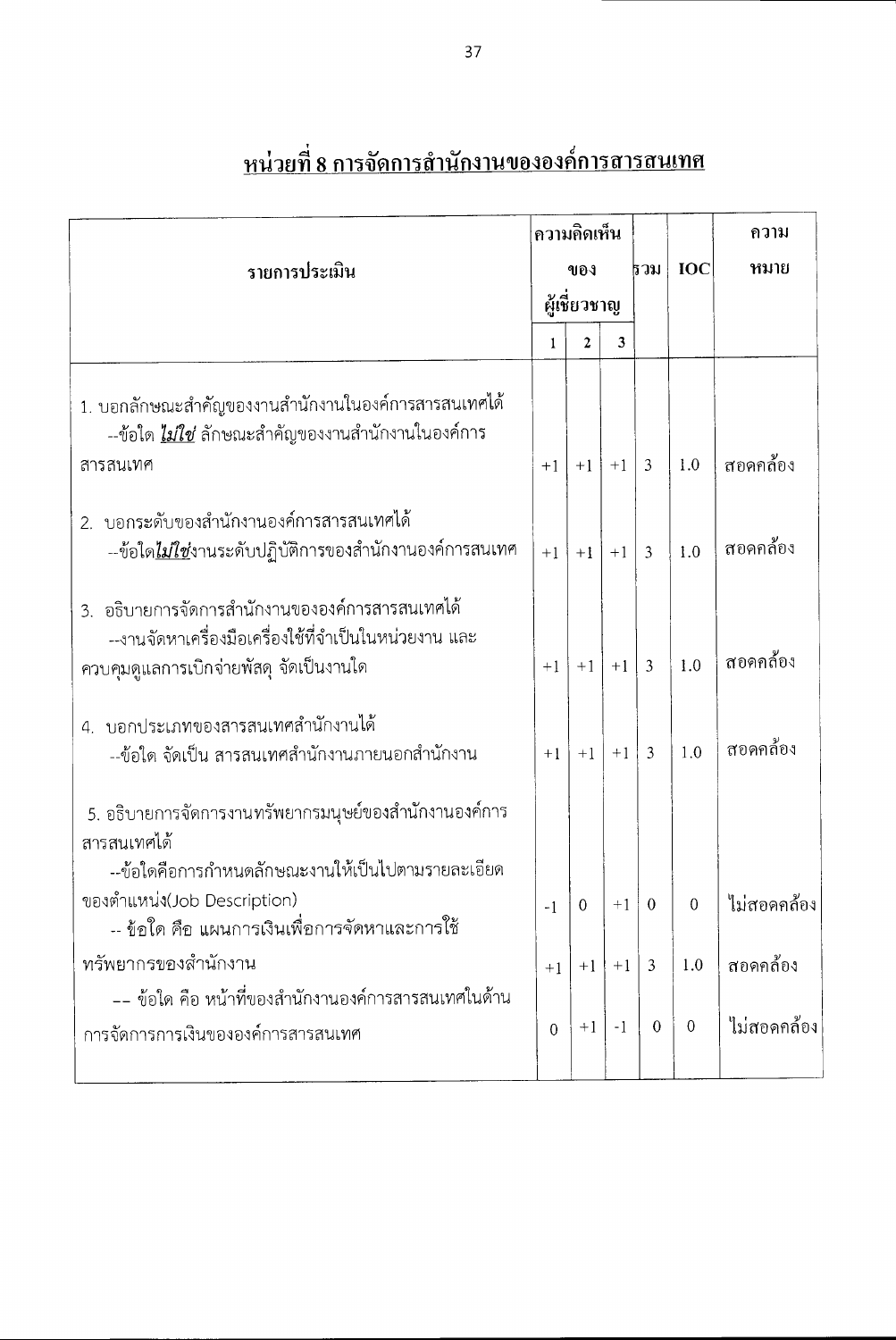## หน่วยที่ 8 การจัดการสำนักงานขององค์การสารสนเทศ

| รายการประเมิน | ความคิดเห็นของผู้เชี่ยวชาญ | | | รวม | IOC | ความหมาย |
|---|---|---|---|---|---|---|
| | 1 | 2 | 3 | | | |
| 1. บอกลักษณะสำคัญของงานสำนักงานในองค์การสารสนเทศได้ --ข้อใด ***ไม่ใช่*** ลักษณะสำคัญของงานสำนักงานในองค์การสารสนเทศ | +1 | +1 | +1 | 3 | 1.0 | สอดคล้อง |
| 2. บอกระดับของสำนักงานองค์การสารสนเทศได้ --ข้อใด***ไม่ใช่***งานระดับปฏิบัติการของสำนักงานองค์การสนเทศ | +1 | +1 | +1 | 3 | 1.0 | สอดคล้อง |
| 3. อธิบายการจัดการสำนักงานขององค์การสารสนเทศได้ --งานจัดหาเครื่องมือเครื่องใช้ที่จำเป็นในหน่วยงาน และควบคุมดูแลการเบิกจ่ายพัสดุ จัดเป็นงานใด | +1 | +1 | +1 | 3 | 1.0 | สอดคล้อง |
| 4. บอกประเภทของสารสนเทศสำนักงานได้ --ข้อใด จัดเป็น สารสนเทศสำนักงานภายนอกสำนักงาน | +1 | +1 | +1 | 3 | 1.0 | สอดคล้อง |
| 5. อธิบายการจัดการงานทรัพยากรมนุษย์ของสำนักงานองค์การสารสนเทศได้ --ข้อใดคือการกำหนดลักษณะงานให้เป็นไปตามรายละเอียดของตำแหน่ง(Job Description) | -1 | 0 | +1 | 0 | 0 | ไม่สอดคล้อง |
| -- ข้อใด คือ แผนการเงินเพื่อการจัดหาและการใช้ทรัพยากรของสำนักงาน | +1 | +1 | +1 | 3 | 1.0 | สอดคล้อง |
| -- ข้อใด คือ หน้าที่ของสำนักงานองค์การสารสนเทศในด้านการจัดการการเงินขององค์การสารสนเทศ | 0 | +1 | -1 | 0 | 0 | ไม่สอดคล้อง |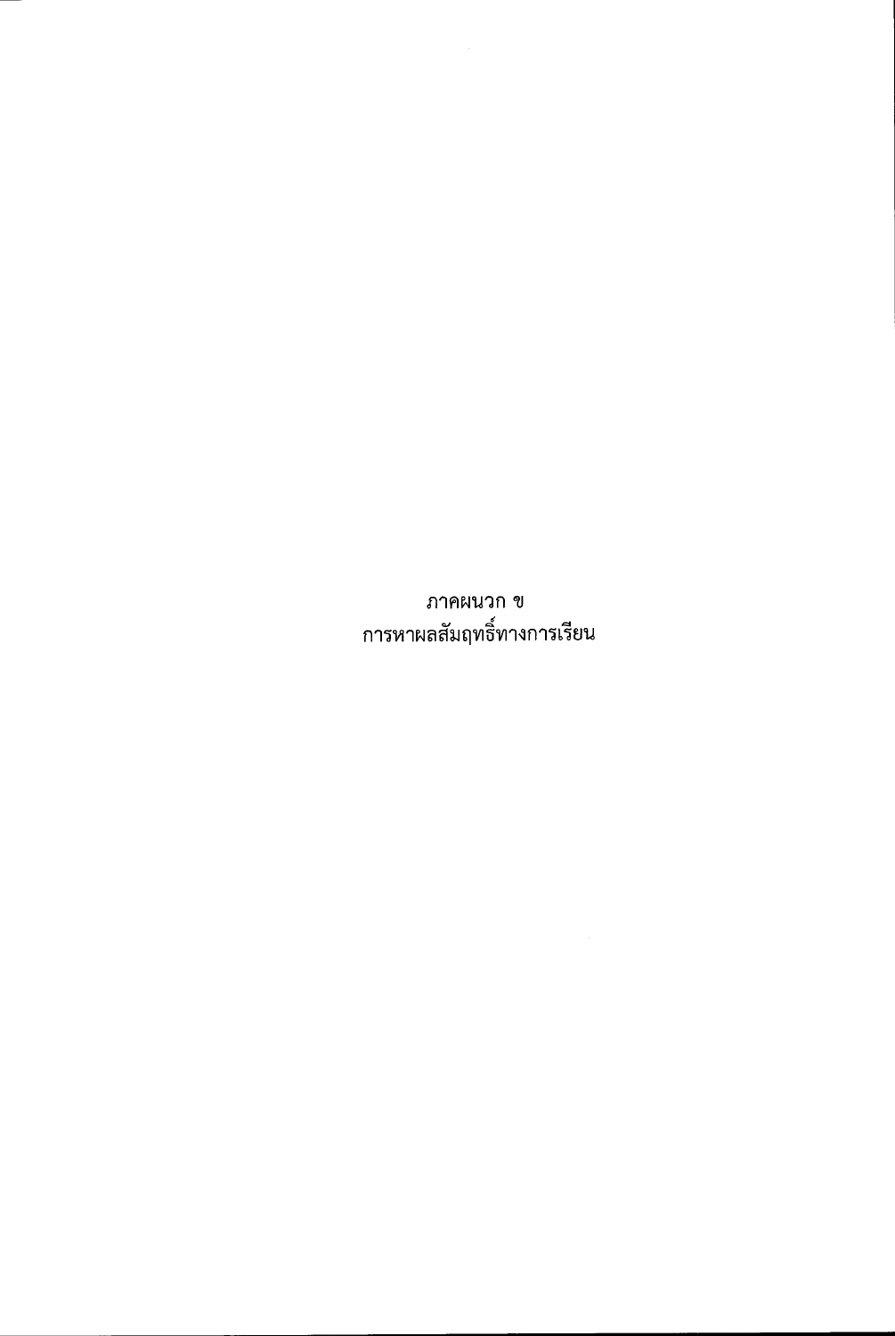# ภาคผนวก ข
# การหาผลสัมฤทธิ์ทางการเรียน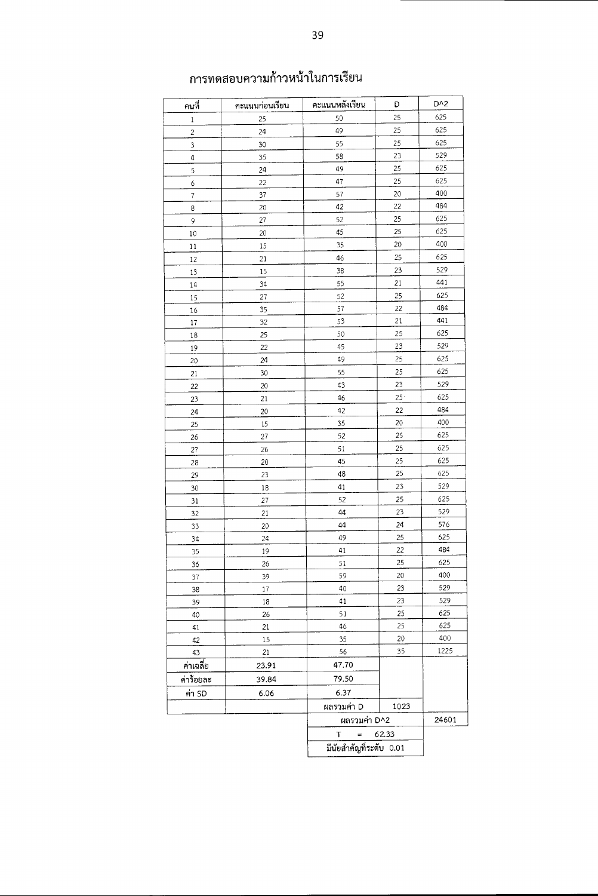# การทดสอบความก้าวหน้าในการเรียน

| คนที่ | คะแนนก่อนเรียน | คะแนนหลังเรียน | D | D^2 |
|---|---|---|---|---|
| 1 | 25 | 50 | 25 | 625 |
| 2 | 24 | 49 | 25 | 625 |
| 3 | 30 | 55 | 25 | 625 |
| 4 | 35 | 58 | 23 | 529 |
| 5 | 24 | 49 | 25 | 625 |
| 6 | 22 | 47 | 25 | 625 |
| 7 | 37 | 57 | 20 | 400 |
| 8 | 20 | 42 | 22 | 484 |
| 9 | 27 | 52 | 25 | 625 |
| 10 | 20 | 45 | 25 | 625 |
| 11 | 15 | 35 | 20 | 400 |
| 12 | 21 | 46 | 25 | 625 |
| 13 | 15 | 38 | 23 | 529 |
| 14 | 34 | 55 | 21 | 441 |
| 15 | 27 | 52 | 25 | 625 |
| 16 | 35 | 57 | 22 | 484 |
| 17 | 32 | 53 | 21 | 441 |
| 18 | 25 | 50 | 25 | 625 |
| 19 | 22 | 45 | 23 | 529 |
| 20 | 24 | 49 | 25 | 625 |
| 21 | 30 | 55 | 25 | 625 |
| 22 | 20 | 43 | 23 | 529 |
| 23 | 21 | 46 | 25 | 625 |
| 24 | 20 | 42 | 22 | 484 |
| 25 | 15 | 35 | 20 | 400 |
| 26 | 27 | 52 | 25 | 625 |
| 27 | 26 | 51 | 25 | 625 |
| 28 | 20 | 45 | 25 | 625 |
| 29 | 23 | 48 | 25 | 625 |
| 30 | 18 | 41 | 23 | 529 |
| 31 | 27 | 52 | 25 | 625 |
| 32 | 21 | 44 | 23 | 529 |
| 33 | 20 | 44 | 24 | 576 |
| 34 | 24 | 49 | 25 | 625 |
| 35 | 19 | 41 | 22 | 484 |
| 36 | 26 | 51 | 25 | 625 |
| 37 | 39 | 59 | 20 | 400 |
| 38 | 17 | 40 | 23 | 529 |
| 39 | 18 | 41 | 23 | 529 |
| 40 | 26 | 51 | 25 | 625 |
| 41 | 21 | 46 | 25 | 625 |
| 42 | 15 | 35 | 20 | 400 |
| 43 | 21 | 56 | 35 | 1225 |
| ค่าเฉลี่ย | 23.91 | 47.70 | | |
| ค่าร้อยละ | 39.84 | 79.50 | | |
| ค่า SD | 6.06 | 6.37 | | |
| | | ผลรวมค่า D | 1023 | |
| | | ผลรวมค่า D^2 | | 24601 |
| | | T = 62.33 | | |
| | | มีนัยสำคัญที่ระดับ 0.01 | | |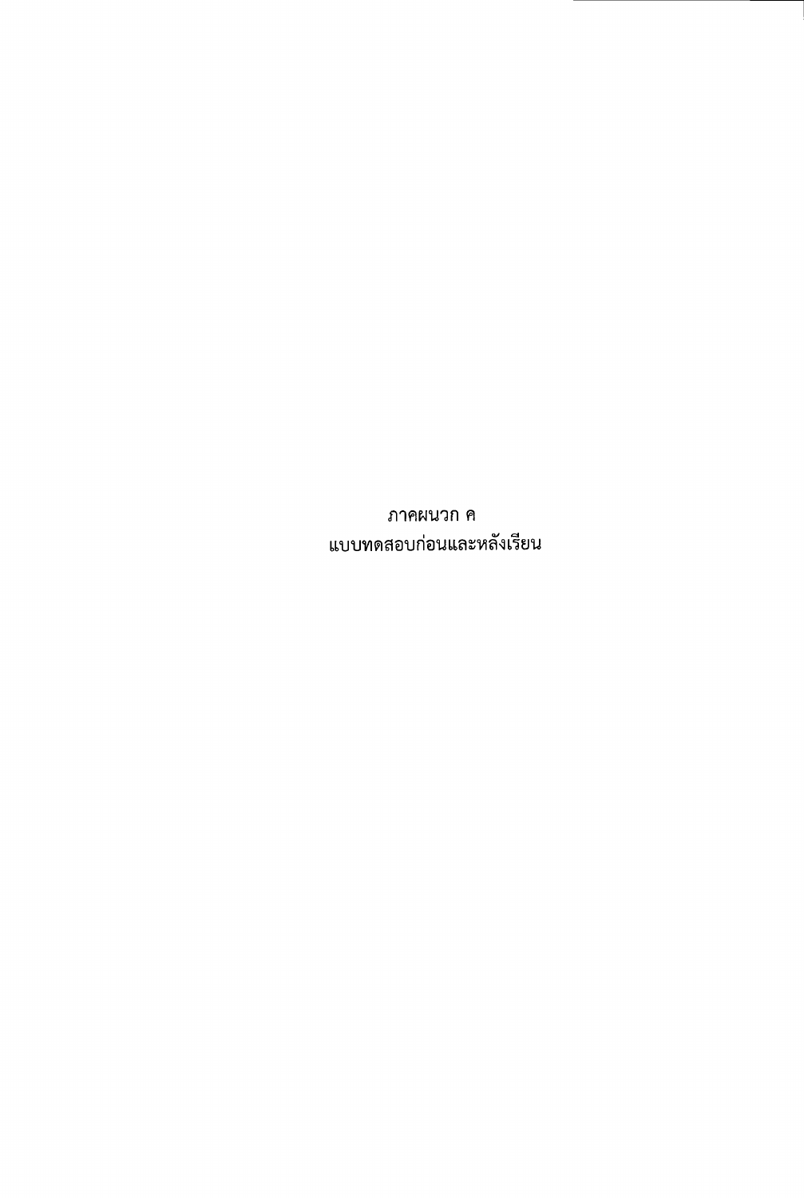# ภาคผนวก ค
# แบบทดสอบก่อนและหลังเรียน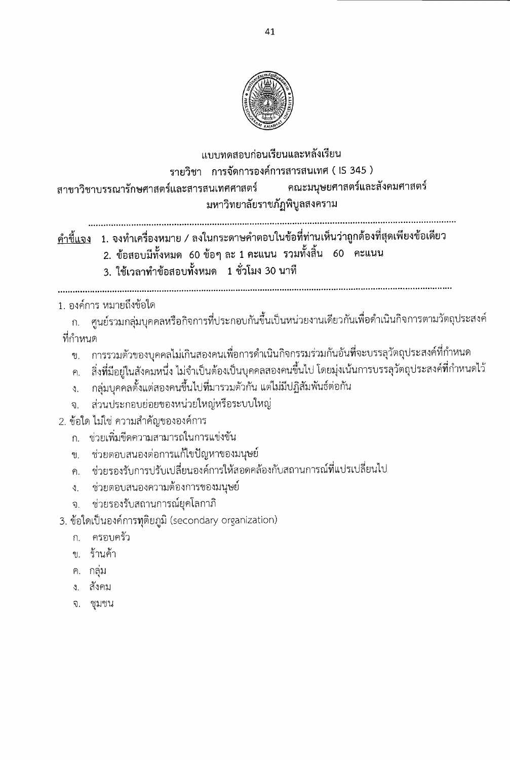**แบบทดสอบก่อนเรียนและหลังเรียน**

**รายวิชา การจัดการองค์การสารสนเทศ ( IS 345 )**

**สาขาวิชาบรรณารักษศาสตร์และสารสนเทศศาสตร์ คณะมนุษยศาสตร์และสังคมศาสตร์**

**มหาวิทยาลัยราชภัฏพิบูลสงคราม**

---

**คำชี้แจง** 1. จงทำเครื่องหมาย / ลงในกระดาษคำตอบในข้อที่ท่านเห็นว่าถูกต้องที่สุดเพียงข้อเดียว

2. ข้อสอบมีทั้งหมด 60 ข้อๆ ละ 1 คะแนน รวมทั้งสิ้น 60 คะแนน

3. ใช้เวลาทำข้อสอบทั้งหมด 1 ชั่วโมง 30 นาที

---

1. องค์การ หมายถึงข้อใด
   - ก. ศูนย์รวมกลุ่มบุคคลหรือกิจการที่ประกอบกันขึ้นเป็นหน่วยงานเดียวกันเพื่อดำเนินกิจการตามวัตถุประสงค์ที่กำหนด
   - ข. การรวมตัวของบุคคลไม่เกินสองคนเพื่อการดำเนินกิจกรรมร่วมกันอันที่จะบรรลุวัตถุประสงค์ที่กำหนด
   - ค. สิ่งที่มีอยู่ในสังคมหนึ่ง ไม่จำเป็นต้องเป็นบุคคลสองคนขึ้นไป โดยมุ่งเน้นการบรรลุวัตถุประสงค์ที่กำหนดไว้
   - ง. กลุ่มบุคคลตั้งแต่สองคนขึ้นไปที่มารวมตัวกัน แต่ไม่มีปฏิสัมพันธ์ต่อกัน
   - จ. ส่วนประกอบย่อยของหน่วยใหญ่หรือระบบใหญ่
2. ข้อใด ไม่ใช่ ความสำคัญขององค์การ
   - ก. ช่วยเพิ่มขีดความสามารถในการแข่งขัน
   - ข. ช่วยตอบสนองต่อการแก้ไขปัญหาของมนุษย์
   - ค. ช่วยรองรับการปรับเปลี่ยนองค์การให้สอดคล้องกับสถานการณ์ที่แปรเปลี่ยนไป
   - ง. ช่วยตอบสนองความต้องการของมนุษย์
   - จ. ช่วยรองรับสถานการณ์ยุคโลกาภิ
3. ข้อใดเป็นองค์การทุติยภูมิ (secondary organization)
   - ก. ครอบครัว
   - ข. ร้านค้า
   - ค. กลุ่ม
   - ง. สังคม
   - จ. ชุมชน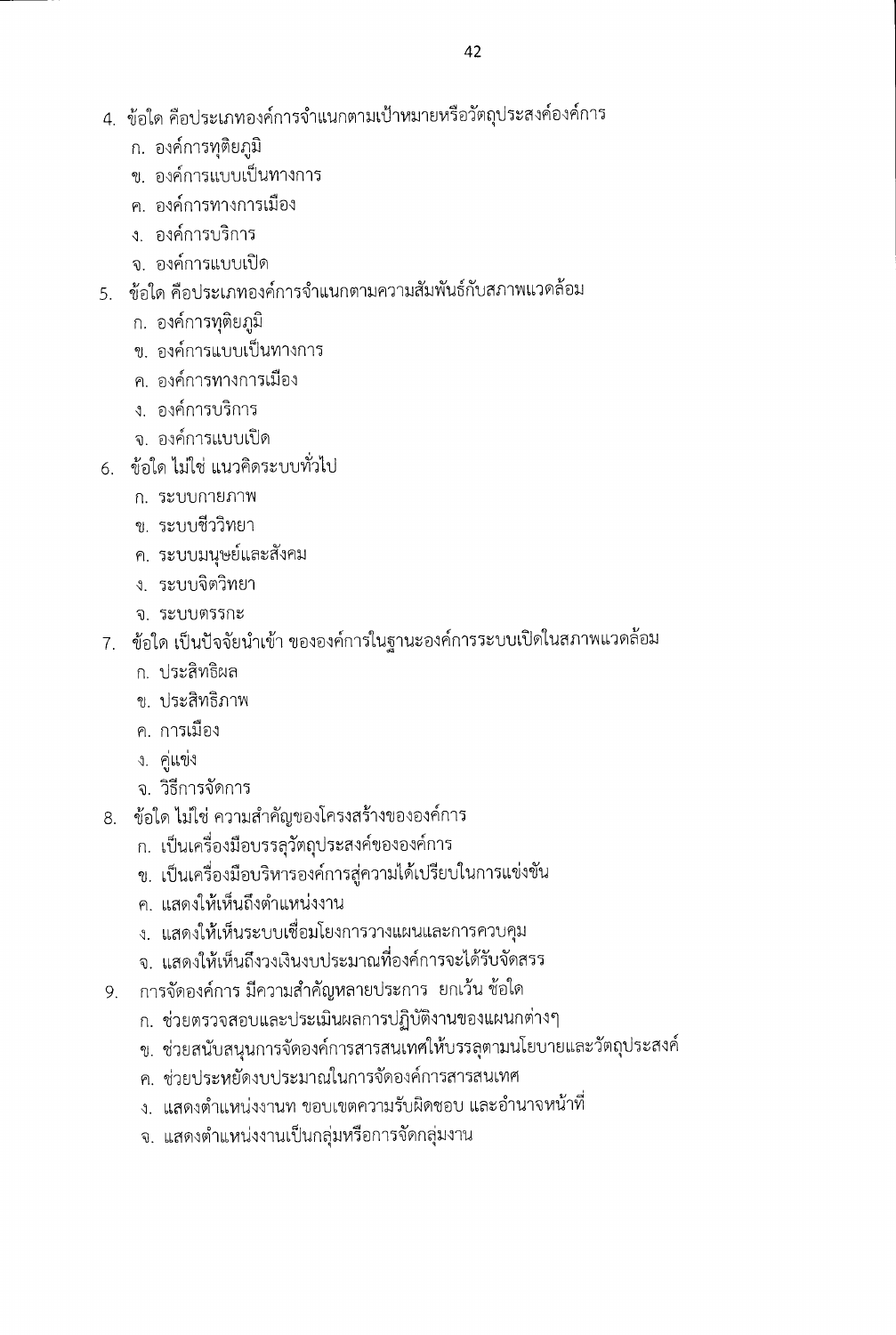4. ข้อใด คือประเภทองค์การจำแนกตามเป้าหมายหรือวัตถุประสงค์องค์การ
   - ก. องค์การทุติยภูมิ
   - ข. องค์การแบบเป็นทางการ
   - ค. องค์การทางการเมือง
   - ง. องค์การบริการ
   - จ. องค์การแบบเปิด
5. ข้อใด คือประเภทองค์การจำแนกตามความสัมพันธ์กับสภาพแวดล้อม
   - ก. องค์การทุติยภูมิ
   - ข. องค์การแบบเป็นทางการ
   - ค. องค์การทางการเมือง
   - ง. องค์การบริการ
   - จ. องค์การแบบเปิด
6. ข้อใด ไม่ใช่ แนวคิดระบบทั่วไป
   - ก. ระบบกายภาพ
   - ข. ระบบชีววิทยา
   - ค. ระบบมนุษย์และสังคม
   - ง. ระบบจิตวิทยา
   - จ. ระบบตรรกะ
7. ข้อใด เป็นปัจจัยนำเข้า ขององค์การในฐานะองค์การระบบเปิดในสภาพแวดล้อม
   - ก. ประสิทธิผล
   - ข. ประสิทธิภาพ
   - ค. การเมือง
   - ง. คู่แข่ง
   - จ. วิธีการจัดการ
8. ข้อใด ไม่ใช่ ความสำคัญของโครงสร้างขององค์การ
   - ก. เป็นเครื่องมือบรรลุวัตถุประสงค์ขององค์การ
   - ข. เป็นเครื่องมือบริหารองค์การสู่ความได้เปรียบในการแข่งขัน
   - ค. แสดงให้เห็นถึงตำแหน่งงาน
   - ง. แสดงให้เห็นระบบเชื่อมโยงการวางแผนและการควบคุม
   - จ. แสดงให้เห็นถึงวงเงินงบประมาณที่องค์การจะได้รับจัดสรร
9. การจัดองค์การ มีความสำคัญหลายประการ ยกเว้น ข้อใด
   - ก. ช่วยตรวจสอบและประเมินผลการปฏิบัติงานของแผนกต่างๆ
   - ข. ช่วยสนับสนุนการจัดองค์การสารสนเทศให้บรรลุตามนโยบายและวัตถุประสงค์
   - ค. ช่วยประหยัดงบประมาณในการจัดองค์การสารสนเทศ
   - ง. แสดงตำแหน่งงานท ขอบเขตความรับผิดชอบ และอำนาจหน้าที่
   - จ. แสดงตำแหน่งงานเป็นกลุ่มหรือการจัดกลุ่มงาน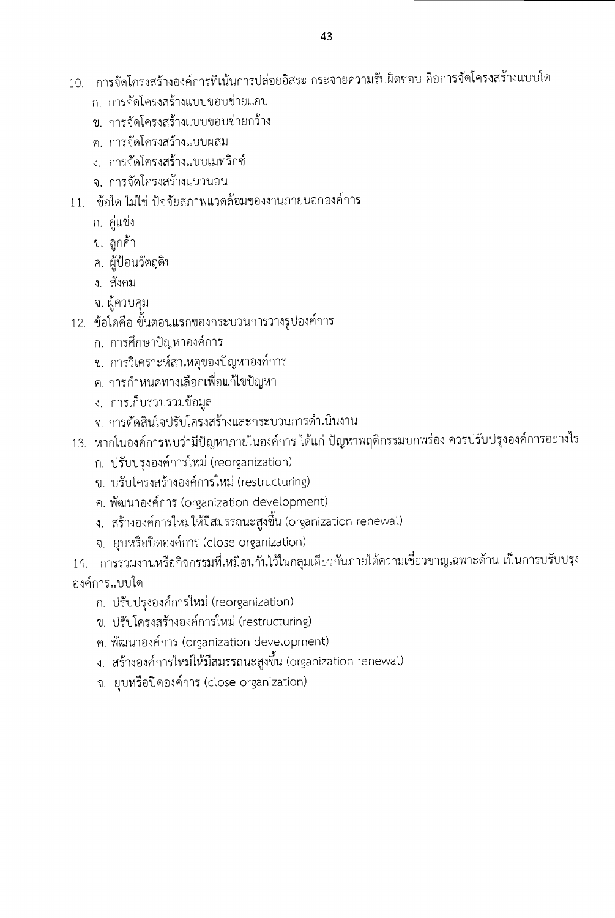10. การจัดโครงสร้างองค์การที่เน้นการปล่อยอิสระ กระจายความรับผิดชอบ คือการจัดโครงสร้างแบบใด
    - ก. การจัดโครงสร้างแบบขอบข่ายแคบ
    - ข. การจัดโครงสร้างแบบขอบข่ายกว้าง
    - ค. การจัดโครงสร้างแบบผสม
    - ง. การจัดโครงสร้างแบบเมทริกซ์
    - จ. การจัดโครงสร้างแนวนอน

11. ข้อใด ไม่ใช่ ปัจจัยสภาพแวดล้อมของงานภายนอกองค์การ
    - ก. คู่แข่ง
    - ข. ลูกค้า
    - ค. ผู้ป้อนวัตถุดิบ
    - ง. สังคม
    - จ. ผู้ควบคุม

12. ข้อใดคือ ขั้นตอนแรกของกระบวนการวางรูปองค์การ
    - ก. การศึกษาปัญหาองค์การ
    - ข. การวิเคราะห์สาเหตุของปัญหาองค์การ
    - ค. การกำหนดทางเลือกเพื่อแก้ไขปัญหา
    - ง. การเก็บรวบรวมข้อมูล
    - จ. การตัดสินใจปรับโครงสร้างและกระบวนการดำเนินงาน

13. หากในองค์การพบว่ามีปัญหาภายในองค์การ ได้แก่ ปัญหาพฤติกรรมบกพร่อง ควรปรับปรุงองค์การอย่างไร
    - ก. ปรับปรุงองค์การใหม่ (reorganization)
    - ข. ปรับโครงสร้างองค์การใหม่ (restructuring)
    - ค. พัฒนาองค์การ (organization development)
    - ง. สร้างองค์การใหม่ให้มีสมรรถนะสูงขึ้น (organization renewal)
    - จ. ยุบหรือปิดองค์การ (close organization)

14. การรวมงานหรือกิจกรรมที่เหมือนกันไว้ในกลุ่มเดียวกันภายใต้ความเชี่ยวชาญเฉพาะด้าน เป็นการปรับปรุงองค์การแบบใด
    - ก. ปรับปรุงองค์การใหม่ (reorganization)
    - ข. ปรับโครงสร้างองค์การใหม่ (restructuring)
    - ค. พัฒนาองค์การ (organization development)
    - ง. สร้างองค์การใหม่ให้มีสมรรถนะสูงขึ้น (organization renewal)
    - จ. ยุบหรือปิดองค์การ (close organization)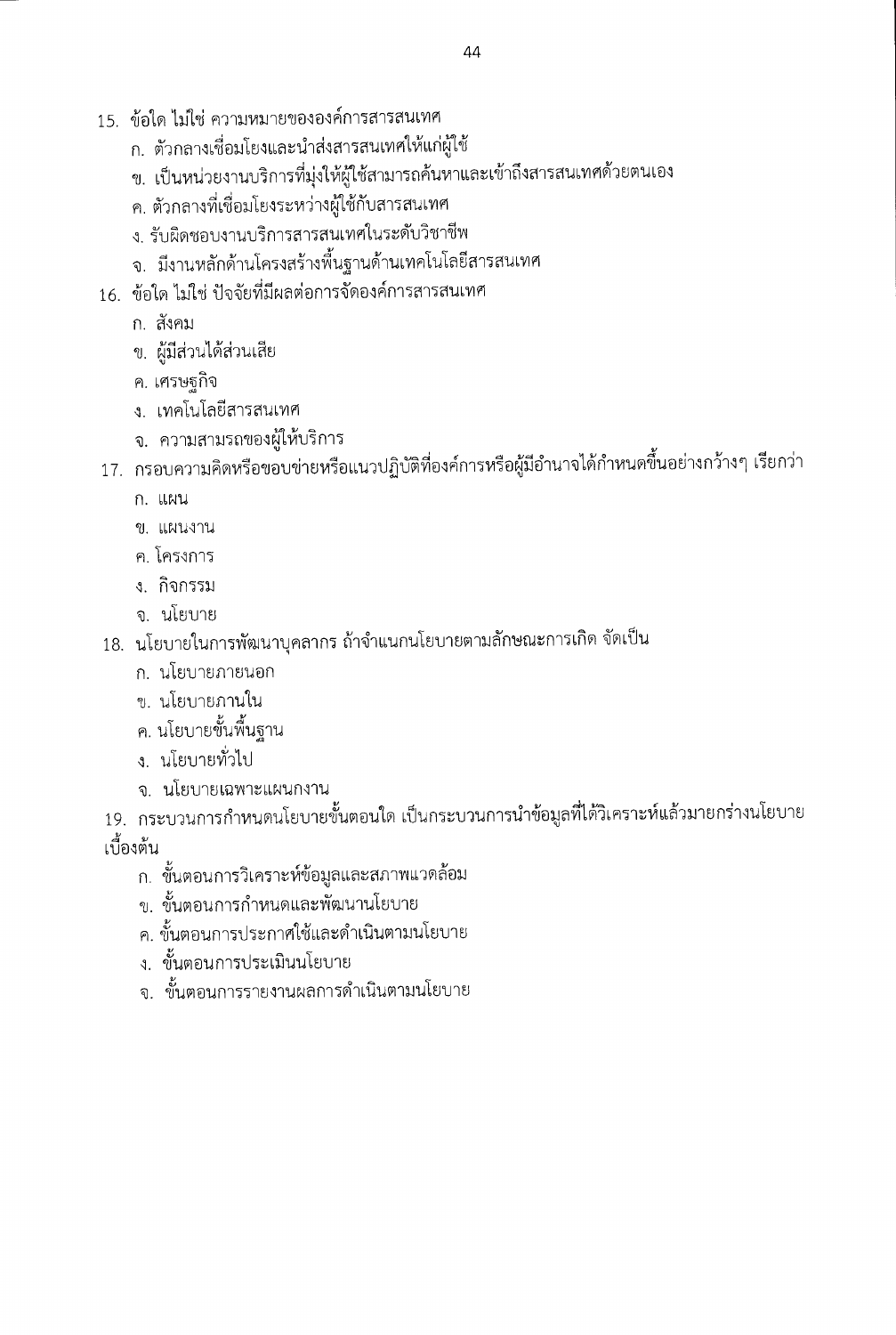15. ข้อใด ไม่ใช่ ความหมายขององค์การสารสนเทศ
    ก. ตัวกลางเชื่อมโยงและนำส่งสารสนเทศให้แก่ผู้ใช้
    ข. เป็นหน่วยงานบริการที่มุ่งให้ผู้ใช้สามารถค้นหาและเข้าถึงสารสนเทศด้วยตนเอง
    ค. ตัวกลางที่เชื่อมโยงระหว่างผู้ใช้กับสารสนเทศ
    ง. รับผิดชอบงานบริการสารสนเทศในระดับวิชาชีพ
    จ. มีงานหลักด้านโครงสร้างพื้นฐานด้านเทคโนโลยีสารสนเทศ

16. ข้อใด ไม่ใช่ ปัจจัยที่มีผลต่อการจัดองค์การสารสนเทศ
    ก. สังคม
    ข. ผู้มีส่วนได้ส่วนเสีย
    ค. เศรษฐกิจ
    ง. เทคโนโลยีสารสนเทศ
    จ. ความสามารถของผู้ให้บริการ

17. กรอบความคิดหรือขอบข่ายหรือแนวปฏิบัติที่องค์การหรือผู้มีอำนาจได้กำหนดขึ้นอย่างกว้างๆ เรียกว่า
    ก. แผน
    ข. แผนงาน
    ค. โครงการ
    ง. กิจกรรม
    จ. นโยบาย

18. นโยบายในการพัฒนาบุคลากร ถ้าจำแนกนโยบายตามลักษณะการเกิด จัดเป็น
    ก. นโยบายภายนอก
    ข. นโยบายภานใน
    ค. นโยบายขั้นพื้นฐาน
    ง. นโยบายทั่วไป
    จ. นโยบายเฉพาะแผนกงาน

19. กระบวนการกำหนดนโยบายขั้นตอนใด เป็นกระบวนการนำข้อมูลที่ได้วิเคราะห์แล้วมายกร่างนโยบายเบื้องต้น
    ก. ขั้นตอนการวิเคราะห์ข้อมูลและสภาพแวดล้อม
    ข. ขั้นตอนการกำหนดและพัฒนานโยบาย
    ค. ขั้นตอนการประกาศใช้และดำเนินตามนโยบาย
    ง. ขั้นตอนการประเมินนโยบาย
    จ. ขั้นตอนการรายงานผลการดำเนินตามนโยบาย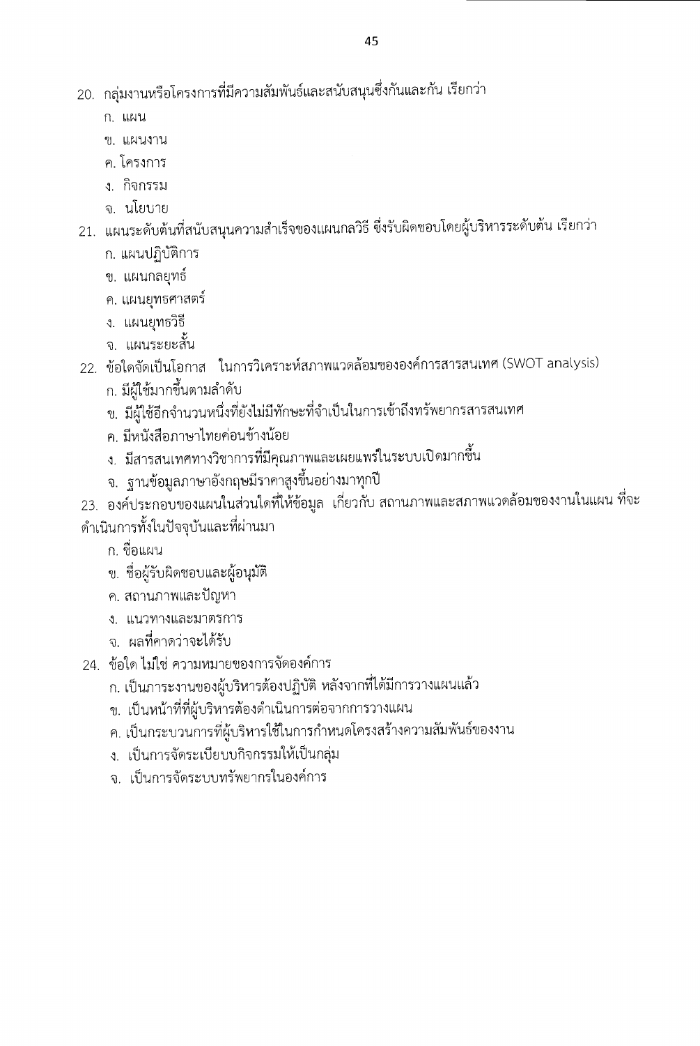20. กลุ่มงานหรือโครงการที่มีความสัมพันธ์และสนับสนุนซึ่งกันและกัน เรียกว่า
   ก. แผน
   ข. แผนงาน
   ค. โครงการ
   ง. กิจกรรม
   จ. นโยบาย

21. แผนระดับต้นที่สนับสนุนความสำเร็จของแผนกลวิธี ซึ่งรับผิดชอบโดยผู้บริหารระดับต้น เรียกว่า
   ก. แผนปฏิบัติการ
   ข. แผนกลยุทธ์
   ค. แผนยุทธศาสตร์
   ง. แผนยุทธวิธี
   จ. แผนระยะสั้น

22. ข้อใดจัดเป็นโอกาส ในการวิเคราะห์สภาพแวดล้อมขององค์การสารสนเทศ (SWOT analysis)
   ก. มีผู้ใช้มากขึ้นตามลำดับ
   ข. มีผู้ใช้อีกจำนวนหนึ่งที่ยังไม่มีทักษะที่จำเป็นในการเข้าถึงทรัพยากรสารสนเทศ
   ค. มีหนังสือภาษาไทยค่อนข้างน้อย
   ง. มีสารสนเทศทางวิชาการที่มีคุณภาพและเผยแพร่ในระบบเปิดมากขึ้น
   จ. ฐานข้อมูลภาษาอังกฤษมีราคาสูงขึ้นอย่างมาทุกปี

23. องค์ประกอบของแผนในส่วนใดที่ให้ข้อมูล เกี่ยวกับ สถานภาพและสภาพแวดล้อมของงานในแผน ที่จะดำเนินการทั้งในปัจจุบันและที่ผ่านมา
   ก. ชื่อแผน
   ข. ชื่อผู้รับผิดชอบและผู้อนุมัติ
   ค. สถานภาพและปัญหา
   ง. แนวทางและมาตรการ
   จ. ผลที่คาดว่าจะได้รับ

24. ข้อใด ไม่ใช่ ความหมายของการจัดองค์การ
   ก. เป็นภาระงานของผู้บริหารต้องปฏิบัติ หลังจากที่ได้มีการวางแผนแล้ว
   ข. เป็นหน้าที่ที่ผู้บริหารต้องดำเนินการต่อจากการวางแผน
   ค. เป็นกระบวนการที่ผู้บริหารใช้ในการกำหนดโครงสร้างความสัมพันธ์ของงาน
   ง. เป็นการจัดระเบียบกิจกรรมให้เป็นกลุ่ม
   จ. เป็นการจัดระบบทรัพยากรในองค์การ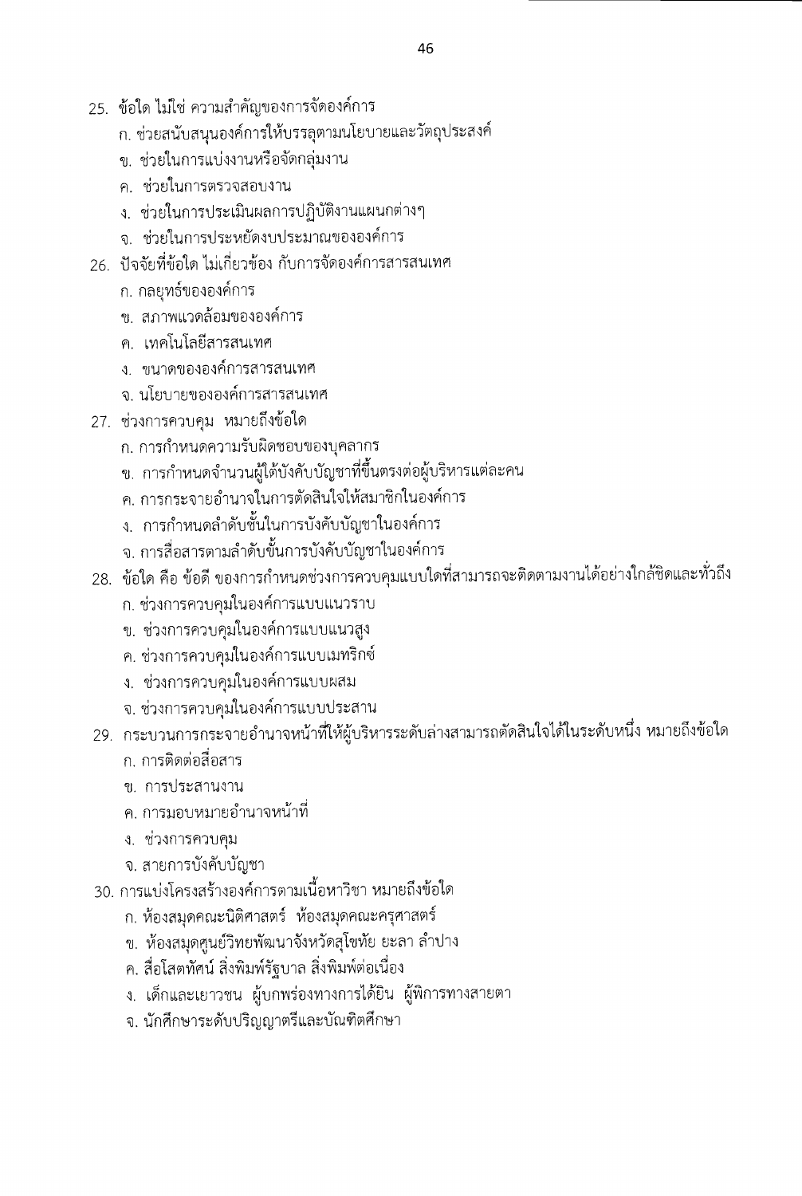25. ข้อใด ไม่ใช่ ความสำคัญของการจัดองค์การ
    ก. ช่วยสนับสนุนองค์การให้บรรลุตามนโยบายและวัตถุประสงค์
    ข. ช่วยในการแบ่งงานหรือจัดกลุ่มงาน
    ค. ช่วยในการตรวจสอบงาน
    ง. ช่วยในการประเมินผลการปฏิบัติงานแผนกต่างๆ
    จ. ช่วยในการประหยัดงบประมาณขององค์การ

26. ปัจจัยที่ข้อใด ไม่เกี่ยวข้อง กับการจัดองค์การสารสนเทศ
    ก. กลยุทธ์ขององค์การ
    ข. สภาพแวดล้อมขององค์การ
    ค. เทคโนโลยีสารสนเทศ
    ง. ขนาดขององค์การสารสนเทศ
    จ. นโยบายขององค์การสารสนเทศ

27. ช่วงการควบคุม หมายถึงข้อใด
    ก. การกำหนดความรับผิดชอบของบุคลากร
    ข. การกำหนดจำนวนผู้ใต้บังคับบัญชาที่ขึ้นตรงต่อผู้บริหารแต่ละคน
    ค. การกระจายอำนาจในการตัดสินใจให้สมาชิกในองค์การ
    ง. การกำหนดลำดับชั้นในการบังคับบัญชาในองค์การ
    จ. การสื่อสารตามลำดับขั้นการบังคับบัญชาในองค์การ

28. ข้อใด คือ ข้อดี ของการกำหนดช่วงการควบคุมแบบใดที่สามารถจะติดตามงานได้อย่างใกล้ชิดและทั่วถึง
    ก. ช่วงการควบคุมในองค์การแบบแนวราบ
    ข. ช่วงการควบคุมในองค์การแบบแนวสูง
    ค. ช่วงการควบคุมในองค์การแบบเมทริกซ์
    ง. ช่วงการควบคุมในองค์การแบบผสม
    จ. ช่วงการควบคุมในองค์การแบบประสาน

29. กระบวนการกระจายอำนาจหน้าที่ให้ผู้บริหารระดับล่างสามารถตัดสินใจได้ในระดับหนึ่ง หมายถึงข้อใด
    ก. การติดต่อสื่อสาร
    ข. การประสานงาน
    ค. การมอบหมายอำนาจหน้าที่
    ง. ช่วงการควบคุม
    จ. สายการบังคับบัญชา

30. การแบ่งโครงสร้างองค์การตามเนื้อหาวิชา หมายถึงข้อใด
    ก. ห้องสมุดคณะนิติศาสตร์ ห้องสมุดคณะครุศาสตร์
    ข. ห้องสมุดศูนย์วิทยพัฒนาจังหวัดสุโขทัย ยะลา ลำปาง
    ค. สื่อโสตทัศน์ สิ่งพิมพ์รัฐบาล สิ่งพิมพ์ต่อเนื่อง
    ง. เด็กและเยาวชน ผู้บกพร่องทางการได้ยิน ผู้พิการทางสายตา
    จ. นักศึกษาระดับปริญญาตรีและบัณฑิตศึกษา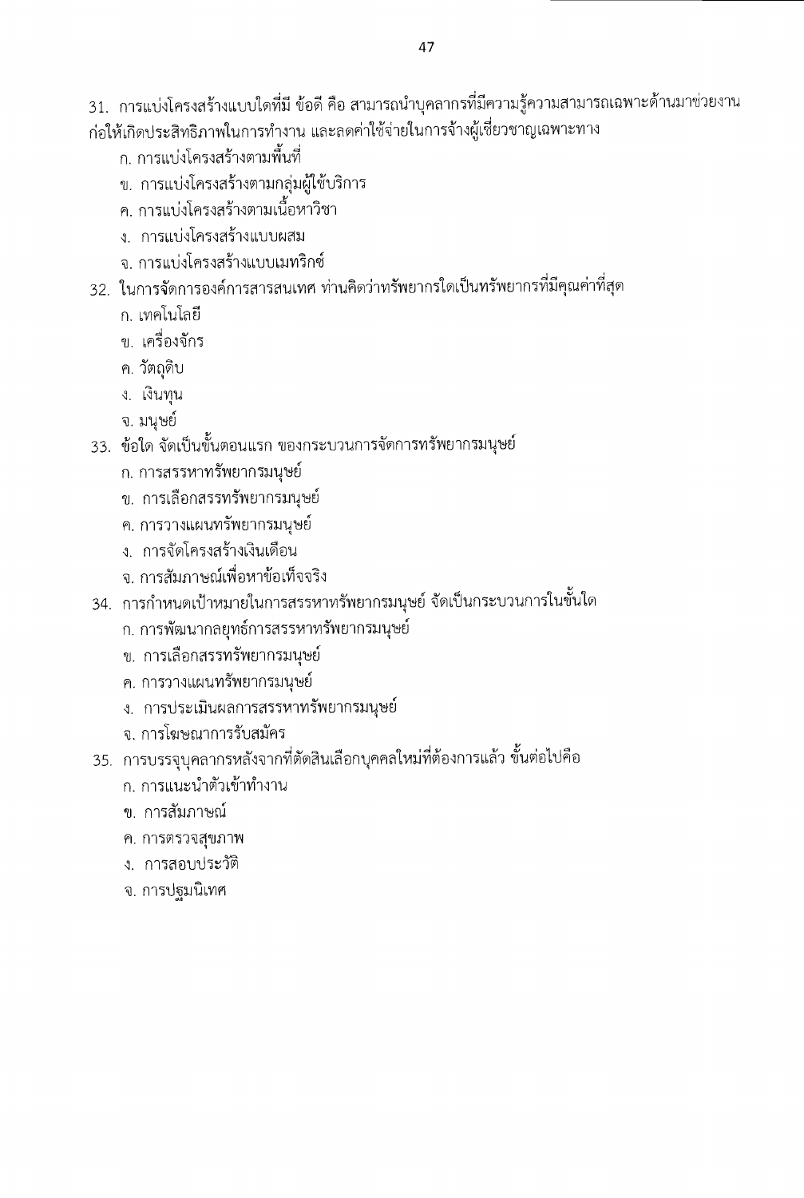31. การแบ่งโครงสร้างแบบใดที่มี ข้อดี คือ สามารถนำบุคลากรที่มีความรู้ความสามารถเฉพาะด้านมาช่วยงาน ก่อให้เกิดประสิทธิภาพในการทำงาน และลดค่าใช้จ่ายในการจ้างผู้เชี่ยวชาญเฉพาะทาง
   - ก. การแบ่งโครงสร้างตามพื้นที่
   - ข. การแบ่งโครงสร้างตามกลุ่มผู้ใช้บริการ
   - ค. การแบ่งโครงสร้างตามเนื้อหาวิชา
   - ง. การแบ่งโครงสร้างแบบผสม
   - จ. การแบ่งโครงสร้างแบบเมทริกซ์

32. ในการจัดการองค์การสารสนเทศ ท่านคิดว่าทรัพยากรใดเป็นทรัพยากรที่มีคุณค่าที่สุด
   - ก. เทคโนโลยี
   - ข. เครื่องจักร
   - ค. วัตถุดิบ
   - ง. เงินทุน
   - จ. มนุษย์

33. ข้อใด จัดเป็นขั้นตอนแรก ของกระบวนการจัดการทรัพยากรมนุษย์
   - ก. การสรรหาทรัพยากรมนุษย์
   - ข. การเลือกสรรทรัพยากรมนุษย์
   - ค. การวางแผนทรัพยากรมนุษย์
   - ง. การจัดโครงสร้างเงินเดือน
   - จ. การสัมภาษณ์เพื่อหาข้อเท็จจริง

34. การกำหนดเป้าหมายในการสรรหาทรัพยากรมนุษย์ จัดเป็นกระบวนการในขั้นใด
   - ก. การพัฒนากลยุทธ์การสรรหาทรัพยากรมนุษย์
   - ข. การเลือกสรรทรัพยากรมนุษย์
   - ค. การวางแผนทรัพยากรมนุษย์
   - ง. การประเมินผลการสรรหาทรัพยากรมนุษย์
   - จ. การโฆษณาการรับสมัคร

35. การบรรจุบุคลากรหลังจากที่ตัดสินเลือกบุคคลใหม่ที่ต้องการแล้ว ขั้นต่อไปคือ
   - ก. การแนะนำตัวเข้าทำงาน
   - ข. การสัมภาษณ์
   - ค. การตรวจสุขภาพ
   - ง. การสอบประวัติ
   - จ. การปฐมนิเทศ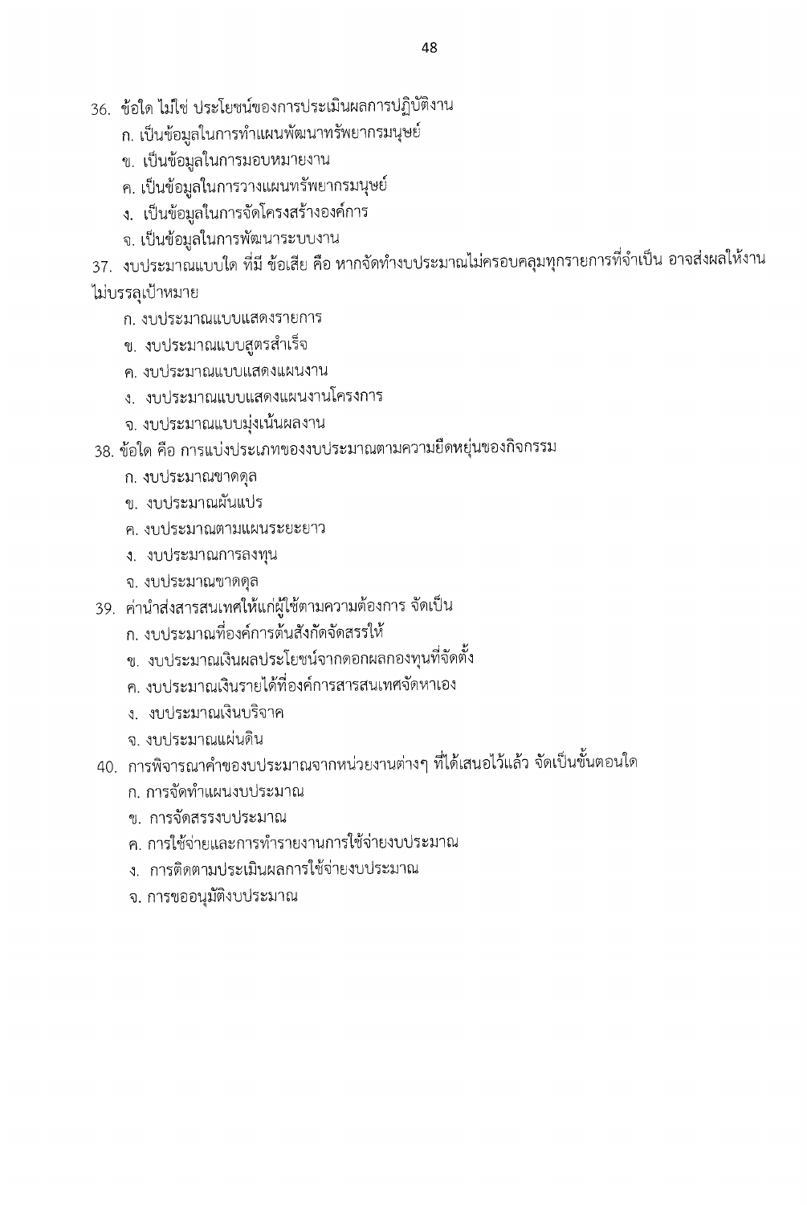36. ข้อใด ไม่ใช่ ประโยชน์ของการประเมินผลการปฏิบัติงาน
    - ก. เป็นข้อมูลในการทำแผนพัฒนาทรัพยากรมนุษย์
    - ข. เป็นข้อมูลในการมอบหมายงาน
    - ค. เป็นข้อมูลในการวางแผนทรัพยากรมนุษย์
    - ง. เป็นข้อมูลในการจัดโครงสร้างองค์การ
    - จ. เป็นข้อมูลในการพัฒนาระบบงาน

37. งบประมาณแบบใด ที่มี ข้อเสีย คือ หากจัดทำงบประมาณไม่ครอบคลุมทุกรายการที่จำเป็น อาจส่งผลให้งานไม่บรรลุเป้าหมาย
    - ก. งบประมาณแบบแสดงรายการ
    - ข. งบประมาณแบบสูตรสำเร็จ
    - ค. งบประมาณแบบแสดงแผนงาน
    - ง. งบประมาณแบบแสดงแผนงานโครงการ
    - จ. งบประมาณแบบมุ่งเน้นผลงาน

38. ข้อใด คือ การแบ่งประเภทของงบประมาณตามความยืดหยุ่นของกิจกรรม
    - ก. งบประมาณขาดดุล
    - ข. งบประมาณผันแปร
    - ค. งบประมาณตามแผนระยะยาว
    - ง. งบประมาณการลงทุน
    - จ. งบประมาณขาดดุล

39. ค่านำส่งสารสนเทศให้แก่ผู้ใช้ตามความต้องการ จัดเป็น
    - ก. งบประมาณที่องค์การต้นสังกัดจัดสรรให้
    - ข. งบประมาณเงินผลประโยชน์จากดอกผลกองทุนที่จัดตั้ง
    - ค. งบประมาณเงินรายได้ที่องค์การสารสนเทศจัดหาเอง
    - ง. งบประมาณเงินบริจาค
    - จ. งบประมาณแผ่นดิน

40. การพิจารณาคำของบประมาณจากหน่วยงานต่างๆ ที่ได้เสนอไว้แล้ว จัดเป็นขั้นตอนใด
    - ก. การจัดทำแผนงบประมาณ
    - ข. การจัดสรรงบประมาณ
    - ค. การใช้จ่ายและการทำรายงานการใช้จ่ายงบประมาณ
    - ง. การติดตามประเมินผลการใช้จ่ายงบประมาณ
    - จ. การขออนุมัติงบประมาณ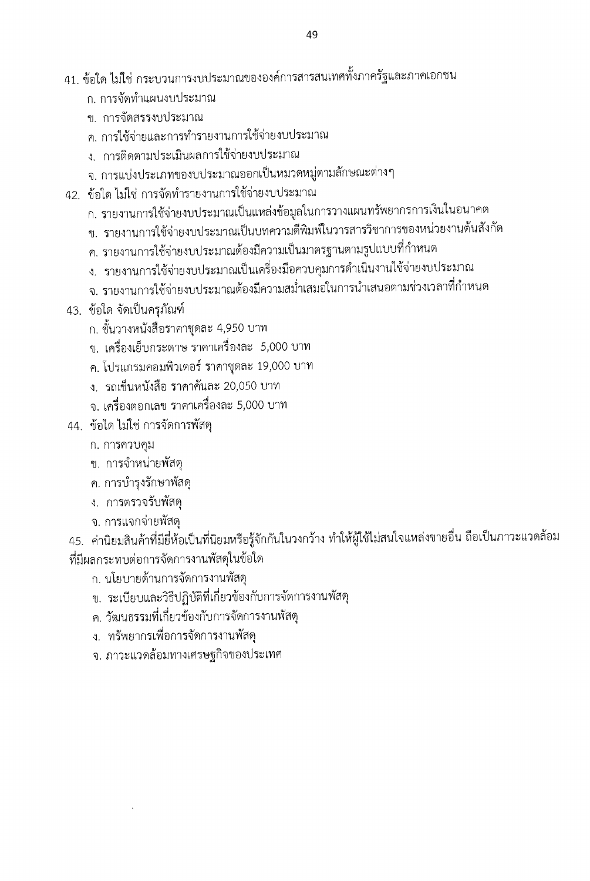41. ข้อใด ไม่ใช่ กระบวนการงบประมาณขององค์การสารสนเทศทั้งภาครัฐและภาคเอกชน
    ก. การจัดทำแผนงบประมาณ
    ข. การจัดสรรงบประมาณ
    ค. การใช้จ่ายและการทำรายงานการใช้จ่ายงบประมาณ
    ง. การติดตามประเมินผลการใช้จ่ายงบประมาณ
    จ. การแบ่งประเภทของงบประมาณออกเป็นหมวดหมู่ตามลักษณะต่างๆ

42. ข้อใด ไม่ใช่ การจัดทำรายงานการใช้จ่ายงบประมาณ
    ก. รายงานการใช้จ่ายงบประมาณเป็นแหล่งข้อมูลในการวางแผนทรัพยากรการเงินในอนาคต
    ข. รายงานการใช้จ่ายงบประมาณเป็นบทความตีพิมพ์ในวารสารวิชาการของหน่วยงานต้นสังกัด
    ค. รายงานการใช้จ่ายงบประมาณต้องมีความเป็นมาตรฐานตามรูปแบบที่กำหนด
    ง. รายงานการใช้จ่ายงบประมาณเป็นเครื่องมือควบคุมการดำเนินงานใช้จ่ายงบประมาณ
    จ. รายงานการใช้จ่ายงบประมาณต้องมีความสม่ำเสมอในการนำเสนอตามช่วงเวลาที่กำหนด

43. ข้อใด จัดเป็นครุภัณฑ์
    ก. ชั้นวางหนังสือราคาชุดละ 4,950 บาท
    ข. เครื่องเย็บกระดาษ ราคาเครื่องละ 5,000 บาท
    ค. โปรแกรมคอมพิวเตอร์ ราคาชุดละ 19,000 บาท
    ง. รถเข็นหนังสือ ราคาคันละ 20,050 บาท
    จ. เครื่องตอกเลข ราคาเครื่องละ 5,000 บาท

44. ข้อใด ไม่ใช่ การจัดการพัสดุ
    ก. การควบคุม
    ข. การจำหน่ายพัสดุ
    ค. การบำรุงรักษาพัสดุ
    ง. การตรวจรับพัสดุ
    จ. การแจกจ่ายพัสดุ

45. ค่านิยมสินค้าที่มียี่ห้อเป็นที่นิยมหรือรู้จักกันในวงกว้าง ทำให้ผู้ใช้ไม่สนใจแหล่งขายอื่น ถือเป็นภาวะแวดล้อมที่มีผลกระทบต่อการจัดการงานพัสดุในข้อใด
    ก. นโยบายด้านการจัดการงานพัสดุ
    ข. ระเบียบและวิธีปฏิบัติที่เกี่ยวข้องกับการจัดการงานพัสดุ
    ค. วัฒนธรรมที่เกี่ยวข้องกับการจัดการงานพัสดุ
    ง. ทรัพยากรเพื่อการจัดการงานพัสดุ
    จ. ภาวะแวดล้อมทางเศรษฐกิจของประเทศ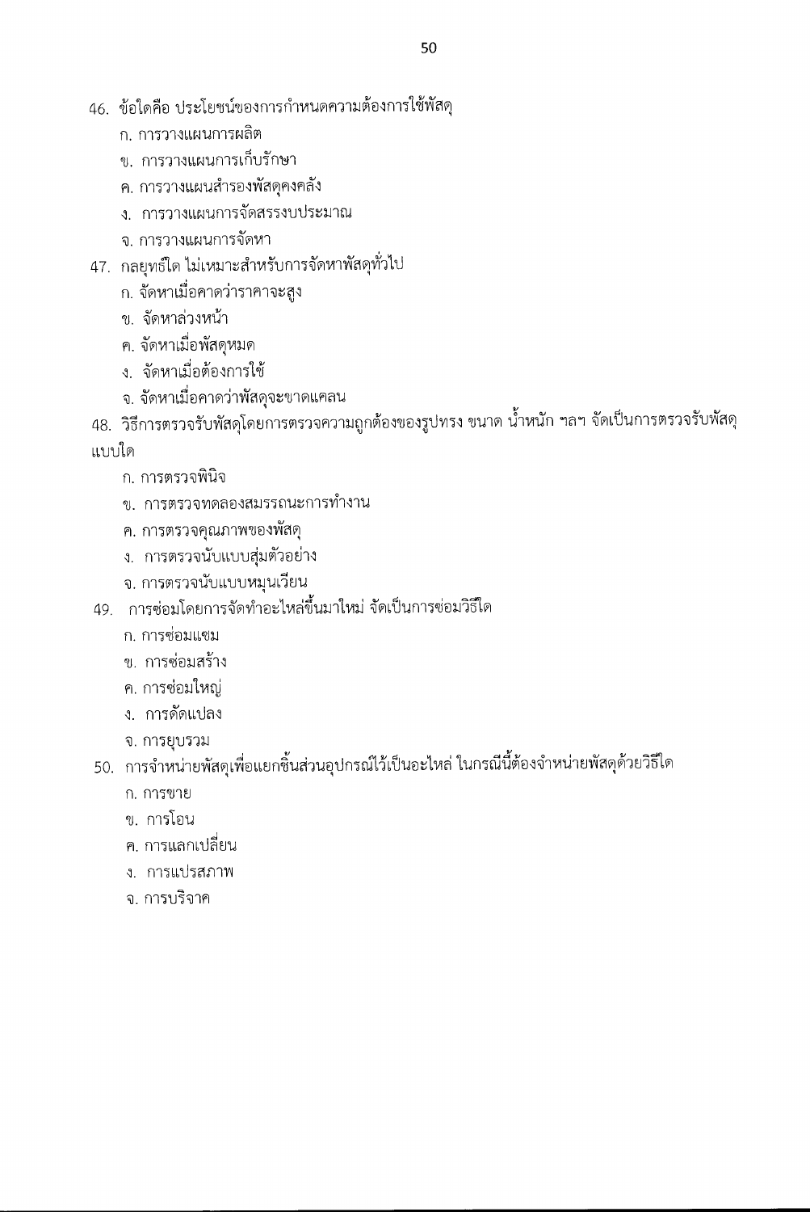46. ข้อใดคือ ประโยชน์ของการกำหนดความต้องการใช้พัสดุ
    - ก. การวางแผนการผลิต
    - ข. การวางแผนการเก็บรักษา
    - ค. การวางแผนสำรองพัสดุคงคลัง
    - ง. การวางแผนการจัดสรรงบประมาณ
    - จ. การวางแผนการจัดหา

47. กลยุทธ์ใด ไม่เหมาะสำหรับการจัดหาพัสดุทั่วไป
    - ก. จัดหาเมื่อคาดว่าราคาจะสูง
    - ข. จัดหาล่วงหน้า
    - ค. จัดหาเมื่อพัสดุหมด
    - ง. จัดหาเมื่อต้องการใช้
    - จ. จัดหาเมื่อคาดว่าพัสดุจะขาดแคลน

48. วิธีการตรวจรับพัสดุโดยการตรวจความถูกต้องของรูปทรง ขนาด น้ำหนัก ฯลฯ จัดเป็นการตรวจรับพัสดุแบบใด
    - ก. การตรวจพินิจ
    - ข. การตรวจทดลองสมรรถนะการทำงาน
    - ค. การตรวจคุณภาพของพัสดุ
    - ง. การตรวจนับแบบสุ่มตัวอย่าง
    - จ. การตรวจนับแบบหมุนเวียน

49. การซ่อมโดยการจัดทำอะไหล่ขึ้นมาใหม่ จัดเป็นการซ่อมวิธีใด
    - ก. การซ่อมแซม
    - ข. การซ่อมสร้าง
    - ค. การซ่อมใหญ่
    - ง. การดัดแปลง
    - จ. การยุบรวม

50. การจำหน่ายพัสดุเพื่อแยกชิ้นส่วนอุปกรณ์ไว้เป็นอะไหล่ ในกรณีนี้ต้องจำหน่ายพัสดุด้วยวิธีใด
    - ก. การขาย
    - ข. การโอน
    - ค. การแลกเปลี่ยน
    - ง. การแปรสภาพ
    - จ. การบริจาค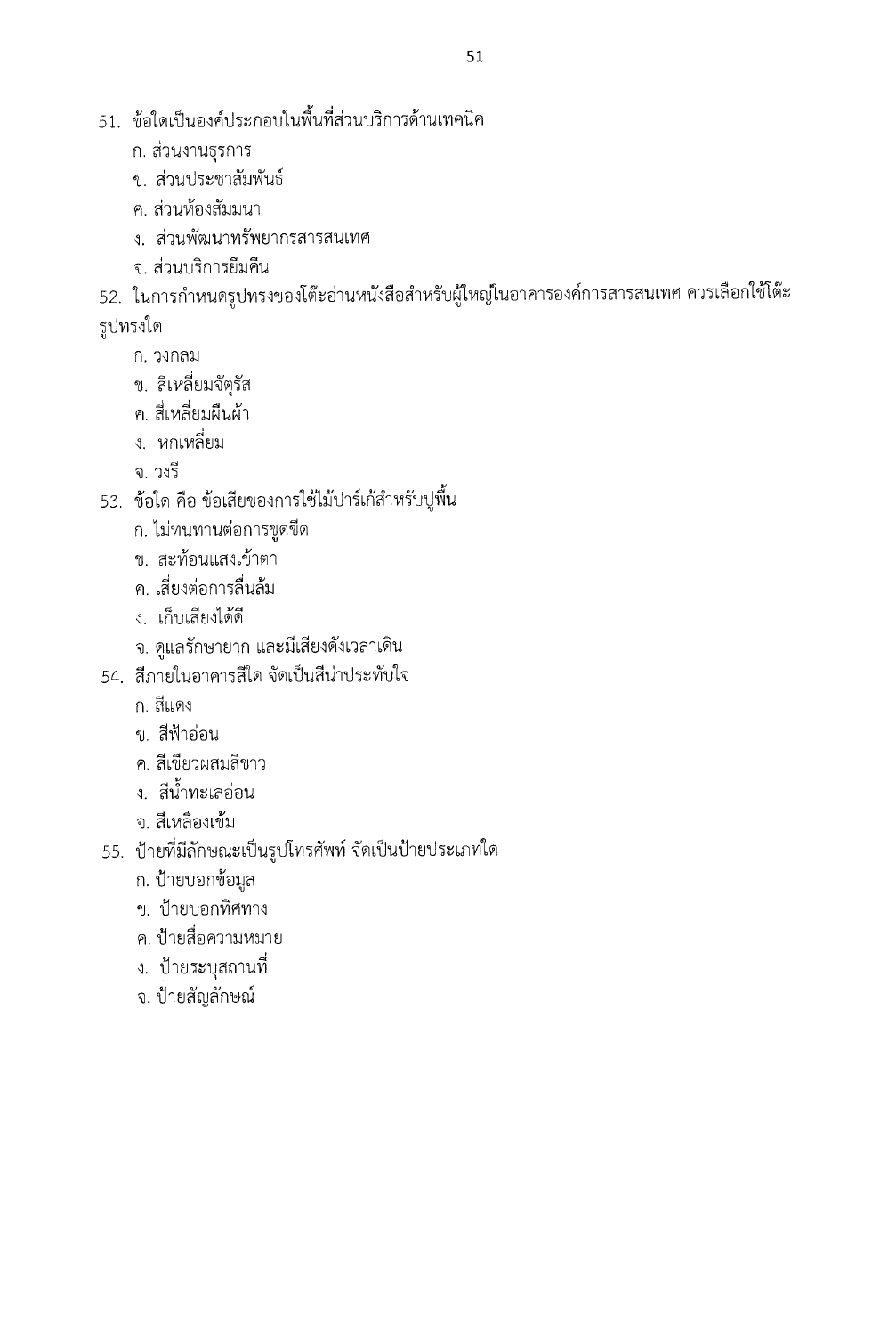51. ข้อใดเป็นองค์ประกอบในพื้นที่ส่วนบริการด้านเทคนิค
    - ก. ส่วนงานธุรการ
    - ข. ส่วนประชาสัมพันธ์
    - ค. ส่วนห้องสัมมนา
    - ง. ส่วนพัฒนาทรัพยากรสารสนเทศ
    - จ. ส่วนบริการยืมคืน

52. ในการกำหนดรูปทรงของโต๊ะอ่านหนังสือสำหรับผู้ใหญ่ในอาคารองค์การสารสนเทศ ควรเลือกใช้โต๊ะรูปทรงใด
    - ก. วงกลม
    - ข. สี่เหลี่ยมจัตุรัส
    - ค. สี่เหลี่ยมผืนผ้า
    - ง. หกเหลี่ยม
    - จ. วงรี

53. ข้อใด คือ ข้อเสียของการใช้ไม้ปาร์เก้สำหรับปูพื้น
    - ก. ไม่ทนทานต่อการขูดขีด
    - ข. สะท้อนแสงเข้าตา
    - ค. เสี่ยงต่อการลื่นล้ม
    - ง. เก็บเสียงได้ดี
    - จ. ดูแลรักษายาก และมีเสียงดังเวลาเดิน

54. สีภายในอาคารสีใด จัดเป็นสีน่าประทับใจ
    - ก. สีแดง
    - ข. สีฟ้าอ่อน
    - ค. สีเขียวผสมสีขาว
    - ง. สีน้ำทะเลอ่อน
    - จ. สีเหลืองเข้ม

55. ป้ายที่มีลักษณะเป็นรูปโทรศัพท์ จัดเป็นป้ายประเภทใด
    - ก. ป้ายบอกข้อมูล
    - ข. ป้ายบอกทิศทาง
    - ค. ป้ายสื่อความหมาย
    - ง. ป้ายระบุสถานที่
    - จ. ป้ายสัญลักษณ์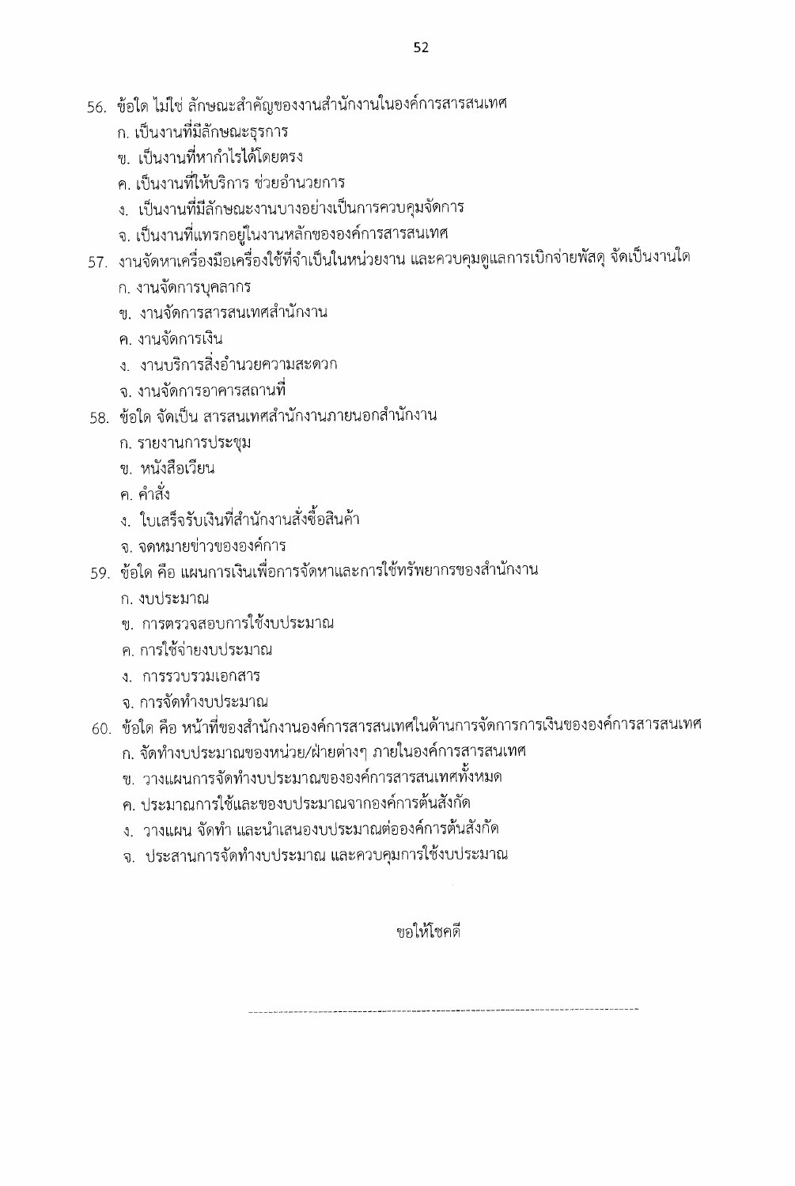56. ข้อใด ไม่ใช่ ลักษณะสำคัญของงานสำนักงานในองค์การสารสนเทศ
    ก. เป็นงานที่มีลักษณะธุรการ
    ข. เป็นงานที่หากำไรได้โดยตรง
    ค. เป็นงานที่ให้บริการ ช่วยอำนวยการ
    ง. เป็นงานที่มีลักษณะงานบางอย่างเป็นการควบคุมจัดการ
    จ. เป็นงานที่แทรกอยู่ในงานหลักขององค์การสารสนเทศ

57. งานจัดหาเครื่องมือเครื่องใช้ที่จำเป็นในหน่วยงาน และควบคุมดูแลการเบิกจ่ายพัสดุ จัดเป็นงานใด
    ก. งานจัดการบุคลากร
    ข. งานจัดการสารสนเทศสำนักงาน
    ค. งานจัดการเงิน
    ง. งานบริการสิ่งอำนวยความสะดวก
    จ. งานจัดการอาคารสถานที่

58. ข้อใด จัดเป็น สารสนเทศสำนักงานภายนอกสำนักงาน
    ก. รายงานการประชุม
    ข. หนังสือเวียน
    ค. คำสั่ง
    ง. ใบเสร็จรับเงินที่สำนักงานสั่งซื้อสินค้า
    จ. จดหมายข่าวขององค์การ

59. ข้อใด คือ แผนการเงินเพื่อการจัดหาและการใช้ทรัพยากรของสำนักงาน
    ก. งบประมาณ
    ข. การตรวจสอบการใช้งบประมาณ
    ค. การใช้จ่ายงบประมาณ
    ง. การรวบรวมเอกสาร
    จ. การจัดทำงบประมาณ

60. ข้อใด คือ หน้าที่ของสำนักงานองค์การสารสนเทศในด้านการจัดการการเงินขององค์การสารสนเทศ
    ก. จัดทำงบประมาณของหน่วย/ฝ่ายต่างๆ ภายในองค์การสารสนเทศ
    ข. วางแผนการจัดทำงบประมาณขององค์การสารสนเทศทั้งหมด
    ค. ประมาณการใช้และขอบงบประมาณจากองค์การต้นสังกัด
    ง. วางแผน จัดทำ และนำเสนองบประมาณต่อองค์การต้นสังกัด
    จ. ประสานการจัดทำงบประมาณ และควบคุมการใช้งบประมาณ

ขอให้โชคดี

---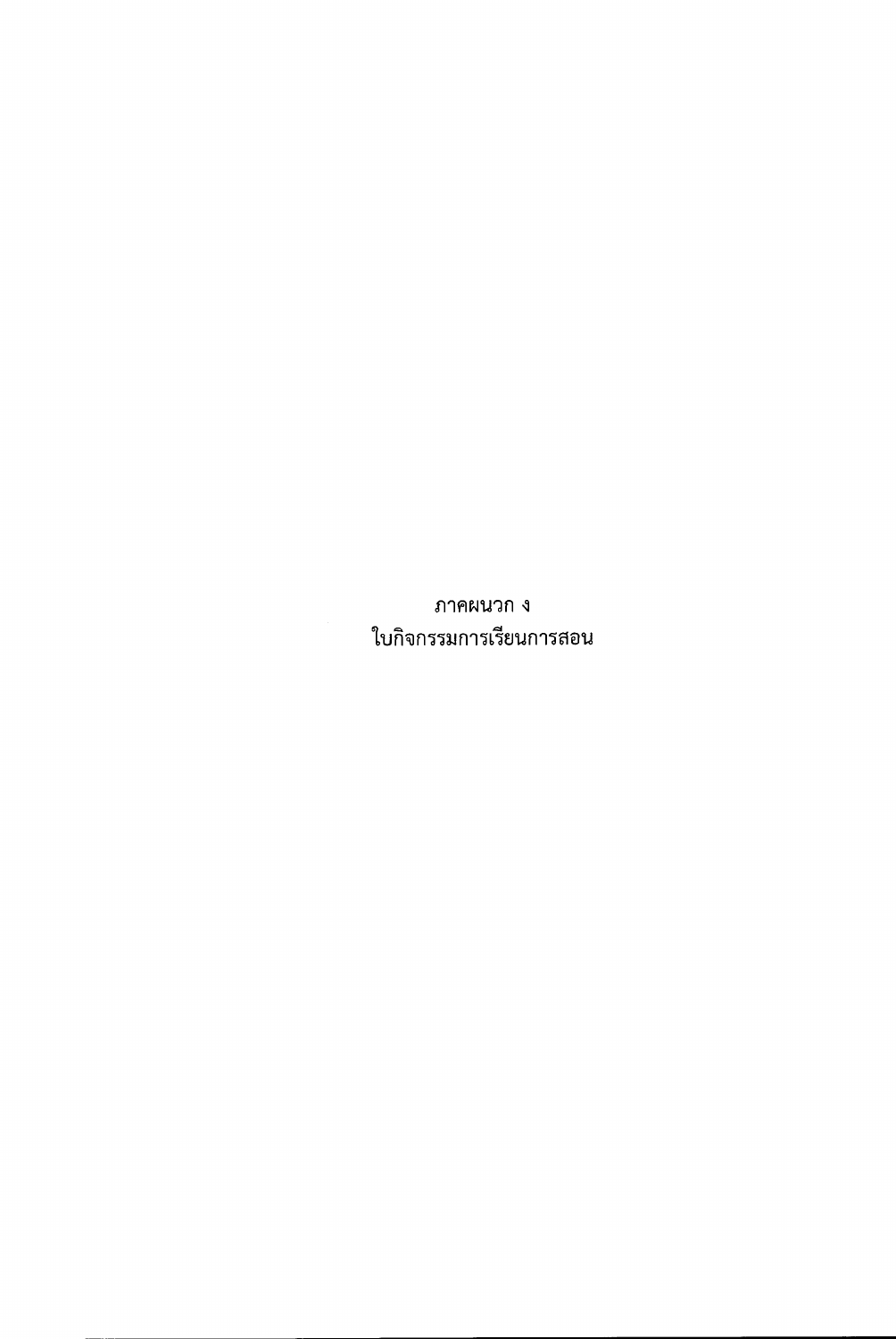# ภาคผนวก ง
# ใบกิจกรรมการเรียนการสอน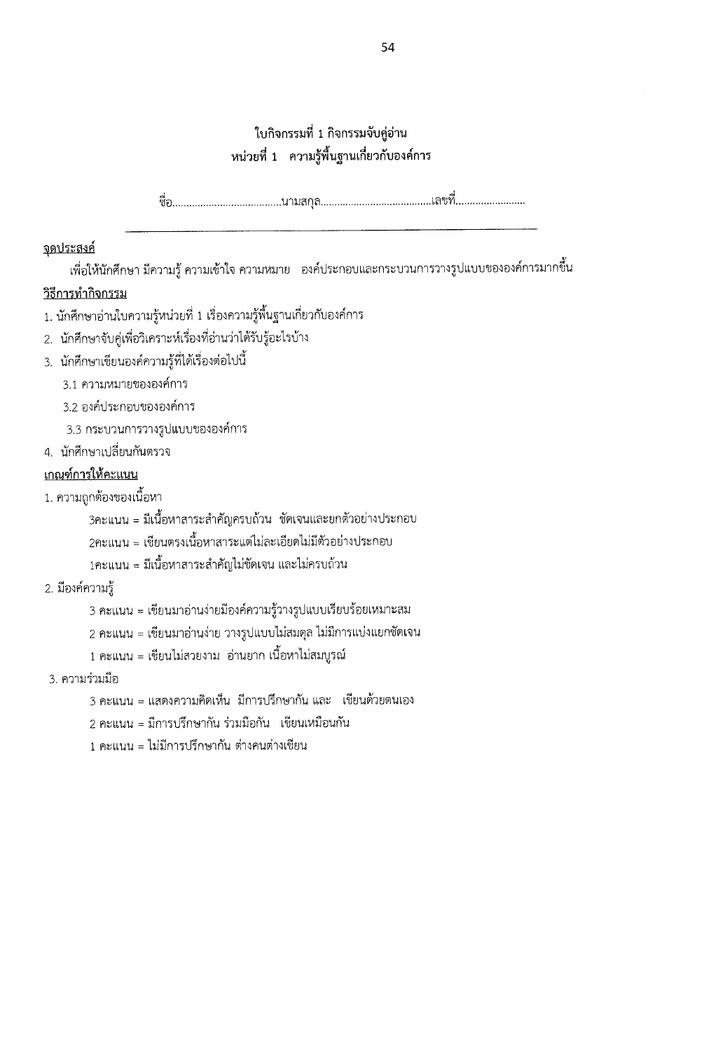## ใบกิจกรรมที่ 1 กิจกรรมจับคู่อ่าน
## หน่วยที่ 1 ความรู้พื้นฐานเกี่ยวกับองค์การ

ชื่อ.......................................นามสกุล.........................................เลขที่.........................

---

**จุดประสงค์**

เพื่อให้นักศึกษา มีความรู้ ความเข้าใจ ความหมาย องค์ประกอบและกระบวนการวางรูปแบบขององค์การมากขึ้น

**วิธีการทำกิจกรรม**

1. นักศึกษาอ่านใบความรู้หน่วยที่ 1 เรื่องความรู้พื้นฐานเกี่ยวกับองค์การ
2. นักศึกษาจับคู่เพื่อวิเคราะห์เรื่องที่อ่านว่าได้รับรู้อะไรบ้าง
3. นักศึกษาเขียนองค์ความรู้ที่ได้เรื่องต่อไปนี้
   - 3.1 ความหมายขององค์การ
   - 3.2 องค์ประกอบขององค์การ
   - 3.3 กระบวนการวางรูปแบบขององค์การ
4. นักศึกษาเปลี่ยนกันตรวจ

**เกณฑ์การให้คะแนน**

1. ความถูกต้องของเนื้อหา
   - 3คะแนน = มีเนื้อหาสาระสำคัญครบถ้วน ชัดเจนและยกตัวอย่างประกอบ
   - 2คะแนน = เขียนตรงเนื้อหาสาระแต่ไม่ละเอียดไม่มีตัวอย่างประกอบ
   - 1คะแนน = มีเนื้อหาสาระสำคัญไม่ชัดเจน และไม่ครบถ้วน
2. มีองค์ความรู้
   - 3 คะแนน = เขียนมาอ่านง่ายมีองค์ความรู้วางรูปแบบเรียบร้อยเหมาะสม
   - 2 คะแนน = เขียนมาอ่านง่าย วางรูปแบบไม่สมดุล ไม่มีการแบ่งแยกชัดเจน
   - 1 คะแนน = เขียนไม่สวยงาม อ่านยาก เนื้อหาไม่สมบูรณ์
3. ความร่วมมือ
   - 3 คะแนน = แสดงความคิดเห็น มีการปรึกษากัน และ เขียนด้วยตนเอง
   - 2 คะแนน = มีการปรึกษากัน ร่วมมือกัน เขียนเหมือนกัน
   - 1 คะแนน = ไม่มีการปรึกษากัน ต่างคนต่างเขียน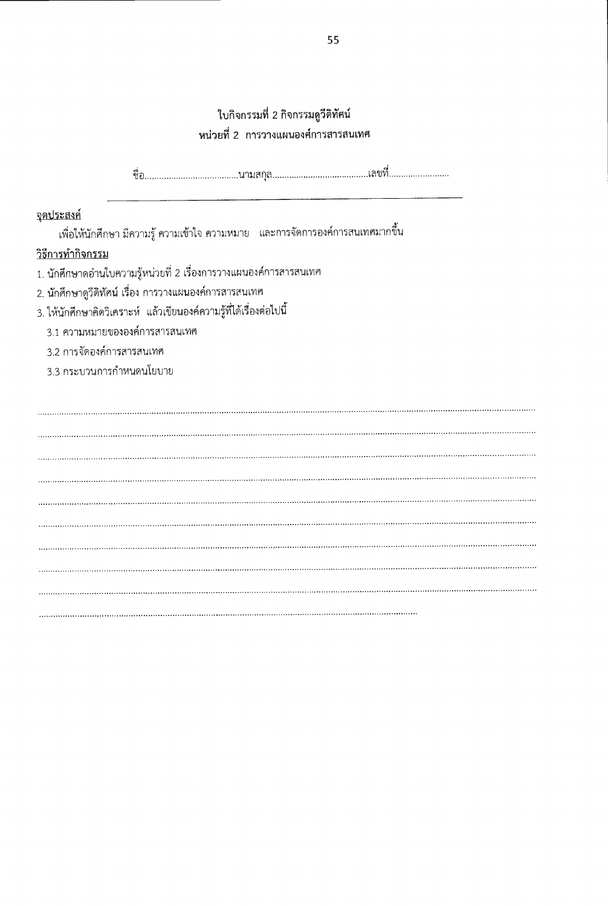# ใบกิจกรรมที่ 2 กิจกรรมดูวีดิทัศน์
## หน่วยที่ 2 การวางแผนองค์การสารสนเทศ

ชื่อ.......................................นามสกุล.........................................เลขที่..........................

---

**จุดประสงค์**

เพื่อให้นักศึกษา มีความรู้ ความเข้าใจ ความหมาย และการจัดการองค์การสนเทศมากขึ้น

**วิธีการทำกิจกรรม**

1. นักศึกษาอ่านใบความรู้หน่วยที่ 2 เรื่องการวางแผนองค์การสารสนเทศ
2. นักศึกษาดูวีดิทัศน์ เรื่อง การวางแผนองค์การสารสนเทศ
3. ให้นักศึกษาคิดวิเคราะห์ แล้วเขียนองค์ความรู้ที่ได้เรื่องต่อไปนี้
   - 3.1 ความหมายขององค์การสารสนเทศ
   - 3.2 การจัดองค์การสารสนเทศ
   - 3.3 กระบวนการกำหนดนโยบาย

..........................................................................................................................................................................

..........................................................................................................................................................................

..........................................................................................................................................................................

..........................................................................................................................................................................

..........................................................................................................................................................................

..........................................................................................................................................................................

..........................................................................................................................................................................

..........................................................................................................................................................................

..........................................................................................................................................................................

..............................................................................................................................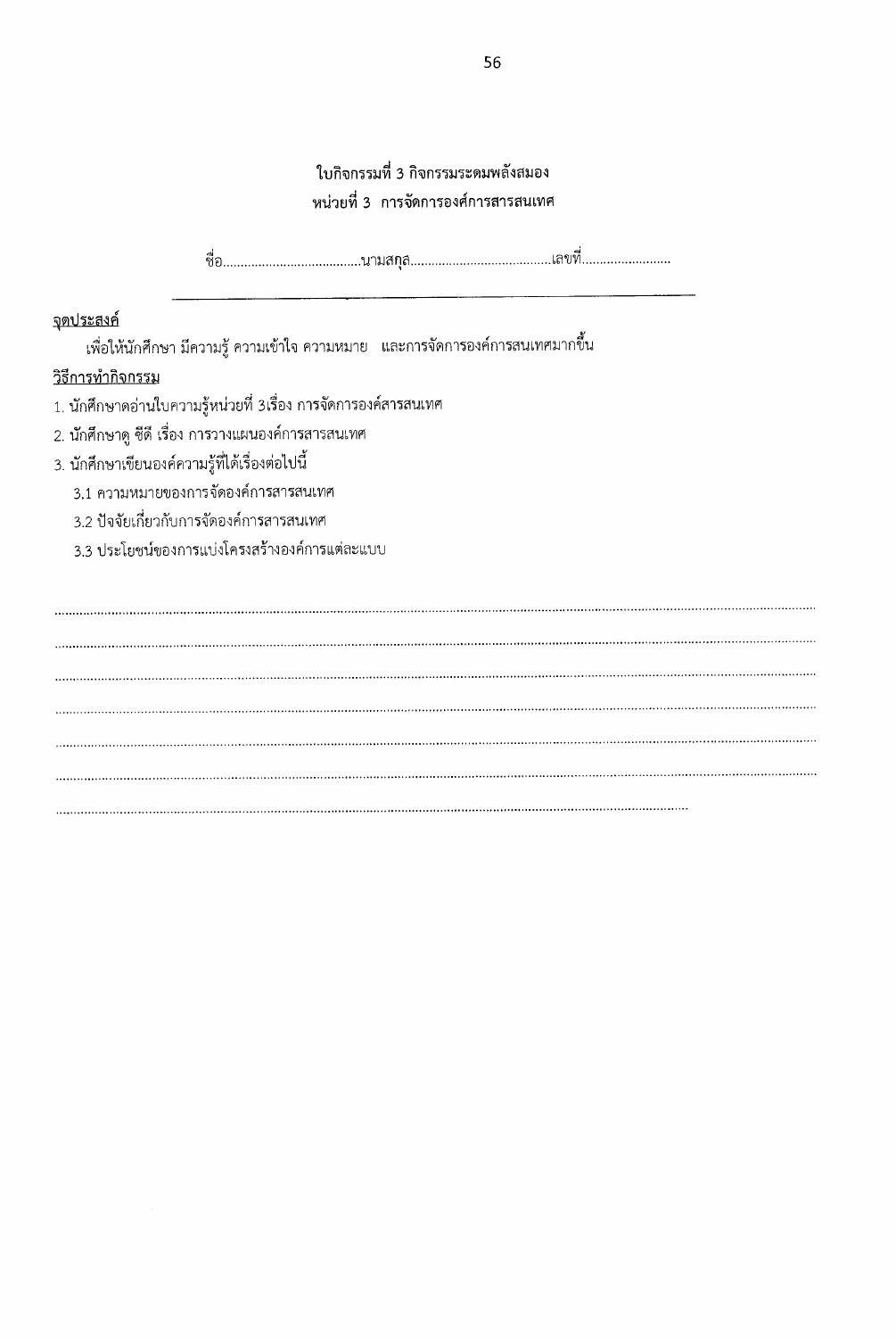## ใบกิจกรรมที่ 3 กิจกรรมระดมพลังสมอง
## หน่วยที่ 3 การจัดการองค์การสารสนเทศ

ชื่อ.......................................นามสกุล........................................เลขที่..........................

---

**จุดประสงค์**

เพื่อให้นักศึกษา มีความรู้ ความเข้าใจ ความหมาย และการจัดการองค์การสนเทศมากขึ้น

**วิธีการทำกิจกรรม**

1. นักศึกษาดอ่านใบความรู้หน่วยที่ 3เรื่อง การจัดการองค์สารสนเทศ
2. นักศึกษาดู ซีดี เรื่อง การวางแผนองค์การสารสนเทศ
3. นักศึกษาเขียนองค์ความรู้ที่ได้เรื่องต่อไปนี้
   - 3.1 ความหมายของการจัดองค์การสารสนเทศ
   - 3.2 ปัจจัยเกี่ยวกับการจัดองค์การสารสนเทศ
   - 3.3 ประโยชน์ของการแบ่งโครงสร้างองค์การแต่ละแบบ

.......................................................................................................................................................................................

.......................................................................................................................................................................................

.......................................................................................................................................................................................

.......................................................................................................................................................................................

.......................................................................................................................................................................................

.......................................................................................................................................................................................

.......................................................................................................................................................................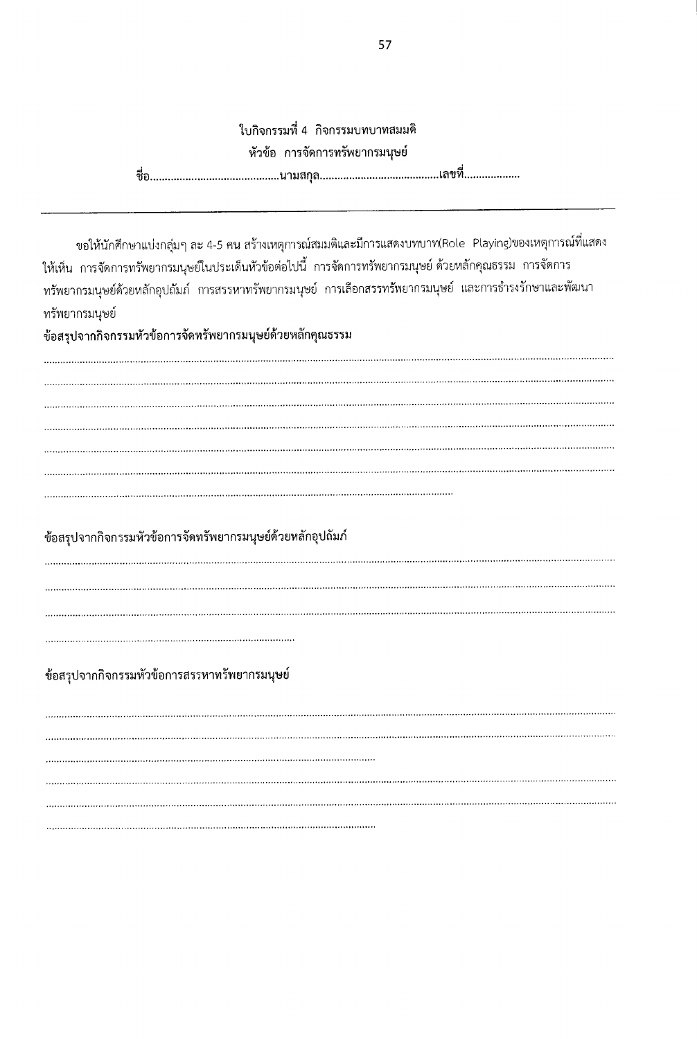## ใบกิจกรรมที่ 4 กิจกรรมบทบาทสมมติ

## หัวข้อ การจัดการทรัพยากรมนุษย์

ชื่อ.............................................นามสกุล...........................................เลขที่...................

---

ขอให้นักศึกษาแบ่งกลุ่มๆ ละ 4-5 คน สร้างเหตุการณ์สมมติและมีการแสดงบทบาท(Role Playing)ของเหตุการณ์ที่แสดงให้เห็น การจัดการทรัพยากรมนุษย์ในประเด็นหัวข้อต่อไปนี้ การจัดการทรัพยากรมนุษย์ ด้วยหลักคุณธรรม การจัดการทรัพยากรมนุษย์ด้วยหลักอุปถัมภ์ การสรรหาทรัพยากรมนุษย์ การเลือกสรรทรัพยากรมนุษย์ และการธำรงรักษาและพัฒนาทรัพยากรมนุษย์

**ข้อสรุปจากกิจกรรมหัวข้อการจัดทรัพยากรมนุษย์ด้วยหลักคุณธรรม**

..........................................................................................................................................................................................

..........................................................................................................................................................................................

..........................................................................................................................................................................................

..........................................................................................................................................................................................

..........................................................................................................................................................................................

..........................................................................................................................................................................................

.........................................................................................................................................

**ข้อสรุปจากกิจกรรมหัวข้อการจัดทรัพยากรมนุษย์ด้วยหลักอุปถัมภ์**

..........................................................................................................................................................................................

..........................................................................................................................................................................................

..........................................................................................................................................................................................

..............................................................................................

**ข้อสรุปจากกิจกรรมหัวข้อการสรรหาทรัพยากรมนุษย์**

..........................................................................................................................................................................................

..........................................................................................................................................................................................

.......................................................................................................................

..........................................................................................................................................................................................

..........................................................................................................................................................................................

.......................................................................................................................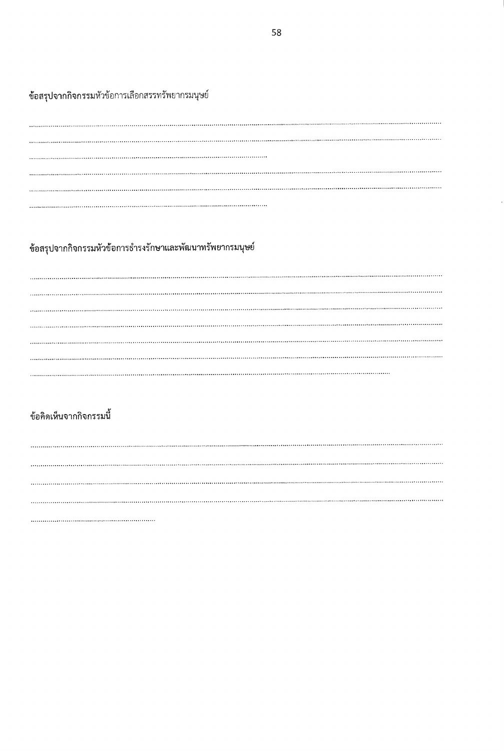ข้อสรุปจากกิจกรรมหัวข้อการเลือกสรรทรัพยากรมนุษย์

..............................................................................................................................................................................................................

..............................................................................................................................................................................................................

..............................................................................................................................

..............................................................................................................................................................................................................

..............................................................................................................................................................................................................

..............................................................................................................................

ข้อสรุปจากกิจกรรมหัวข้อการธำรงรักษาและพัฒนาทรัพยากรมนุษย์

..............................................................................................................................................................................................................

..............................................................................................................................................................................................................

..............................................................................................................................................................................................................

..............................................................................................................................................................................................................

..............................................................................................................................................................................................................

..............................................................................................................................................................................................................

..............................................................................................................................................................................

ข้อคิดเห็นจากกิจกรรมนี้

..............................................................................................................................................................................................................

..............................................................................................................................................................................................................

..............................................................................................................................................................................................................

..............................................................................................................................................................................................................

..............................................................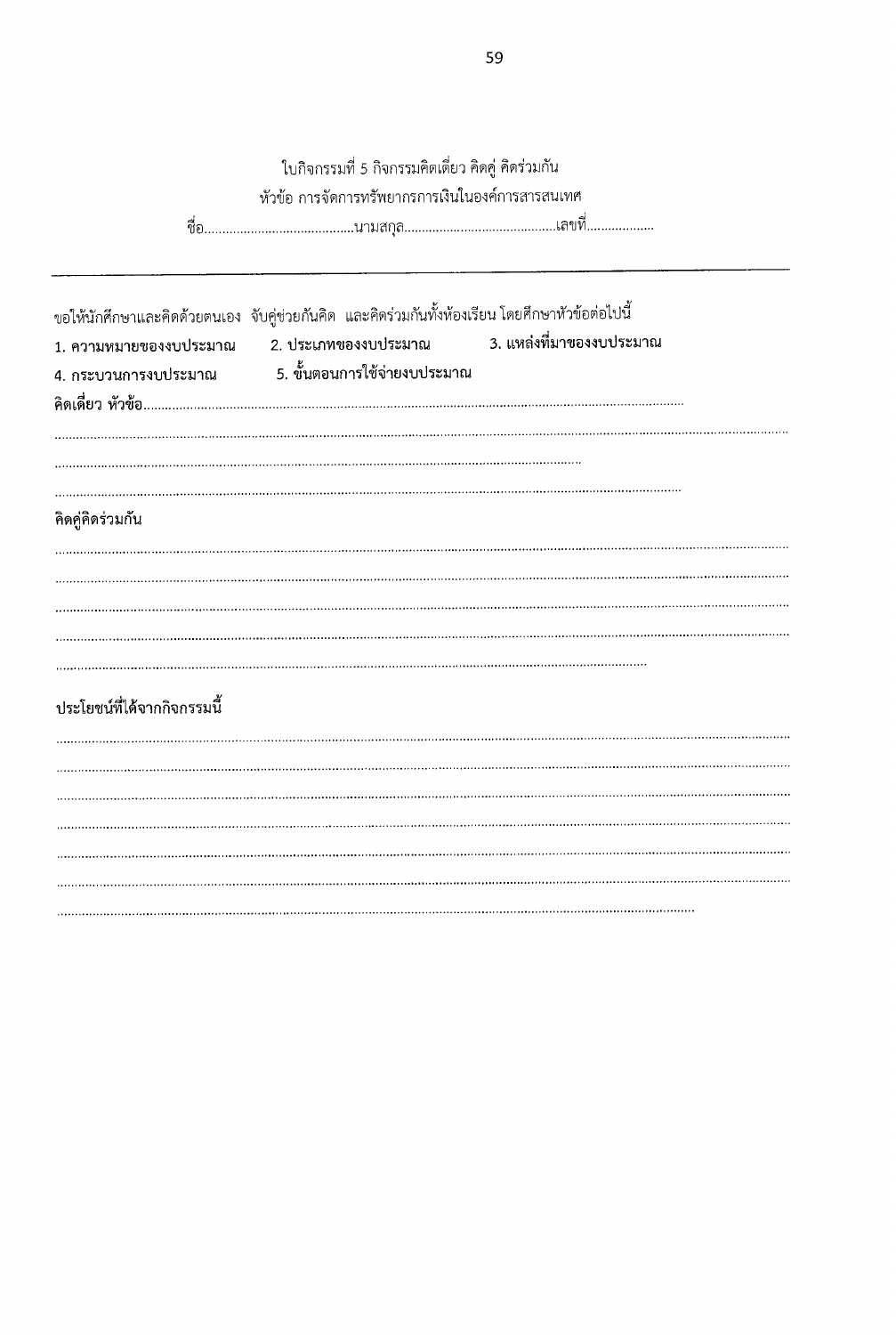ใบกิจกรรมที่ 5 กิจกรรมคิดเดี่ยว คิดคู่ คิดร่วมกัน

หัวข้อ การจัดการทรัพยากรการเงินในองค์การสารสนเทศ

ชื่อ.........................................นามสกุล...........................................เลขที่...................

---

ขอให้นักศึกษาและคิดด้วยตนเอง จับคู่ช่วยกันคิด และคิดร่วมกันทั้งห้องเรียน โดยศึกษาหัวข้อต่อไปนี้

**1. ความหมายของงบประมาณ** **2. ประเภทของงบประมาณ** **3. แหล่งที่มาของงบประมาณ**

**4. กระบวนการงบประมาณ** **5. ขั้นตอนการใช้จ่ายงบประมาณ**

**คิดเดี่ยว หัวข้อ**.......................................................................................................................................

..........................................................................................................................................................................

..........................................................................................................................................................................

..........................................................................................................................................................................

**คิดคู่คิดร่วมกัน**

..........................................................................................................................................................................

..........................................................................................................................................................................

..........................................................................................................................................................................

..........................................................................................................................................................................

..........................................................................................................................................................................

**ประโยชน์ที่ได้จากกิจกรรมนี้**

..........................................................................................................................................................................

..........................................................................................................................................................................

..........................................................................................................................................................................

..........................................................................................................................................................................

..........................................................................................................................................................................

..........................................................................................................................................................................

..........................................................................................................................................................................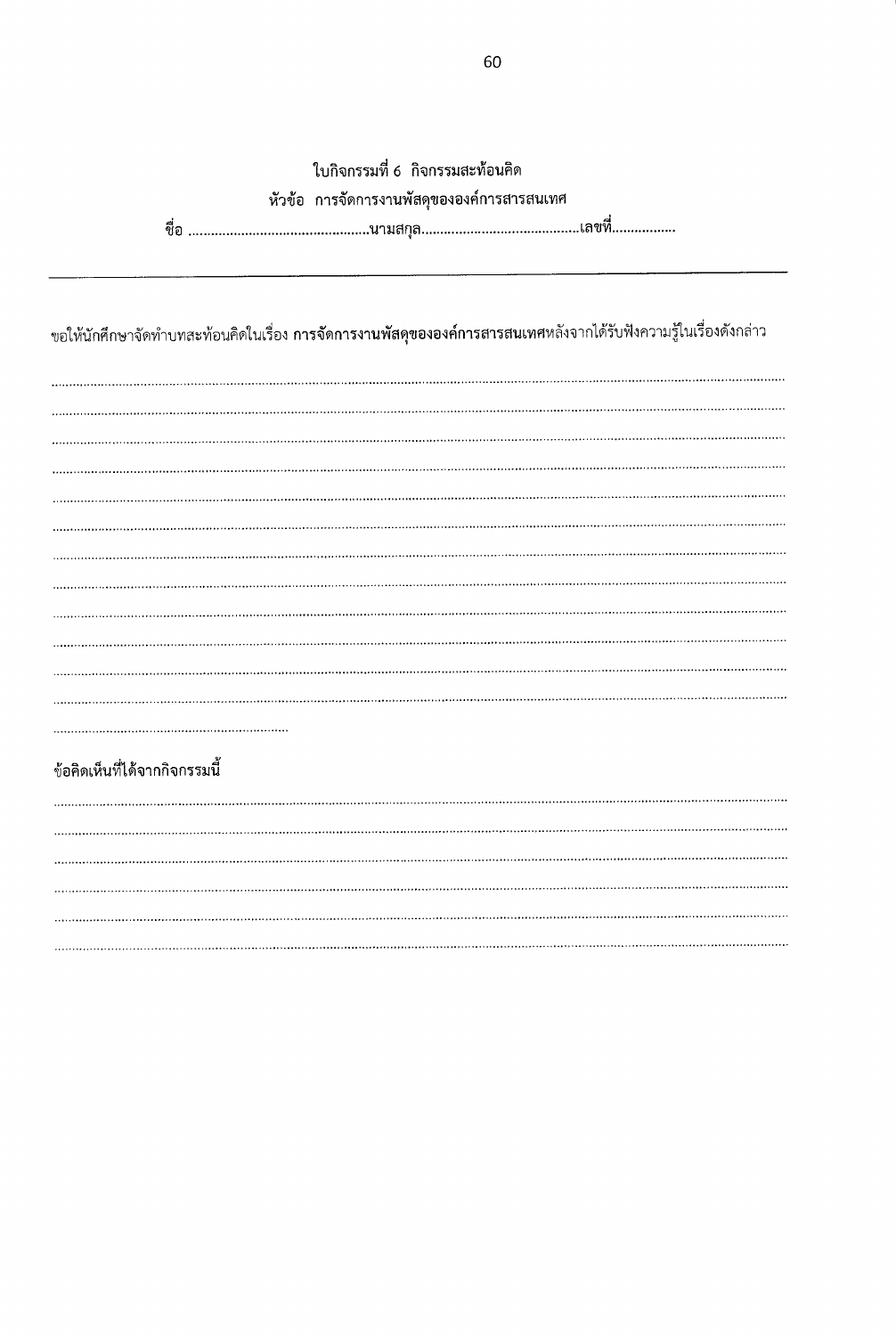ใบกิจกรรมที่ 6 กิจกรรมสะท้อนคิด

หัวข้อ การจัดการงานพัสดุขององค์การสารสนเทศ

ชื่อ ..............................................นามสกุล..........................................เลขที่................

---

ขอให้นักศึกษาจัดทำบทสะท้อนคิดในเรื่อง **การจัดการงานพัสดุขององค์การสารสนเทศ**หลังจากได้รับฟังความรู้ในเรื่องดังกล่าว

....................................................................................................................................................................................

....................................................................................................................................................................................

....................................................................................................................................................................................

....................................................................................................................................................................................

....................................................................................................................................................................................

....................................................................................................................................................................................

....................................................................................................................................................................................

....................................................................................................................................................................................

....................................................................................................................................................................................

....................................................................................................................................................................................

....................................................................................................................................................................................

....................................................................................................................................................................................

.............................................................................

**ข้อคิดเห็นที่ได้จากกิจกรรมนี้**

....................................................................................................................................................................................

....................................................................................................................................................................................

....................................................................................................................................................................................

....................................................................................................................................................................................

....................................................................................................................................................................................

....................................................................................................................................................................................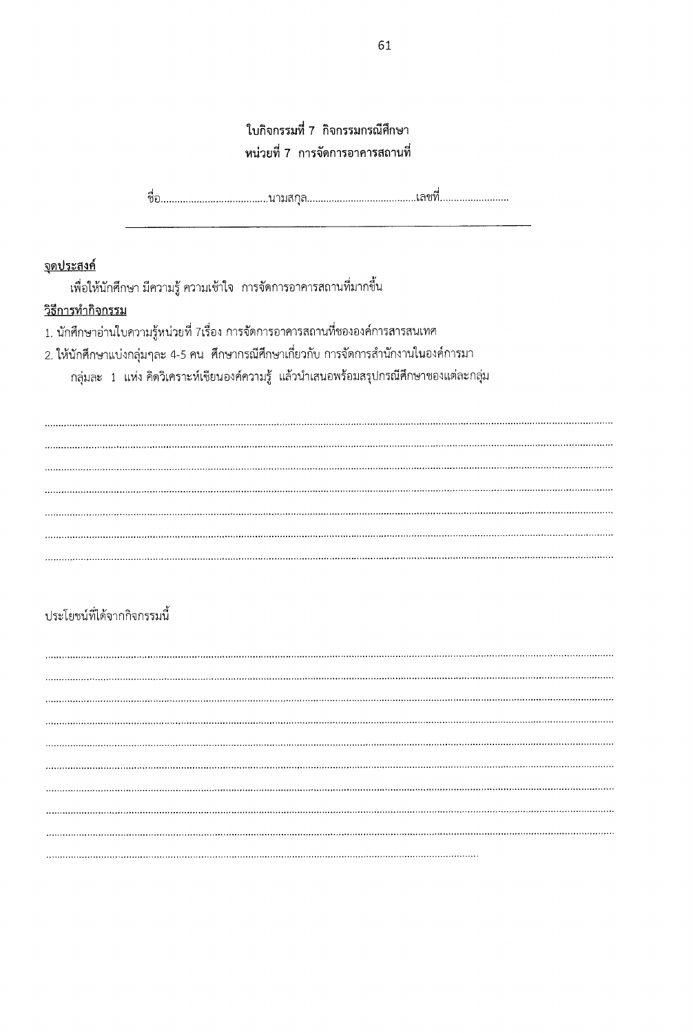## ใบกิจกรรมที่ 7 กิจกรรมกรณีศึกษา
## หน่วยที่ 7 การจัดการอาคารสถานที่

ชื่อ......................................นามสกุล.......................................เลขที่.........................

---

**จุดประสงค์**

เพื่อให้นักศึกษา มีความรู้ ความเข้าใจ การจัดการอาคารสถานที่มากขึ้น

**วิธีการทำกิจกรรม**

1. นักศึกษาอ่านใบความรู้หน่วยที่ 7เรื่อง การจัดการอาคารสถานที่ขององค์การสารสนเทศ
2. ให้นักศึกษาแบ่งกลุ่มๆละ 4-5 คน ศึกษากรณีศึกษาเกี่ยวกับ การจัดการสำนักงานในองค์การมา กลุ่มละ 1 แห่ง คิดวิเคราะห์เขียนองค์ความรู้ แล้วนำเสนอพร้อมสรุปกรณีศึกษาของแต่ละกลุ่ม

..........................................................................................................................................................................................

..........................................................................................................................................................................................

..........................................................................................................................................................................................

..........................................................................................................................................................................................

..........................................................................................................................................................................................

..........................................................................................................................................................................................

..........................................................................................................................................................................................

ประโยชน์ที่ได้จากกิจกรรมนี้

..........................................................................................................................................................................................

..........................................................................................................................................................................................

..........................................................................................................................................................................................

..........................................................................................................................................................................................

..........................................................................................................................................................................................

..........................................................................................................................................................................................

..........................................................................................................................................................................................

..........................................................................................................................................................................................

..........................................................................................................................................................................................

.....................................................................................................................................................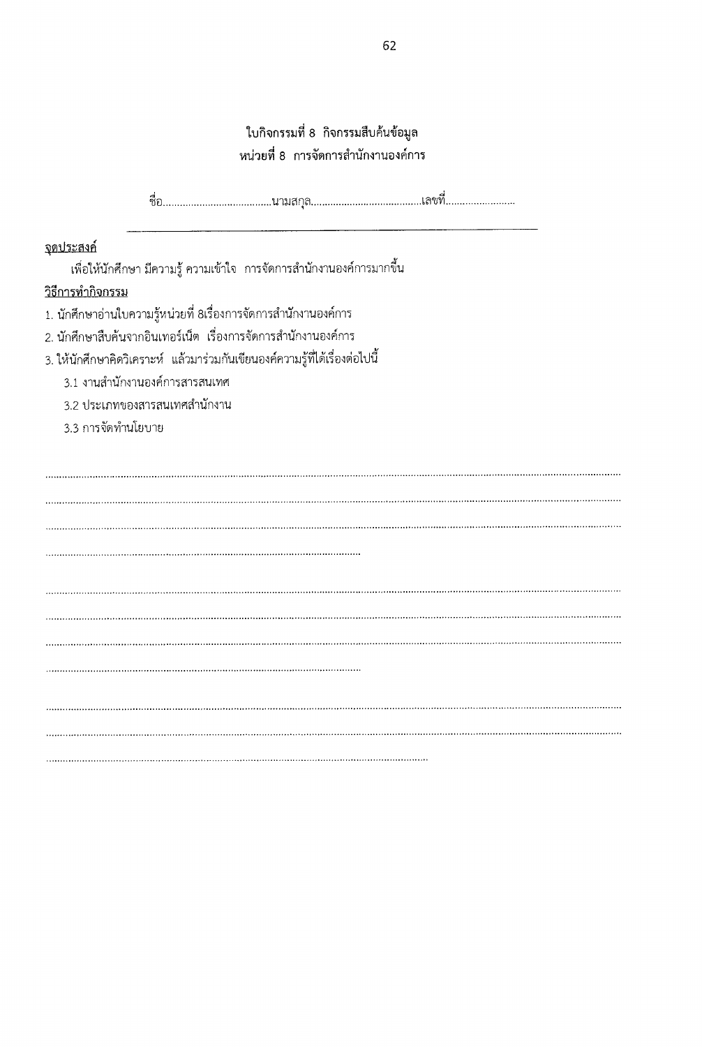# ใบกิจกรรมที่ 8 กิจกรรมสืบค้นข้อมูล
## หน่วยที่ 8 การจัดการสำนักงานองค์การ

ชื่อ.......................................นามสกุล.......................................เลขที่.........................

---

**จุดประสงค์**

เพื่อให้นักศึกษา มีความรู้ ความเข้าใจ การจัดการสำนักงานองค์การมากขึ้น

**วิธีการทำกิจกรรม**

1. นักศึกษาอ่านใบความรู้หน่วยที่ 8เรื่องการจัดการสำนักงานองค์การ
2. นักศึกษาสืบค้นจากอินเทอร์เน็ต เรื่องการจัดการสำนักงานองค์การ
3. ให้นักศึกษาคิดวิเคราะห์ แล้วมาร่วมกันเขียนองค์ความรู้ที่ได้เรื่องต่อไปนี้
   3.1 งานสำนักงานองค์การสารสนเทศ
   3.2 ประเภทของสารสนเทศสำนักงาน
   3.3 การจัดทำนโยบาย

..........................................................................................................................................................................................................................
..........................................................................................................................................................................................................................
..........................................................................................................................................................................................................................
.......................................................................................................................

..........................................................................................................................................................................................................................
..........................................................................................................................................................................................................................
..........................................................................................................................................................................................................................
.......................................................................................................................

..........................................................................................................................................................................................................................
..........................................................................................................................................................................................................................
.......................................................................................................................................................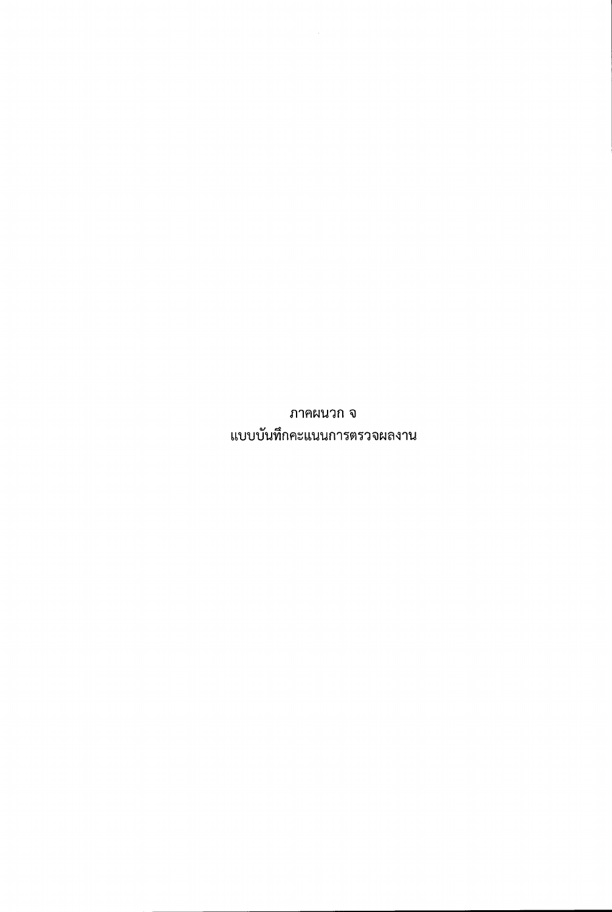# ภาคผนวก จ
# แบบบันทึกคะแนนการตรวจผลงาน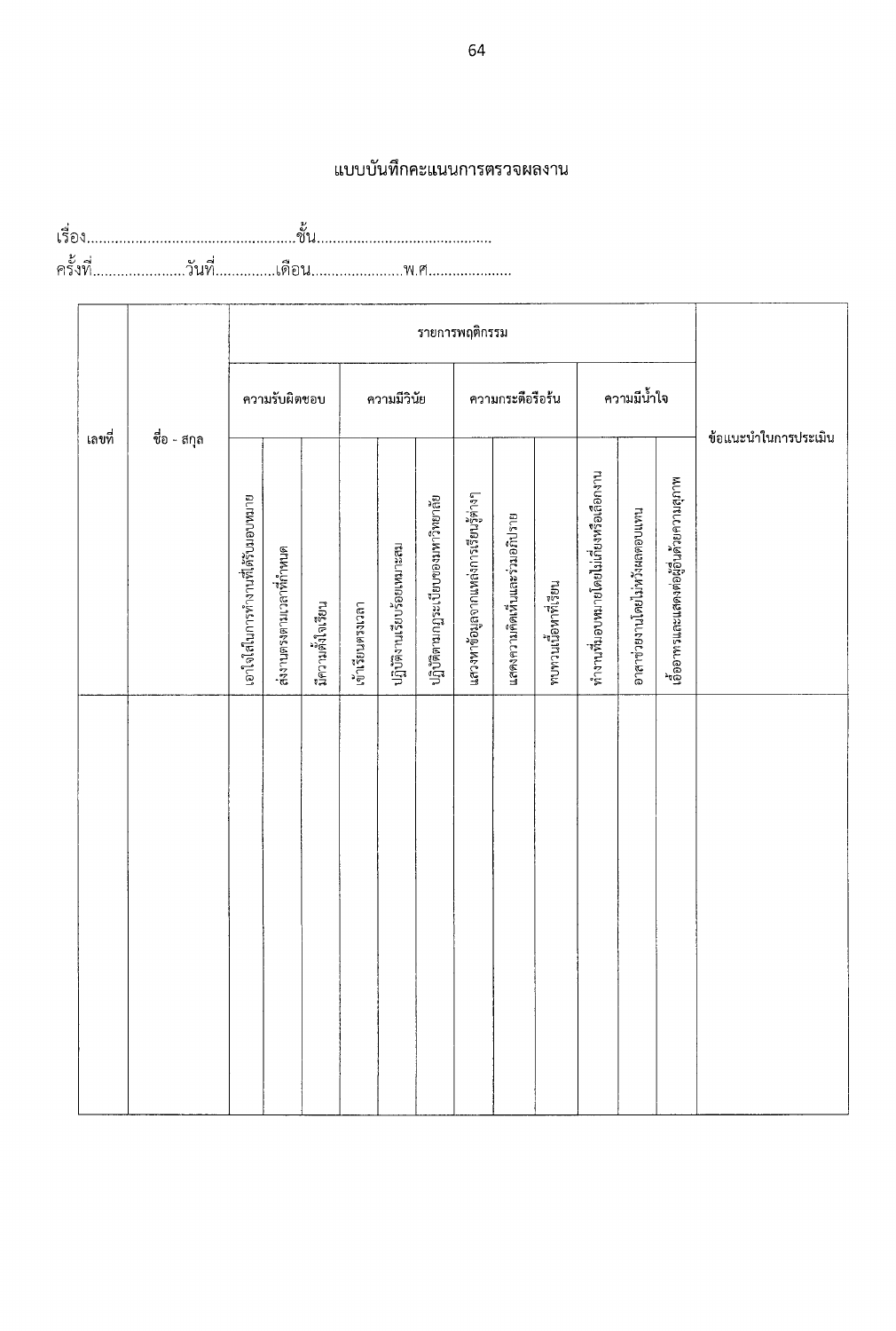## แบบบันทึกคะแนนการตรวจผลงาน

เรื่อง....................................................ชั้น...........................................

ครั้งที่.......................วันที่..............เดือน......................พ.ศ....................

| เลขที่ | ชื่อ - สกุล | รายการพฤติกรรม | | | | | | | | | | | | ข้อแนะนำในการประเมิน |
|---|---|---|---|---|---|---|---|---|---|---|---|---|---|---|
| | | ความรับผิดชอบ | | | ความมีวินัย | | | ความกระตือรือร้น | | | ความมีน้ำใจ | | | |
| | | เอาใจใส่ในการทำงานที่ได้รับมอบหมาย | ส่งงานตรงตามเวลาที่กำหนด | มีความตั้งใจเรียน | เข้าเรียนตรงเวลา | ปฏิบัติงานเรียบร้อยเหมาะสม | ปฏิบัติตามกฎระเบียบของมหาวิทยาลัย | แสวงหาข้อมูลจากแหล่งการเรียนรู้ต่างๆ | แสดงความคิดเห็นและร่วมอภิปราย | ทบทวนเนื้อหาที่เรียน | ทำงานที่มอบหมายโดยไม่เลี่ยงหรือเลือกงาน | อาสาช่วยงานโดยไม่หวังผลตอบแทน | เอื้ออาทรและแสดงต่อผู้อื่นด้วยความสุภาพ | |
| | | | | | | | | | | | | | | |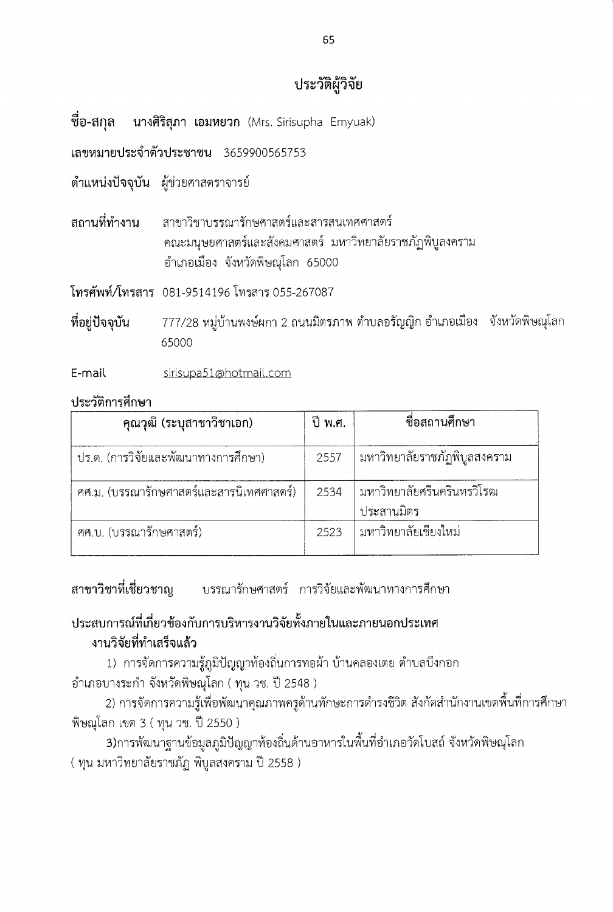# ประวัติผู้วิจัย

**ชื่อ-สกุล** **นางศิริสุภา เอมหยวก** (Mrs. Sirisupha Emyuak)

**เลขหมายประจำตัวประชาชน** 3659900565753

**ตำแหน่งปัจจุบัน** ผู้ช่วยศาสตราจารย์

**สถานที่ทำงาน** สาขาวิชาบรรณารักษศาสตร์และสารสนเทศศาสตร์ คณะมนุษยศาสตร์และสังคมศาสตร์ มหาวิทยาลัยราชภัฏพิบูลสงคราม อำเภอเมือง จังหวัดพิษณุโลก 65000

**โทรศัพท์/โทรสาร** 081-9514196 โทรสาร 055-267087

**ที่อยู่ปัจจุบัน** 777/28 หมู่บ้านพงษ์ผกา 2 ถนนมิตรภาพ ตำบลอรัญญิก อำเภอเมือง จังหวัดพิษณุโลก 65000

E-mail sirisupa51@hotmail.com

**ประวัติการศึกษา**

| คุณวุฒิ (ระบุสาขาวิชาเอก) | ปี พ.ศ. | ชื่อสถานศึกษา |
|---|---|---|
| ปร.ด. (การวิจัยและพัฒนาทางการศึกษา) | 2557 | มหาวิทยาลัยราชภัฏพิบูลสงคราม |
| ศศ.ม. (บรรณารักษศาสตร์และสารนิเทศศาสตร์) | 2534 | มหาวิทยาลัยศรีนครินทรวิโรฒ ประสานมิตร |
| ศศ.บ. (บรรณารักษศาสตร์) | 2523 | มหาวิทยาลัยเชียงใหม่ |

**สาขาวิชาที่เชี่ยวชาญ** บรรณารักษศาสตร์ การวิจัยและพัฒนาทางการศึกษา

**ประสบการณ์ที่เกี่ยวข้องกับการบริหารงานวิจัยทั้งภายในและภายนอกประเทศ**

**งานวิจัยที่ทำเสร็จแล้ว**

1) การจัดการความรู้ภูมิปัญญาท้องถิ่นการทอผ้า บ้านคลองเตย ตำบลบึงกอก อำเภอบางระกำ จังหวัดพิษณุโลก ( ทุน วช. ปี 2548 )

2) การจัดการความรู้เพื่อพัฒนาคุณภาพครูด้านทักษะการดำรงชีวิต สังกัดสำนักงานเขตพื้นที่การศึกษาพิษณุโลก เขต 3 ( ทุน วช. ปี 2550 )

3)การพัฒนาฐานข้อมูลภูมิปัญญาท้องถิ่นด้านอาหารในพื้นที่อำเภอวัดโบสถ์ จังหวัดพิษณุโลก ( ทุน มหาวิทยาลัยราชภัฏ พิบูลสงคราม ปี 2558 )